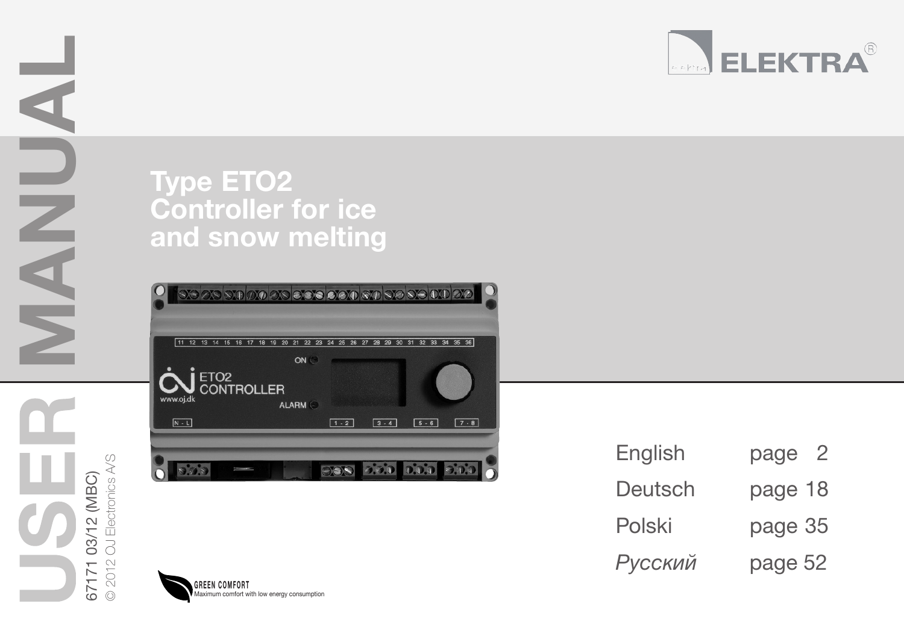USER MANUAL

ELEKTRA®

# Type ETO2 Controller for ice and snow melting

67171 03/12 (MBC)
© 2012 OJ Electronics A/S

| | |
|---|---|
| English | page 2 |
| Deutsch | page 18 |
| Polski | page 35 |
| *Русский* | page 52 |

GREEN COMFORT
Maximum comfort with low energy consumption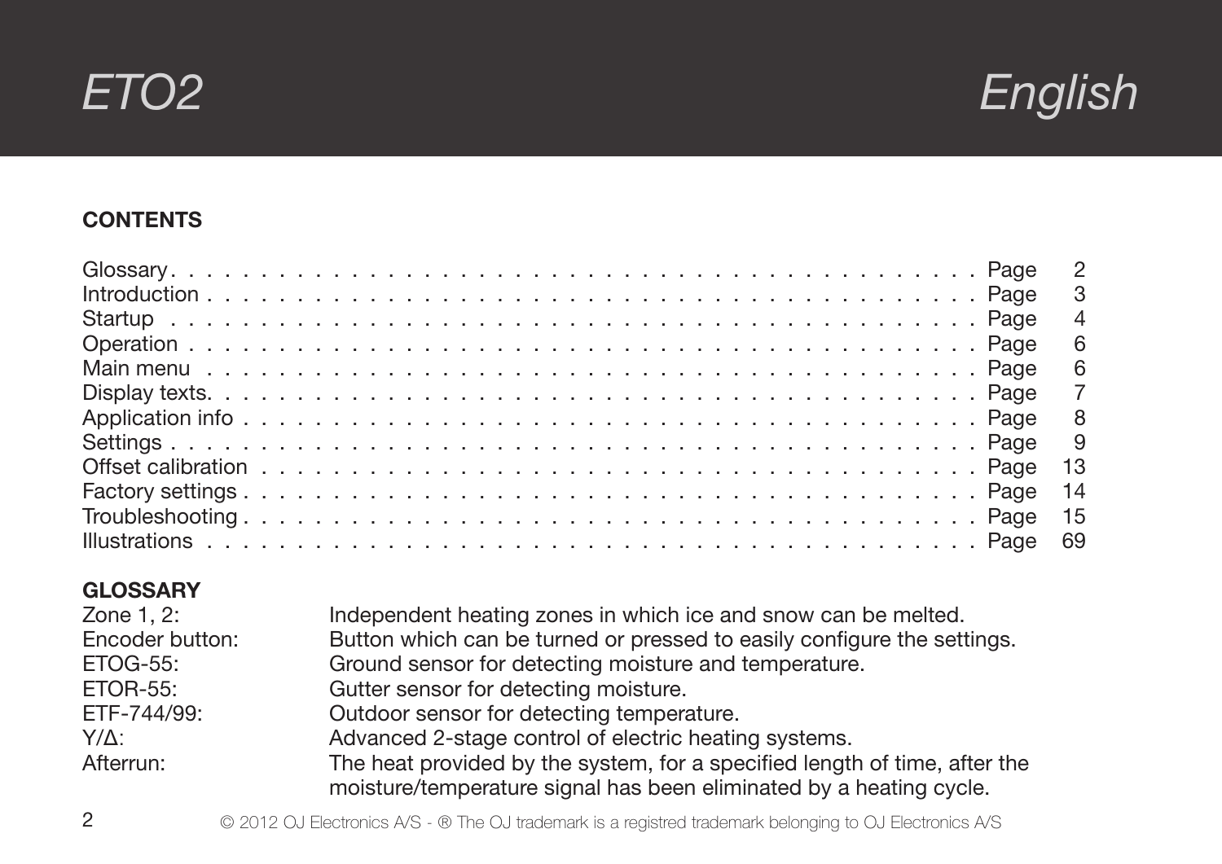# ETO2 English

## CONTENTS

| Section | Page |
|---|---|
| Glossary | Page 2 |
| Introduction | Page 3 |
| Startup | Page 4 |
| Operation | Page 6 |
| Main menu | Page 6 |
| Display texts | Page 7 |
| Application info | Page 8 |
| Settings | Page 9 |
| Offset calibration | Page 13 |
| Factory settings | Page 14 |
| Troubleshooting | Page 15 |
| Illustrations | Page 69 |

## GLOSSARY

| Term | Definition |
|---|---|
| Zone 1, 2: | Independent heating zones in which ice and snow can be melted. |
| Encoder button: | Button which can be turned or pressed to easily configure the settings. |
| ETOG-55: | Ground sensor for detecting moisture and temperature. |
| ETOR-55: | Gutter sensor for detecting moisture. |
| ETF-744/99: | Outdoor sensor for detecting temperature. |
| Y/Δ: | Advanced 2-stage control of electric heating systems. |
| Afterrun: | The heat provided by the system, for a specified length of time, after the moisture/temperature signal has been eliminated by a heating cycle. |

© 2012 OJ Electronics A/S - ® The OJ trademark is a registred trademark belonging to OJ Electronics A/S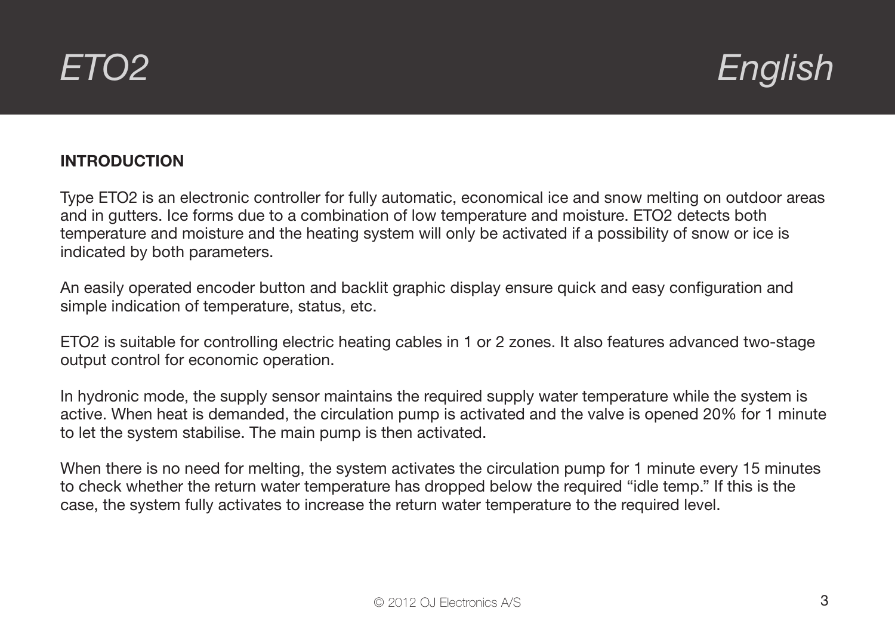## INTRODUCTION

Type ETO2 is an electronic controller for fully automatic, economical ice and snow melting on outdoor areas and in gutters. Ice forms due to a combination of low temperature and moisture. ETO2 detects both temperature and moisture and the heating system will only be activated if a possibility of snow or ice is indicated by both parameters.

An easily operated encoder button and backlit graphic display ensure quick and easy configuration and simple indication of temperature, status, etc.

ETO2 is suitable for controlling electric heating cables in 1 or 2 zones. It also features advanced two-stage output control for economic operation.

In hydronic mode, the supply sensor maintains the required supply water temperature while the system is active. When heat is demanded, the circulation pump is activated and the valve is opened 20% for 1 minute to let the system stabilise. The main pump is then activated.

When there is no need for melting, the system activates the circulation pump for 1 minute every 15 minutes to check whether the return water temperature has dropped below the required “idle temp.” If this is the case, the system fully activates to increase the return water temperature to the required level.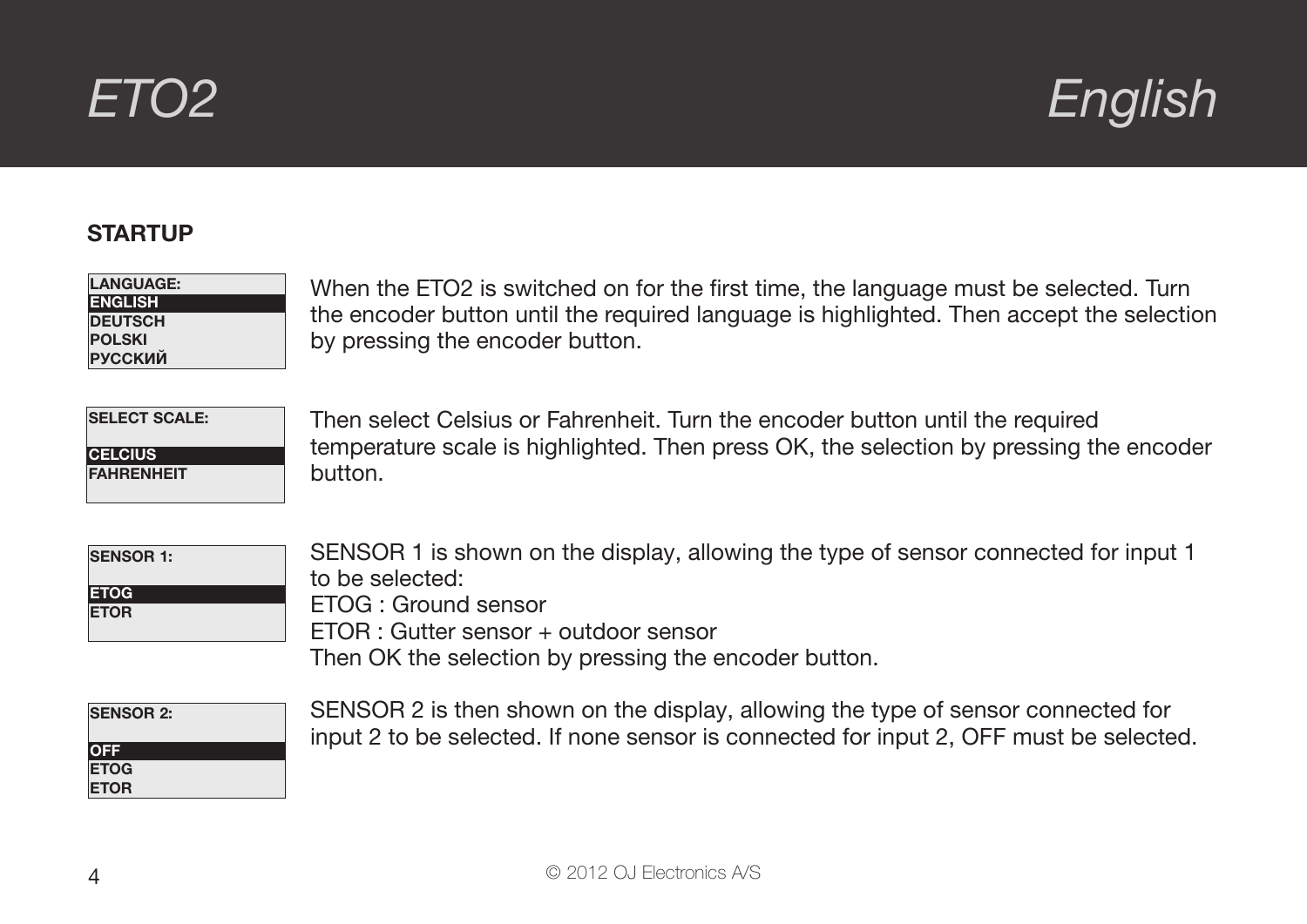## STARTUP

LANGUAGE:
ENGLISH
DEUTSCH
POLSKI
РУССКИЙ

When the ETO2 is switched on for the first time, the language must be selected. Turn the encoder button until the required language is highlighted. Then accept the selection by pressing the encoder button.

SELECT SCALE:

CELCIUS
FAHRENHEIT

Then select Celsius or Fahrenheit. Turn the encoder button until the required temperature scale is highlighted. Then press OK, the selection by pressing the encoder button.

SENSOR 1:

ETOG
ETOR

SENSOR 1 is shown on the display, allowing the type of sensor connected for input 1 to be selected:
ETOG : Ground sensor
ETOR : Gutter sensor + outdoor sensor
Then OK the selection by pressing the encoder button.

SENSOR 2:

OFF
ETOG
ETOR

SENSOR 2 is then shown on the display, allowing the type of sensor connected for input 2 to be selected. If none sensor is connected for input 2, OFF must be selected.

© 2012 OJ Electronics A/S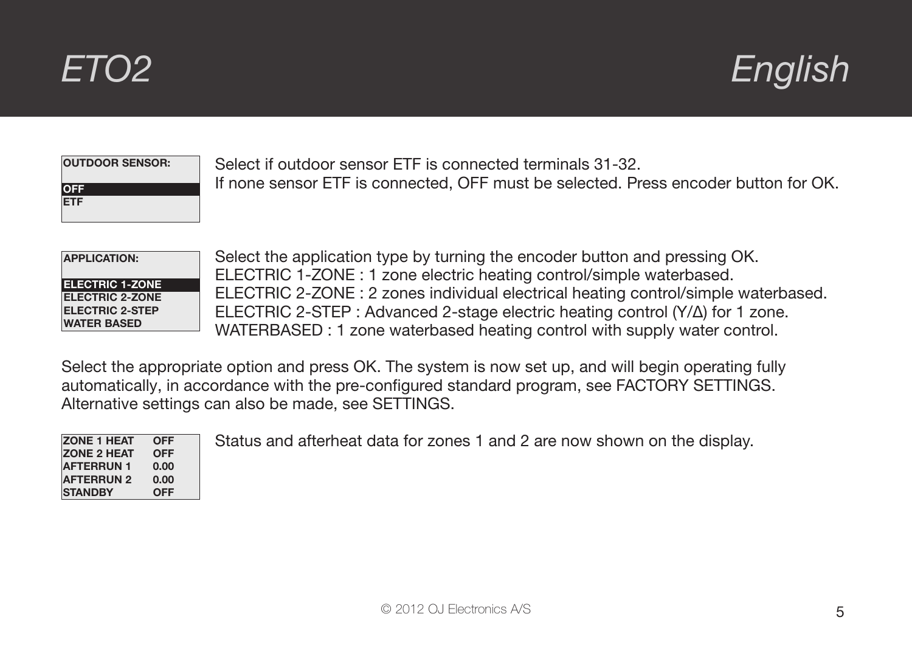| OUTDOOR SENSOR: |
| --- |
| **OFF** |
| ETF |

Select if outdoor sensor ETF is connected terminals 31-32.
If none sensor ETF is connected, OFF must be selected. Press encoder button for OK.

| APPLICATION: |
| --- |
| **ELECTRIC 1-ZONE** |
| ELECTRIC 2-ZONE |
| ELECTRIC 2-STEP |
| WATER BASED |

Select the application type by turning the encoder button and pressing OK.
ELECTRIC 1-ZONE : 1 zone electric heating control/simple waterbased.
ELECTRIC 2-ZONE : 2 zones individual electrical heating control/simple waterbased.
ELECTRIC 2-STEP : Advanced 2-stage electric heating control (Y/Δ) for 1 zone.
WATERBASED : 1 zone waterbased heating control with supply water control.

Select the appropriate option and press OK. The system is now set up, and will begin operating fully automatically, in accordance with the pre-configured standard program, see FACTORY SETTINGS. Alternative settings can also be made, see SETTINGS.

| ZONE 1 HEAT | OFF |
| --- | --- |
| ZONE 2 HEAT | OFF |
| AFTERRUN 1 | 0.00 |
| AFTERRUN 2 | 0.00 |
| STANDBY | OFF |

Status and afterheat data for zones 1 and 2 are now shown on the display.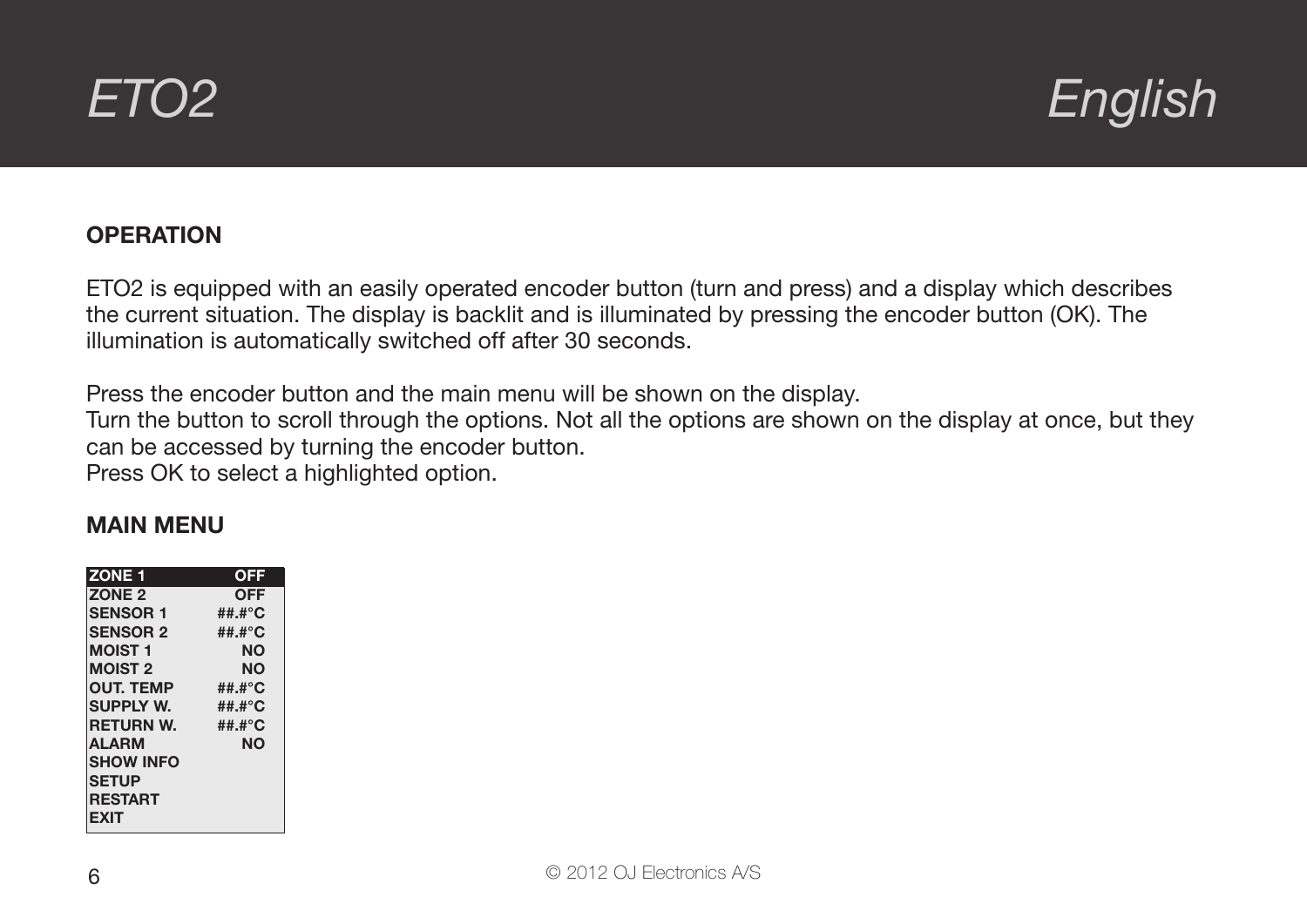## OPERATION

ETO2 is equipped with an easily operated encoder button (turn and press) and a display which describes the current situation. The display is backlit and is illuminated by pressing the encoder button (OK). The illumination is automatically switched off after 30 seconds.

Press the encoder button and the main menu will be shown on the display.
Turn the button to scroll through the options. Not all the options are shown on the display at once, but they can be accessed by turning the encoder button.
Press OK to select a highlighted option.

## MAIN MENU

| ZONE 1 | OFF |
|---|---|
| ZONE 2 | OFF |
| SENSOR 1 | ##.#°C |
| SENSOR 2 | ##.#°C |
| MOIST 1 | NO |
| MOIST 2 | NO |
| OUT. TEMP | ##.#°C |
| SUPPLY W. | ##.#°C |
| RETURN W. | ##.#°C |
| ALARM | NO |
| SHOW INFO | |
| SETUP | |
| RESTART | |
| EXIT | |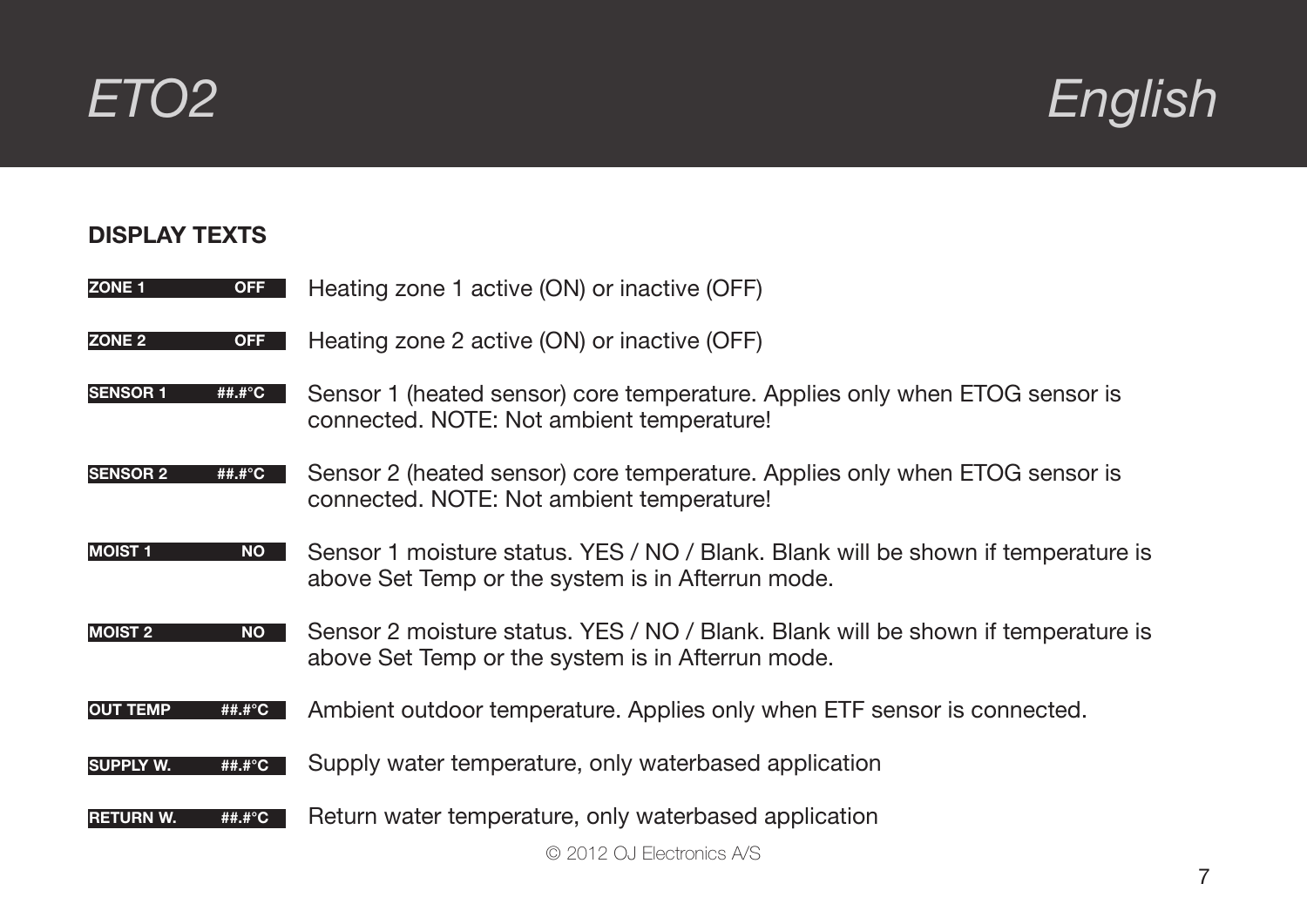## DISPLAY TEXTS

| Display | Description |
|---|---|
| ZONE 1 OFF | Heating zone 1 active (ON) or inactive (OFF) |
| ZONE 2 OFF | Heating zone 2 active (ON) or inactive (OFF) |
| SENSOR 1 ##.#°C | Sensor 1 (heated sensor) core temperature. Applies only when ETOG sensor is connected. NOTE: Not ambient temperature! |
| SENSOR 2 ##.#°C | Sensor 2 (heated sensor) core temperature. Applies only when ETOG sensor is connected. NOTE: Not ambient temperature! |
| MOIST 1 NO | Sensor 1 moisture status. YES / NO / Blank. Blank will be shown if temperature is above Set Temp or the system is in Afterrun mode. |
| MOIST 2 NO | Sensor 2 moisture status. YES / NO / Blank. Blank will be shown if temperature is above Set Temp or the system is in Afterrun mode. |
| OUT TEMP ##.#°C | Ambient outdoor temperature. Applies only when ETF sensor is connected. |
| SUPPLY W. ##.#°C | Supply water temperature, only waterbased application |
| RETURN W. ##.#°C | Return water temperature, only waterbased application |

© 2012 OJ Electronics A/S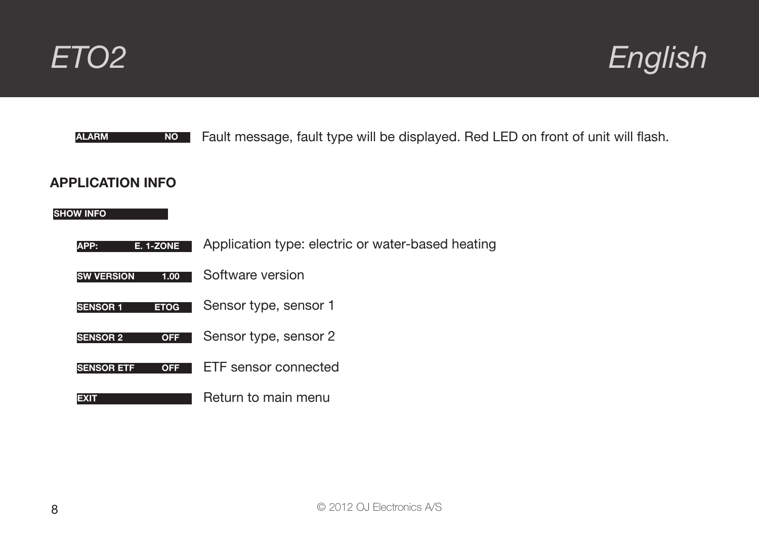| | |
|---|---|
| ALARM NO | Fault message, fault type will be displayed. Red LED on front of unit will flash. |

## APPLICATION INFO

SHOW INFO

| | |
|---|---|
| APP: E. 1-ZONE | Application type: electric or water-based heating |
| SW VERSION 1.00 | Software version |
| SENSOR 1 ETOG | Sensor type, sensor 1 |
| SENSOR 2 OFF | Sensor type, sensor 2 |
| SENSOR ETF OFF | ETF sensor connected |
| EXIT | Return to main menu |

© 2012 OJ Electronics A/S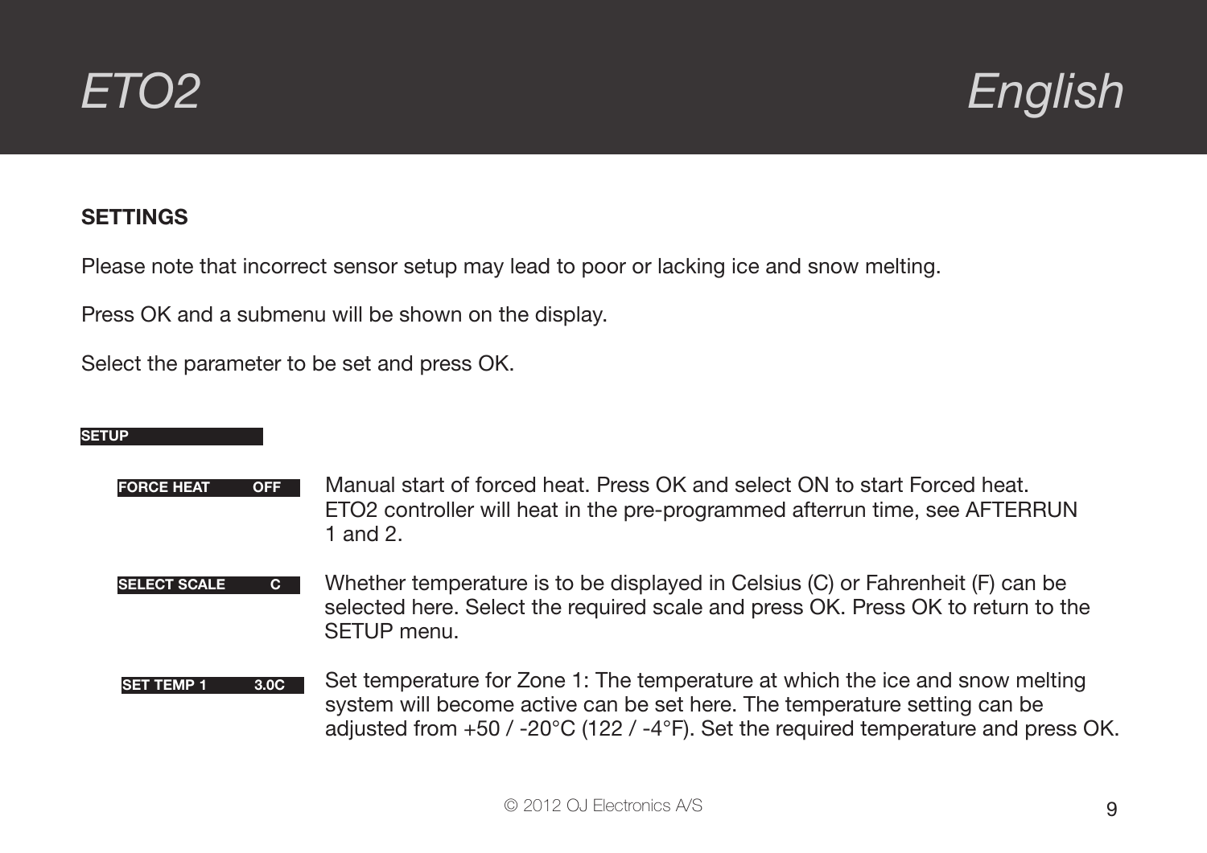## SETTINGS

Please note that incorrect sensor setup may lead to poor or lacking ice and snow melting.

Press OK and a submenu will be shown on the display.

Select the parameter to be set and press OK.

**SETUP**

**FORCE HEAT OFF**

Manual start of forced heat. Press OK and select ON to start Forced heat. ETO2 controller will heat in the pre-programmed afterrun time, see AFTERRUN 1 and 2.

**SELECT SCALE C**

Whether temperature is to be displayed in Celsius (C) or Fahrenheit (F) can be selected here. Select the required scale and press OK. Press OK to return to the SETUP menu.

**SET TEMP 1 3.0C**

Set temperature for Zone 1: The temperature at which the ice and snow melting system will become active can be set here. The temperature setting can be adjusted from +50 / -20°C (122 / -4°F). Set the required temperature and press OK.

© 2012 OJ Electronics A/S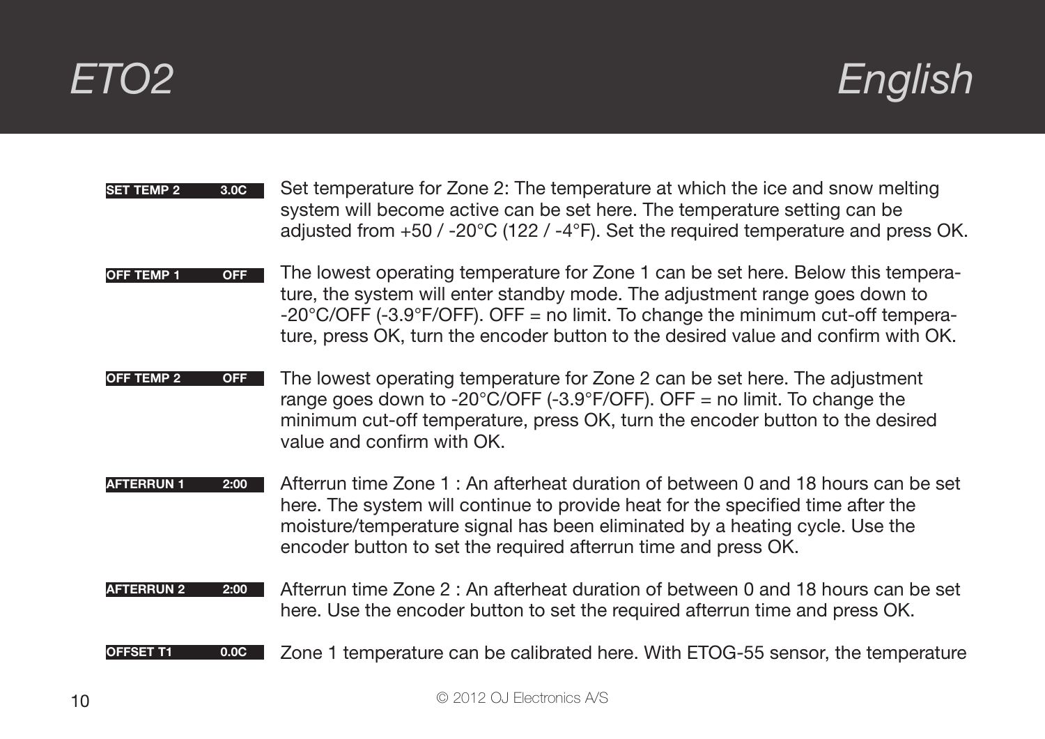**SET TEMP 2 3.0C** Set temperature for Zone 2: The temperature at which the ice and snow melting system will become active can be set here. The temperature setting can be adjusted from +50 / -20°C (122 / -4°F). Set the required temperature and press OK.

**OFF TEMP 1 OFF** The lowest operating temperature for Zone 1 can be set here. Below this temperature, the system will enter standby mode. The adjustment range goes down to -20°C/OFF (-3.9°F/OFF). OFF = no limit. To change the minimum cut-off temperature, press OK, turn the encoder button to the desired value and confirm with OK.

**OFF TEMP 2 OFF** The lowest operating temperature for Zone 2 can be set here. The adjustment range goes down to -20°C/OFF (-3.9°F/OFF). OFF = no limit. To change the minimum cut-off temperature, press OK, turn the encoder button to the desired value and confirm with OK.

**AFTERRUN 1 2:00** Afterrun time Zone 1 : An afterheat duration of between 0 and 18 hours can be set here. The system will continue to provide heat for the specified time after the moisture/temperature signal has been eliminated by a heating cycle. Use the encoder button to set the required afterrun time and press OK.

**AFTERRUN 2 2:00** Afterrun time Zone 2 : An afterheat duration of between 0 and 18 hours can be set here. Use the encoder button to set the required afterrun time and press OK.

**OFFSET T1 0.0C** Zone 1 temperature can be calibrated here. With ETOG-55 sensor, the temperature

© 2012 OJ Electronics A/S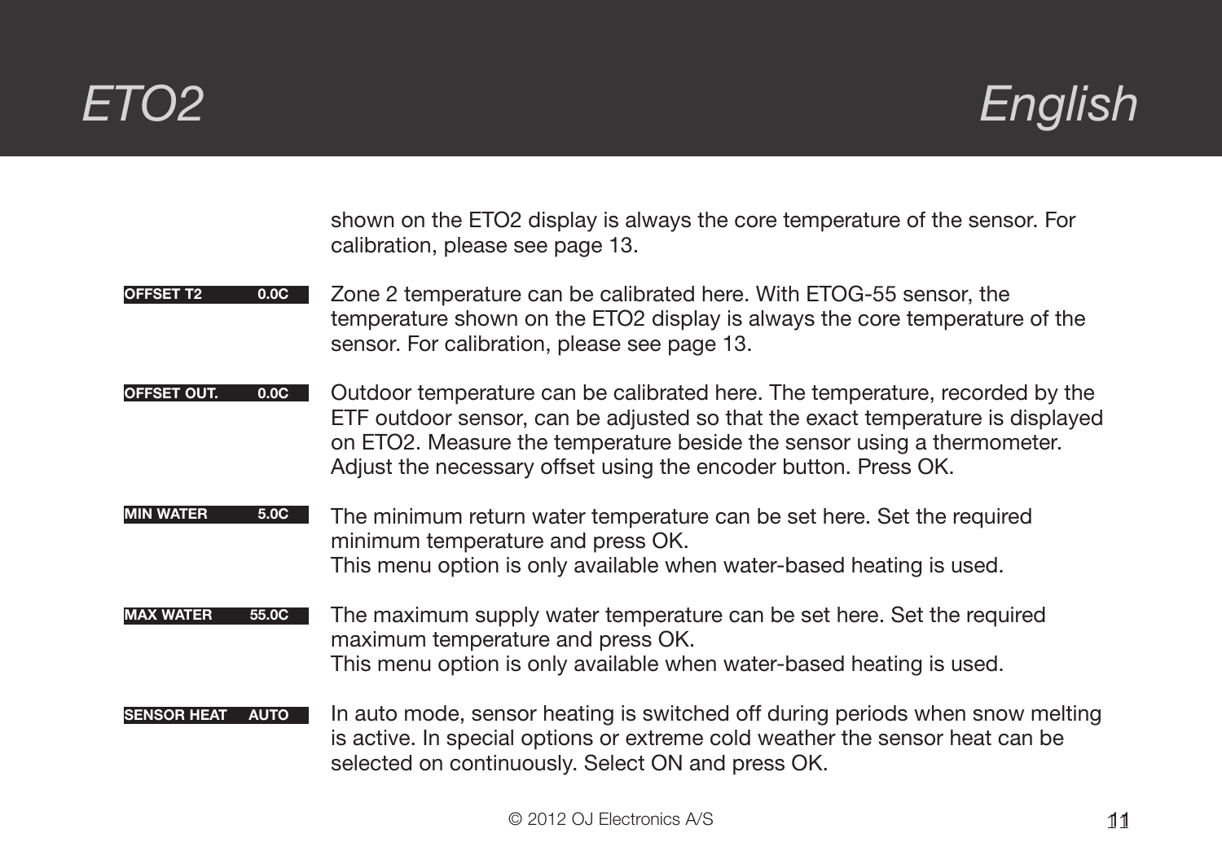shown on the ETO2 display is always the core temperature of the sensor. For calibration, please see page 13.

**OFFSET T2 0.0C**

Zone 2 temperature can be calibrated here. With ETOG-55 sensor, the temperature shown on the ETO2 display is always the core temperature of the sensor. For calibration, please see page 13.

**OFFSET OUT. 0.0C**

Outdoor temperature can be calibrated here. The temperature, recorded by the ETF outdoor sensor, can be adjusted so that the exact temperature is displayed on ETO2. Measure the temperature beside the sensor using a thermometer. Adjust the necessary offset using the encoder button. Press OK.

**MIN WATER 5.0C**

The minimum return water temperature can be set here. Set the required minimum temperature and press OK.
This menu option is only available when water-based heating is used.

**MAX WATER 55.0C**

The maximum supply water temperature can be set here. Set the required maximum temperature and press OK.
This menu option is only available when water-based heating is used.

**SENSOR HEAT AUTO**

In auto mode, sensor heating is switched off during periods when snow melting is active. In special options or extreme cold weather the sensor heat can be selected on continuously. Select ON and press OK.

© 2012 OJ Electronics A/S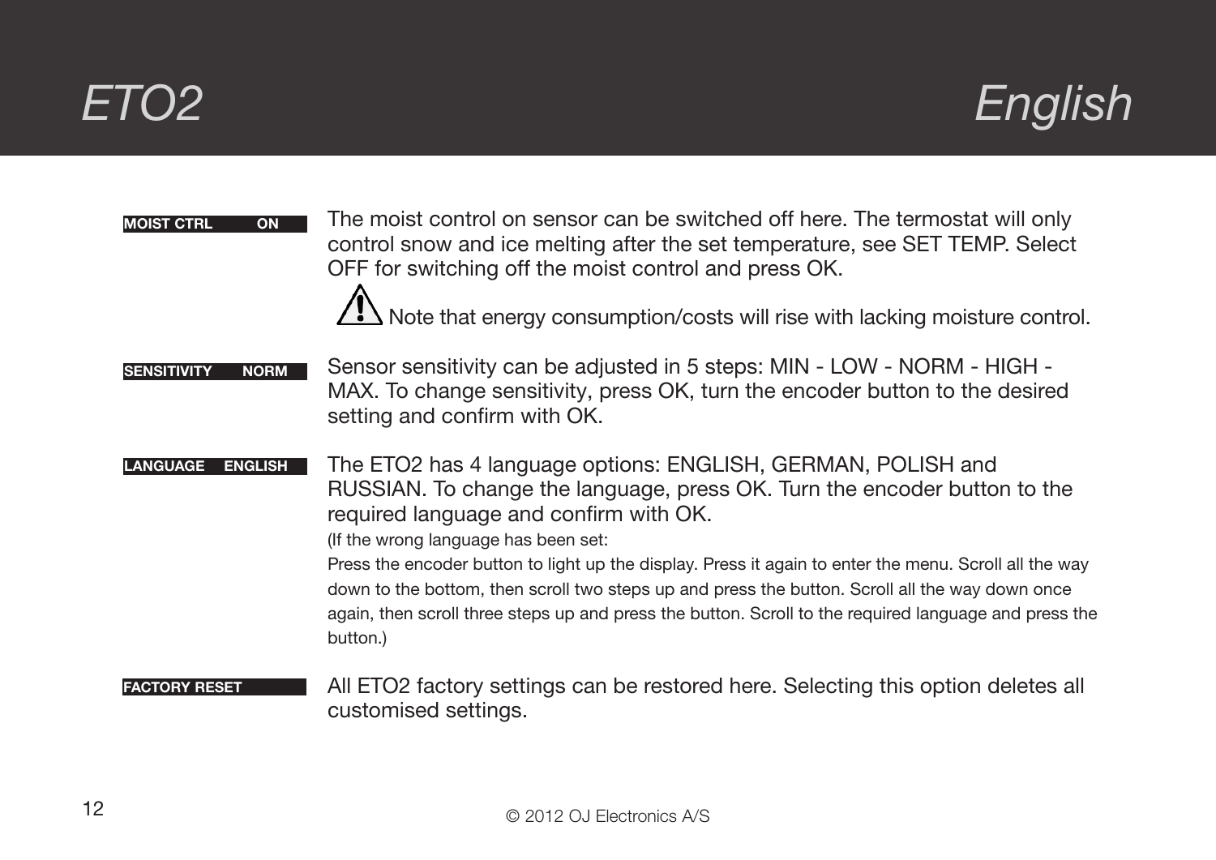**MOIST CTRL ON**

The moist control on sensor can be switched off here. The termostat will only control snow and ice melting after the set temperature, see SET TEMP. Select OFF for switching off the moist control and press OK.

⚠ Note that energy consumption/costs will rise with lacking moisture control.

**SENSITIVITY NORM**

Sensor sensitivity can be adjusted in 5 steps: MIN - LOW - NORM - HIGH - MAX. To change sensitivity, press OK, turn the encoder button to the desired setting and confirm with OK.

**LANGUAGE ENGLISH**

The ETO2 has 4 language options: ENGLISH, GERMAN, POLISH and RUSSIAN. To change the language, press OK. Turn the encoder button to the required language and confirm with OK.

(If the wrong language has been set:
Press the encoder button to light up the display. Press it again to enter the menu. Scroll all the way down to the bottom, then scroll two steps up and press the button. Scroll all the way down once again, then scroll three steps up and press the button. Scroll to the required language and press the button.)

**FACTORY RESET**

All ETO2 factory settings can be restored here. Selecting this option deletes all customised settings.

© 2012 OJ Electronics A/S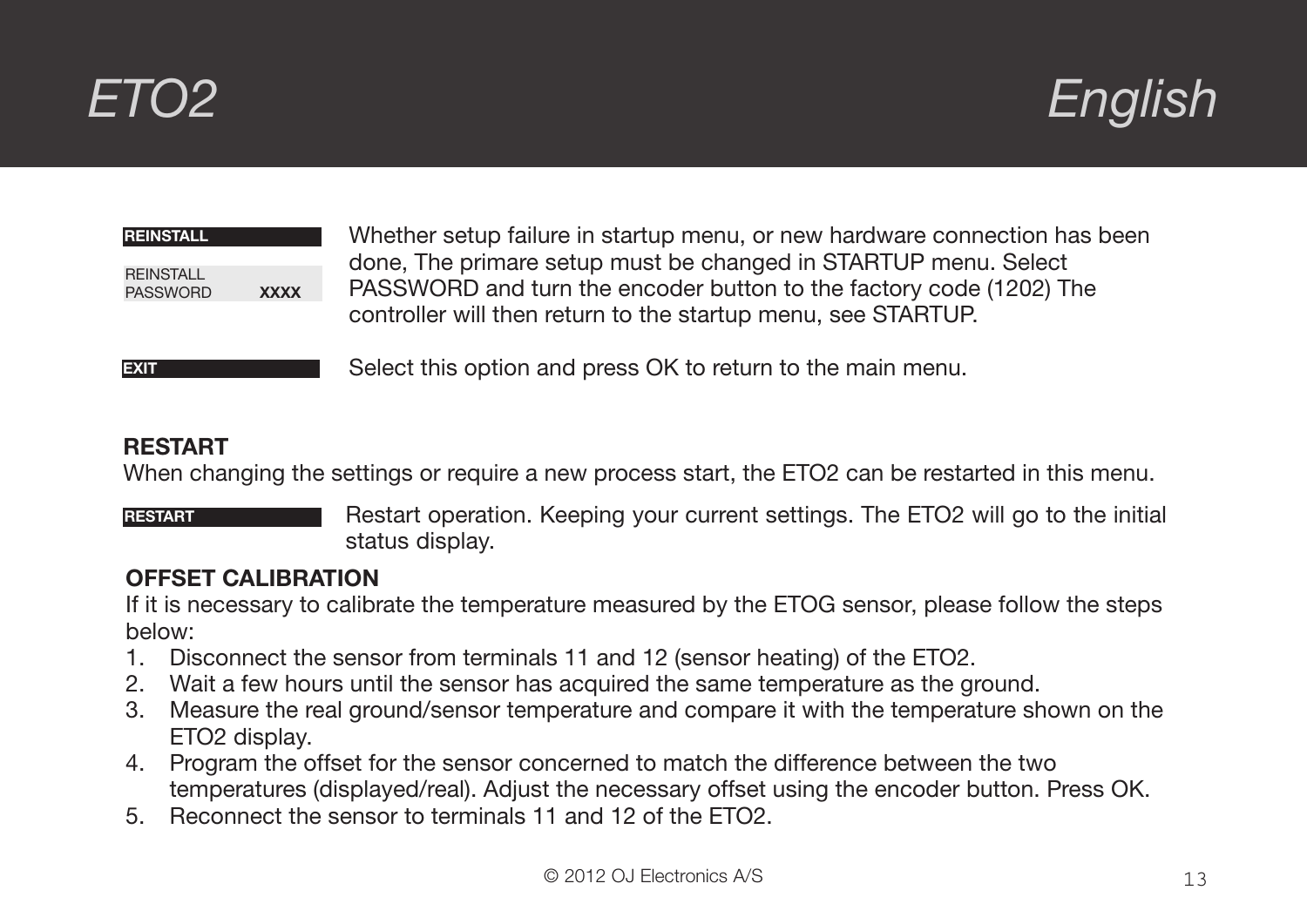**REINSTALL**

REINSTALL
PASSWORD **XXXX**

Whether setup failure in startup menu, or new hardware connection has been done, The primare setup must be changed in STARTUP menu. Select PASSWORD and turn the encoder button to the factory code (1202) The controller will then return to the startup menu, see STARTUP.

**EXIT**

Select this option and press OK to return to the main menu.

**RESTART**

When changing the settings or require a new process start, the ETO2 can be restarted in this menu.

**RESTART**

Restart operation. Keeping your current settings. The ETO2 will go to the initial status display.

**OFFSET CALIBRATION**

If it is necessary to calibrate the temperature measured by the ETOG sensor, please follow the steps below:

1. Disconnect the sensor from terminals 11 and 12 (sensor heating) of the ETO2.
2. Wait a few hours until the sensor has acquired the same temperature as the ground.
3. Measure the real ground/sensor temperature and compare it with the temperature shown on the ETO2 display.
4. Program the offset for the sensor concerned to match the difference between the two temperatures (displayed/real). Adjust the necessary offset using the encoder button. Press OK.
5. Reconnect the sensor to terminals 11 and 12 of the ETO2.

© 2012 OJ Electronics A/S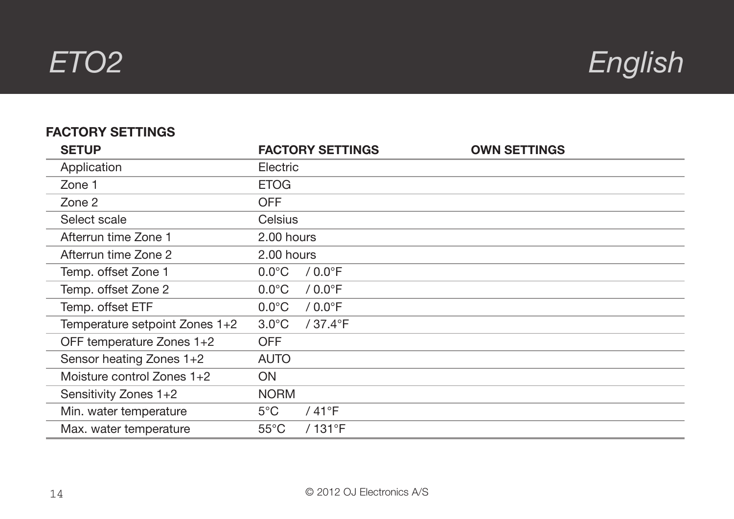## FACTORY SETTINGS

| SETUP | FACTORY SETTINGS | OWN SETTINGS |
|---|---|---|
| Application | Electric | |
| Zone 1 | ETOG | |
| Zone 2 | OFF | |
| Select scale | Celsius | |
| Afterrun time Zone 1 | 2.00 hours | |
| Afterrun time Zone 2 | 2.00 hours | |
| Temp. offset Zone 1 | 0.0°C / 0.0°F | |
| Temp. offset Zone 2 | 0.0°C / 0.0°F | |
| Temp. offset ETF | 0.0°C / 0.0°F | |
| Temperature setpoint Zones 1+2 | 3.0°C / 37.4°F | |
| OFF temperature Zones 1+2 | OFF | |
| Sensor heating Zones 1+2 | AUTO | |
| Moisture control Zones 1+2 | ON | |
| Sensitivity Zones 1+2 | NORM | |
| Min. water temperature | 5°C / 41°F | |
| Max. water temperature | 55°C / 131°F | |

© 2012 OJ Electronics A/S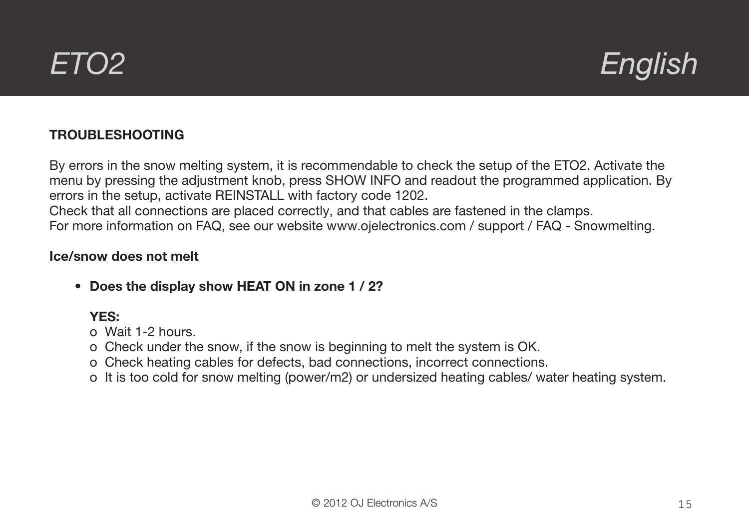## TROUBLESHOOTING

By errors in the snow melting system, it is recommendable to check the setup of the ETO2. Activate the menu by pressing the adjustment knob, press SHOW INFO and readout the programmed application. By errors in the setup, activate REINSTALL with factory code 1202.
Check that all connections are placed correctly, and that cables are fastened in the clamps.
For more information on FAQ, see our website www.ojelectronics.com / support / FAQ - Snowmelting.

### Ice/snow does not melt

- **Does the display show HEAT ON in zone 1 / 2?**

  **YES:**
  - o Wait 1-2 hours.
  - o Check under the snow, if the snow is beginning to melt the system is OK.
  - o Check heating cables for defects, bad connections, incorrect connections.
  - o It is too cold for snow melting (power/m2) or undersized heating cables/ water heating system.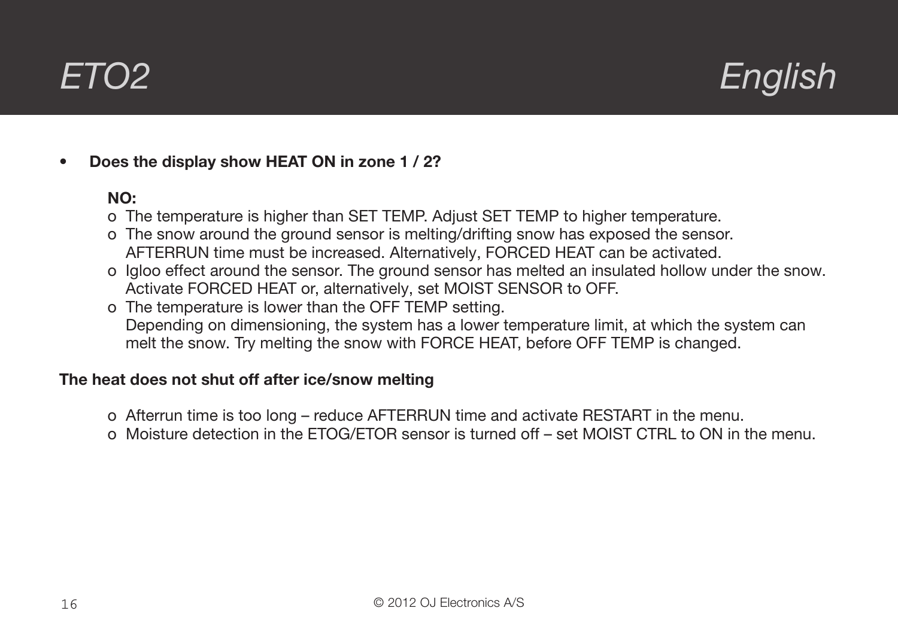- **Does the display show HEAT ON in zone 1 / 2?**

  **NO:**
  - o The temperature is higher than SET TEMP. Adjust SET TEMP to higher temperature.
  - o The snow around the ground sensor is melting/drifting snow has exposed the sensor. AFTERRUN time must be increased. Alternatively, FORCED HEAT can be activated.
  - o Igloo effect around the sensor. The ground sensor has melted an insulated hollow under the snow. Activate FORCED HEAT or, alternatively, set MOIST SENSOR to OFF.
  - o The temperature is lower than the OFF TEMP setting.
    Depending on dimensioning, the system has a lower temperature limit, at which the system can melt the snow. Try melting the snow with FORCE HEAT, before OFF TEMP is changed.

**The heat does not shut off after ice/snow melting**

- o Afterrun time is too long – reduce AFTERRUN time and activate RESTART in the menu.
- o Moisture detection in the ETOG/ETOR sensor is turned off – set MOIST CTRL to ON in the menu.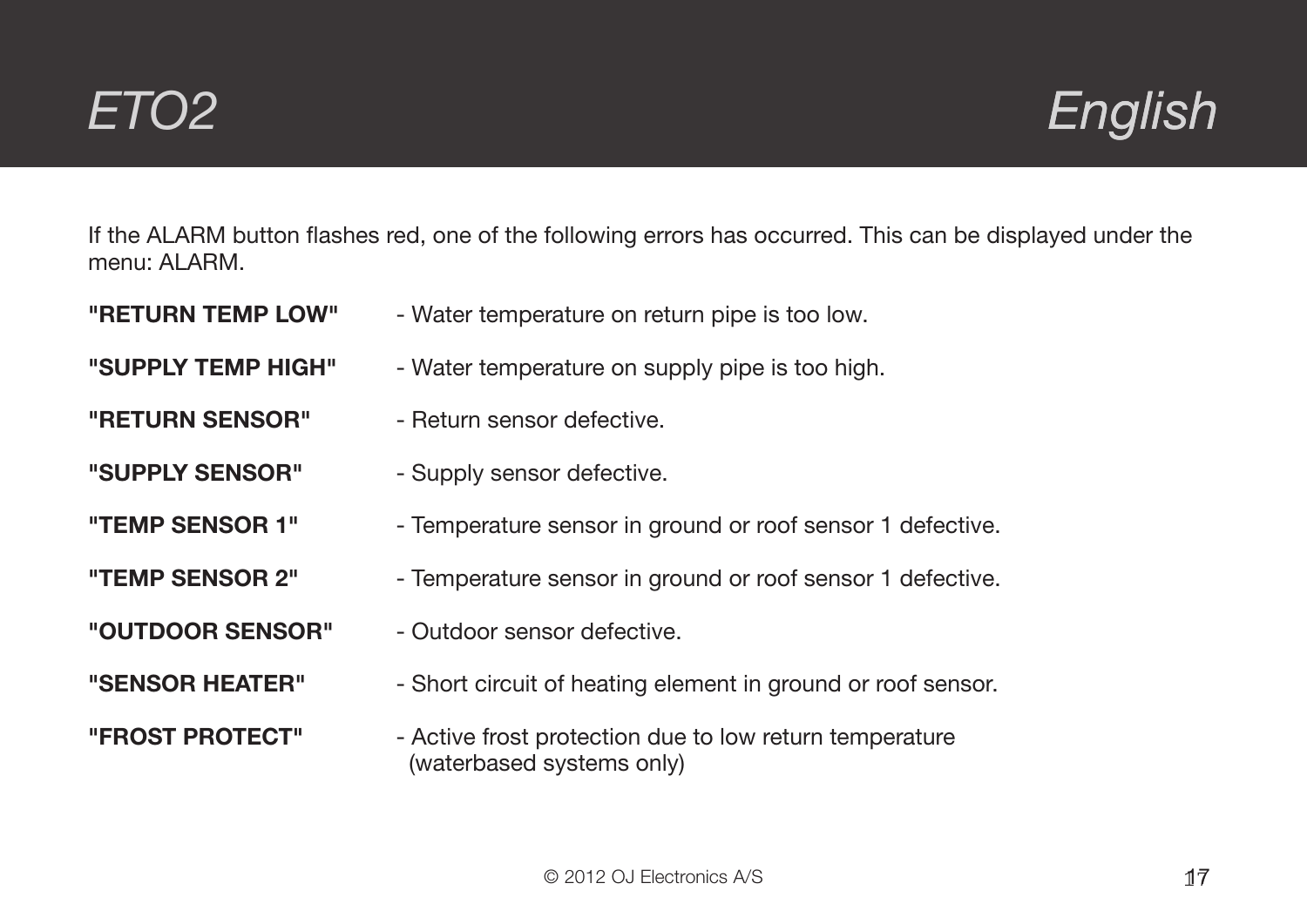If the ALARM button flashes red, one of the following errors has occurred. This can be displayed under the menu: ALARM.

**"RETURN TEMP LOW"** - Water temperature on return pipe is too low.

**"SUPPLY TEMP HIGH"** - Water temperature on supply pipe is too high.

**"RETURN SENSOR"** - Return sensor defective.

**"SUPPLY SENSOR"** - Supply sensor defective.

**"TEMP SENSOR 1"** - Temperature sensor in ground or roof sensor 1 defective.

**"TEMP SENSOR 2"** - Temperature sensor in ground or roof sensor 1 defective.

**"OUTDOOR SENSOR"** - Outdoor sensor defective.

**"SENSOR HEATER"** - Short circuit of heating element in ground or roof sensor.

**"FROST PROTECT"** - Active frost protection due to low return temperature (waterbased systems only)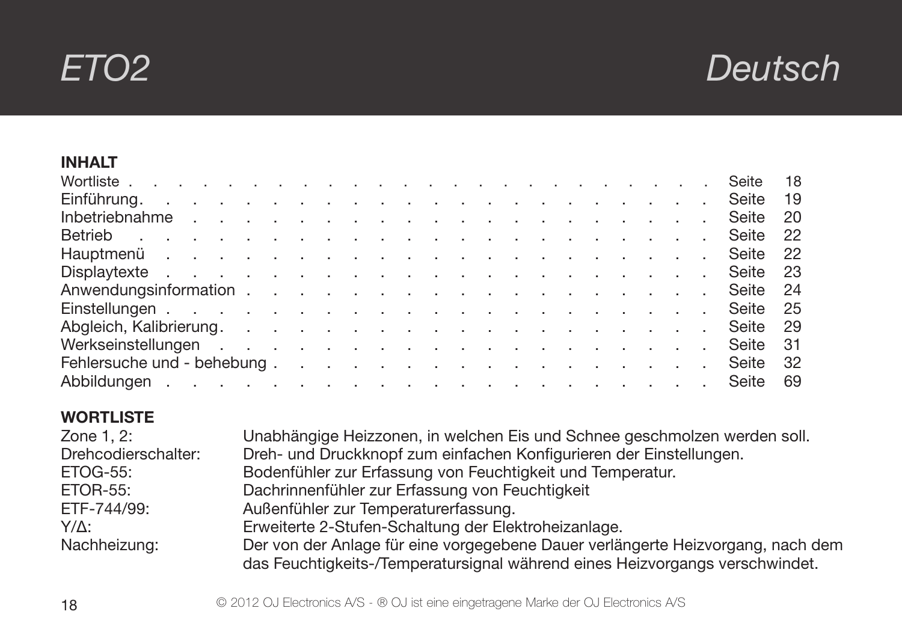# ETO2 Deutsch

**INHALT**

| | |
|---|---|
| Wortliste | Seite 18 |
| Einführung | Seite 19 |
| Inbetriebnahme | Seite 20 |
| Betrieb | Seite 22 |
| Hauptmenü | Seite 22 |
| Displaytexte | Seite 23 |
| Anwendungsinformation | Seite 24 |
| Einstellungen | Seite 25 |
| Abgleich, Kalibrierung | Seite 29 |
| Werkseinstellungen | Seite 31 |
| Fehlersuche und - behebung | Seite 32 |
| Abbildungen | Seite 69 |

**WORTLISTE**

| | |
|---|---|
| Zone 1, 2: | Unabhängige Heizzonen, in welchen Eis und Schnee geschmolzen werden soll. |
| Drehcodierschalter: | Dreh- und Druckknopf zum einfachen Konfigurieren der Einstellungen. |
| ETOG-55: | Bodenfühler zur Erfassung von Feuchtigkeit und Temperatur. |
| ETOR-55: | Dachrinnenfühler zur Erfassung von Feuchtigkeit |
| ETF-744/99: | Außenfühler zur Temperaturerfassung. |
| Y/Δ: | Erweiterte 2-Stufen-Schaltung der Elektroheizanlage. |
| Nachheizung: | Der von der Anlage für eine vorgegebene Dauer verlängerte Heizvorgang, nach dem das Feuchtigkeits-/Temperatursignal während eines Heizvorgangs verschwindet. |

© 2012 OJ Electronics A/S - ® OJ ist eine eingetragene Marke der OJ Electronics A/S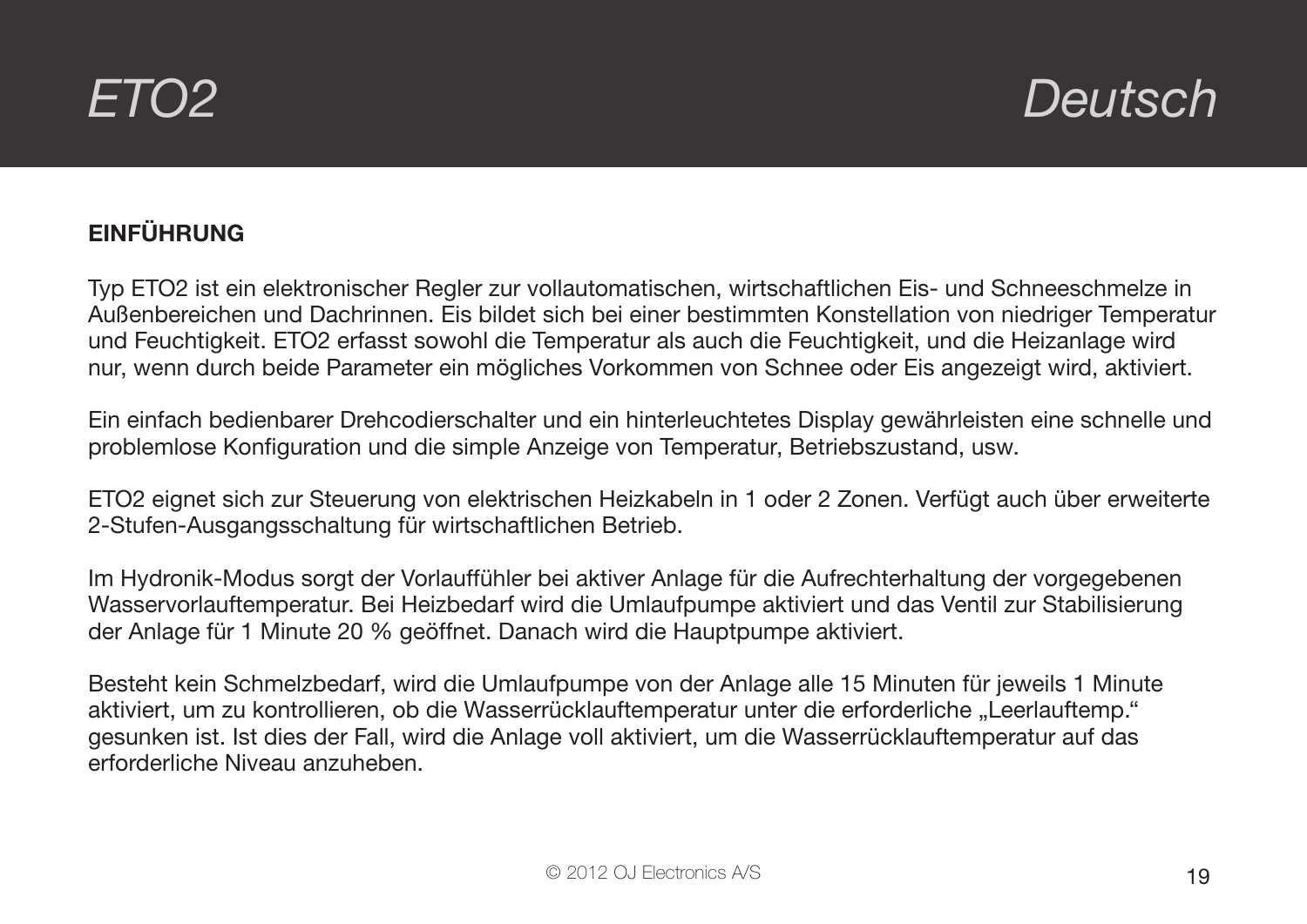## EINFÜHRUNG

Typ ETO2 ist ein elektronischer Regler zur vollautomatischen, wirtschaftlichen Eis- und Schneeschmelze in Außenbereichen und Dachrinnen. Eis bildet sich bei einer bestimmten Konstellation von niedriger Temperatur und Feuchtigkeit. ETO2 erfasst sowohl die Temperatur als auch die Feuchtigkeit, und die Heizanlage wird nur, wenn durch beide Parameter ein mögliches Vorkommen von Schnee oder Eis angezeigt wird, aktiviert.

Ein einfach bedienbarer Drehcodierschalter und ein hinterleuchtetes Display gewährleisten eine schnelle und problemlose Konfiguration und die simple Anzeige von Temperatur, Betriebszustand, usw.

ETO2 eignet sich zur Steuerung von elektrischen Heizkabeln in 1 oder 2 Zonen. Verfügt auch über erweiterte 2-Stufen-Ausgangsschaltung für wirtschaftlichen Betrieb.

Im Hydronik-Modus sorgt der Vorlauffühler bei aktiver Anlage für die Aufrechterhaltung der vorgegebenen Wasservorlauftemperatur. Bei Heizbedarf wird die Umlaufpumpe aktiviert und das Ventil zur Stabilisierung der Anlage für 1 Minute 20 % geöffnet. Danach wird die Hauptpumpe aktiviert.

Besteht kein Schmelzbedarf, wird die Umlaufpumpe von der Anlage alle 15 Minuten für jeweils 1 Minute aktiviert, um zu kontrollieren, ob die Wasserrücklauftemperatur unter die erforderliche „Leerlauftemp." gesunken ist. Ist dies der Fall, wird die Anlage voll aktiviert, um die Wasserrücklauftemperatur auf das erforderliche Niveau anzuheben.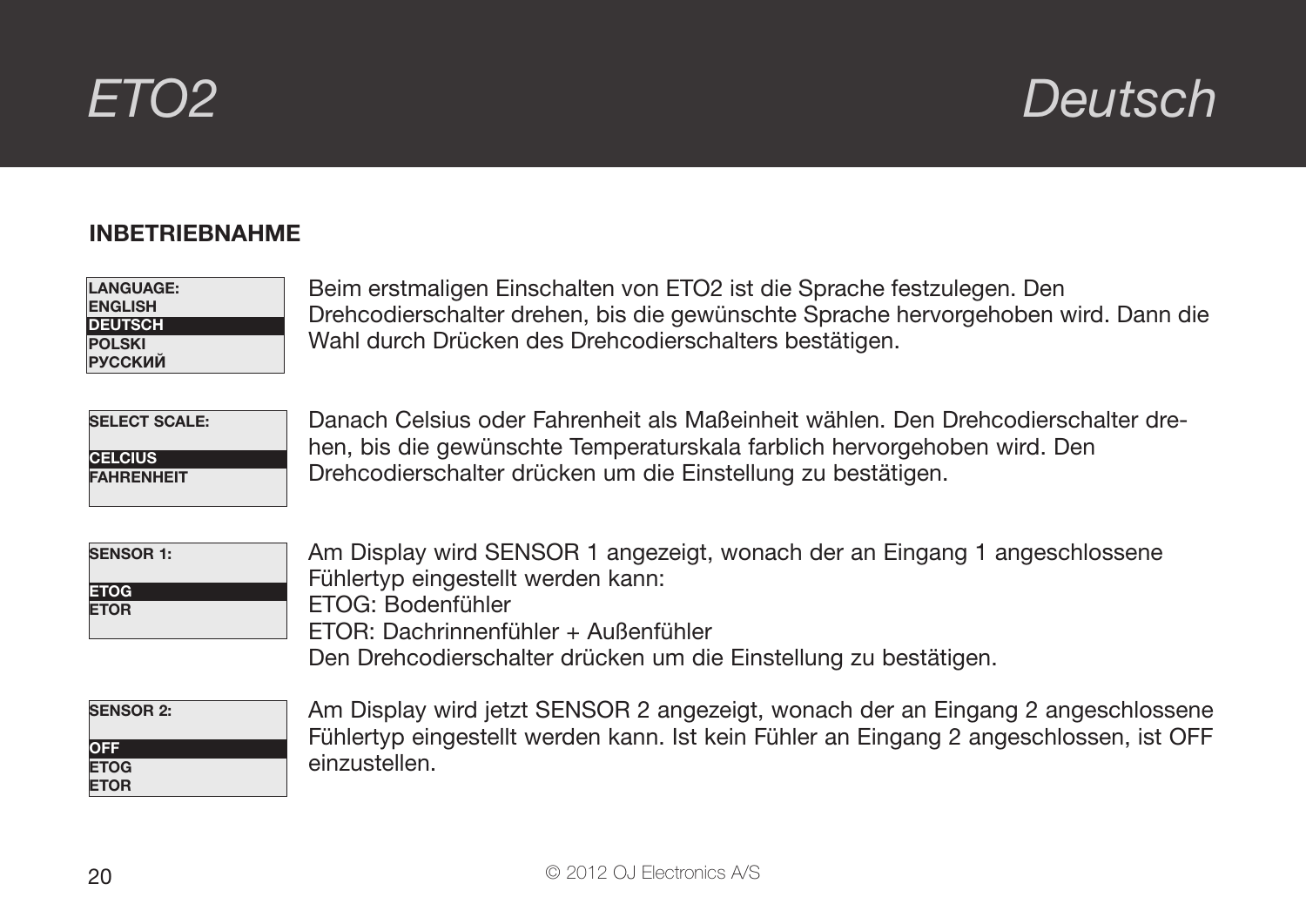## INBETRIEBNAHME

LANGUAGE:
ENGLISH
**DEUTSCH**
POLSKI
РУССКИЙ

Beim erstmaligen Einschalten von ETO2 ist die Sprache festzulegen. Den Drehcodierschalter drehen, bis die gewünschte Sprache hervorgehoben wird. Dann die Wahl durch Drücken des Drehcodierschalters bestätigen.

SELECT SCALE:
**CELCIUS**
FAHRENHEIT

Danach Celsius oder Fahrenheit als Maßeinheit wählen. Den Drehcodierschalter drehen, bis die gewünschte Temperaturskala farblich hervorgehoben wird. Den Drehcodierschalter drücken um die Einstellung zu bestätigen.

SENSOR 1:
**ETOG**
ETOR

Am Display wird SENSOR 1 angezeigt, wonach der an Eingang 1 angeschlossene Fühlertyp eingestellt werden kann:
ETOG: Bodenfühler
ETOR: Dachrinnenfühler + Außenfühler
Den Drehcodierschalter drücken um die Einstellung zu bestätigen.

SENSOR 2:
**OFF**
ETOG
ETOR

Am Display wird jetzt SENSOR 2 angezeigt, wonach der an Eingang 2 angeschlossene Fühlertyp eingestellt werden kann. Ist kein Fühler an Eingang 2 angeschlossen, ist OFF einzustellen.

© 2012 OJ Electronics A/S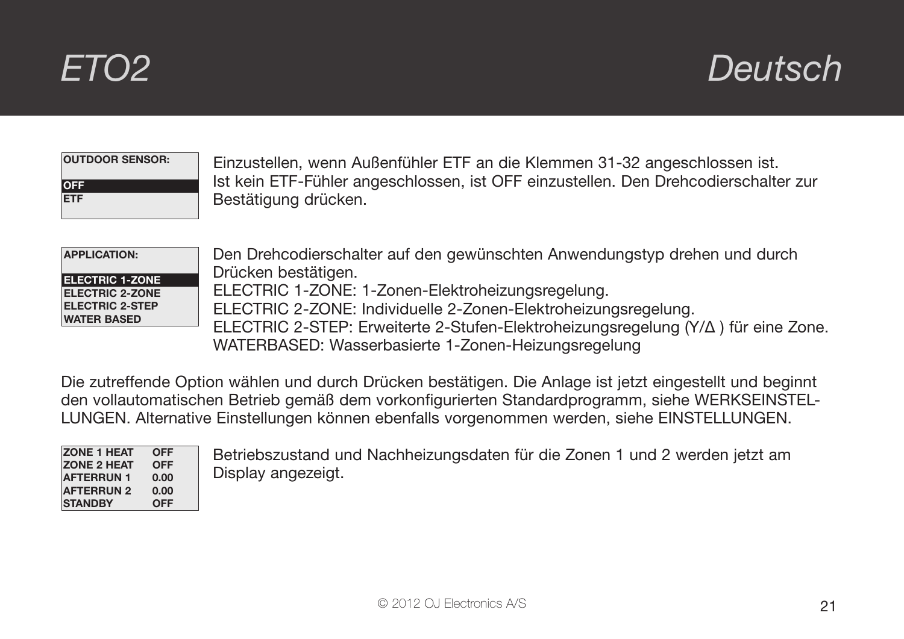| OUTDOOR SENSOR: |
|---|
| **OFF** |
| ETF |

Einzustellen, wenn Außenfühler ETF an die Klemmen 31-32 angeschlossen ist.
Ist kein ETF-Fühler angeschlossen, ist OFF einzustellen. Den Drehcodierschalter zur Bestätigung drücken.

| APPLICATION: |
|---|
| **ELECTRIC 1-ZONE** |
| ELECTRIC 2-ZONE |
| ELECTRIC 2-STEP |
| WATER BASED |

Den Drehcodierschalter auf den gewünschten Anwendungstyp drehen und durch Drücken bestätigen.
ELECTRIC 1-ZONE: 1-Zonen-Elektroheizungsregelung.
ELECTRIC 2-ZONE: Individuelle 2-Zonen-Elektroheizungsregelung.
ELECTRIC 2-STEP: Erweiterte 2-Stufen-Elektroheizungsregelung (Y/Δ ) für eine Zone.
WATERBASED: Wasserbasierte 1-Zonen-Heizungsregelung

Die zutreffende Option wählen und durch Drücken bestätigen. Die Anlage ist jetzt eingestellt und beginnt den vollautomatischen Betrieb gemäß dem vorkonfigurierten Standardprogramm, siehe WERKSEINSTELLUNGEN. Alternative Einstellungen können ebenfalls vorgenommen werden, siehe EINSTELLUNGEN.

| ZONE 1 HEAT | OFF |
|---|---|
| ZONE 2 HEAT | OFF |
| AFTERRUN 1 | 0.00 |
| AFTERRUN 2 | 0.00 |
| STANDBY | OFF |

Betriebszustand und Nachheizungsdaten für die Zonen 1 und 2 werden jetzt am Display angezeigt.

© 2012 OJ Electronics A/S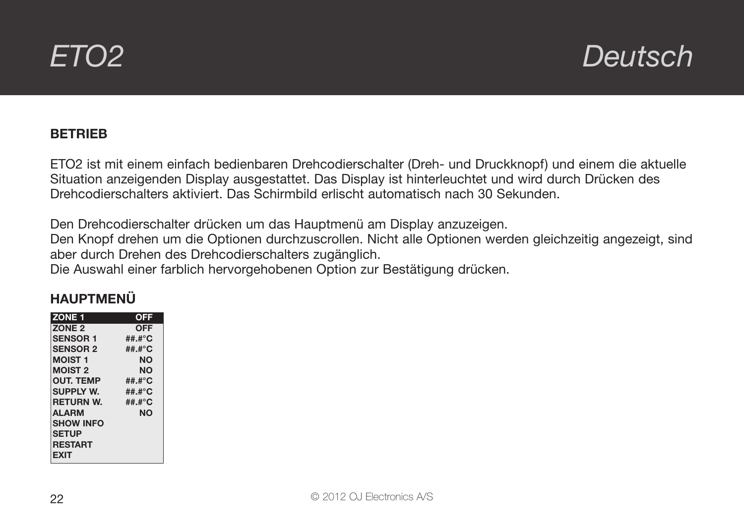## BETRIEB

ETO2 ist mit einem einfach bedienbaren Drehcodierschalter (Dreh- und Druckknopf) und einem die aktuelle Situation anzeigenden Display ausgestattet. Das Display ist hinterleuchtet und wird durch Drücken des Drehcodierschalters aktiviert. Das Schirmbild erlischt automatisch nach 30 Sekunden.

Den Drehcodierschalter drücken um das Hauptmenü am Display anzuzeigen.
Den Knopf drehen um die Optionen durchzuscrollen. Nicht alle Optionen werden gleichzeitig angezeigt, sind aber durch Drehen des Drehcodierschalters zugänglich.
Die Auswahl einer farblich hervorgehobenen Option zur Bestätigung drücken.

## HAUPTMENÜ

| ZONE 1 | OFF |
|---|---|
| ZONE 2 | OFF |
| SENSOR 1 | ##.#°C |
| SENSOR 2 | ##.#°C |
| MOIST 1 | NO |
| MOIST 2 | NO |
| OUT. TEMP | ##.#°C |
| SUPPLY W. | ##.#°C |
| RETURN W. | ##.#°C |
| ALARM | NO |
| SHOW INFO | |
| SETUP | |
| RESTART | |
| EXIT | |

© 2012 OJ Electronics A/S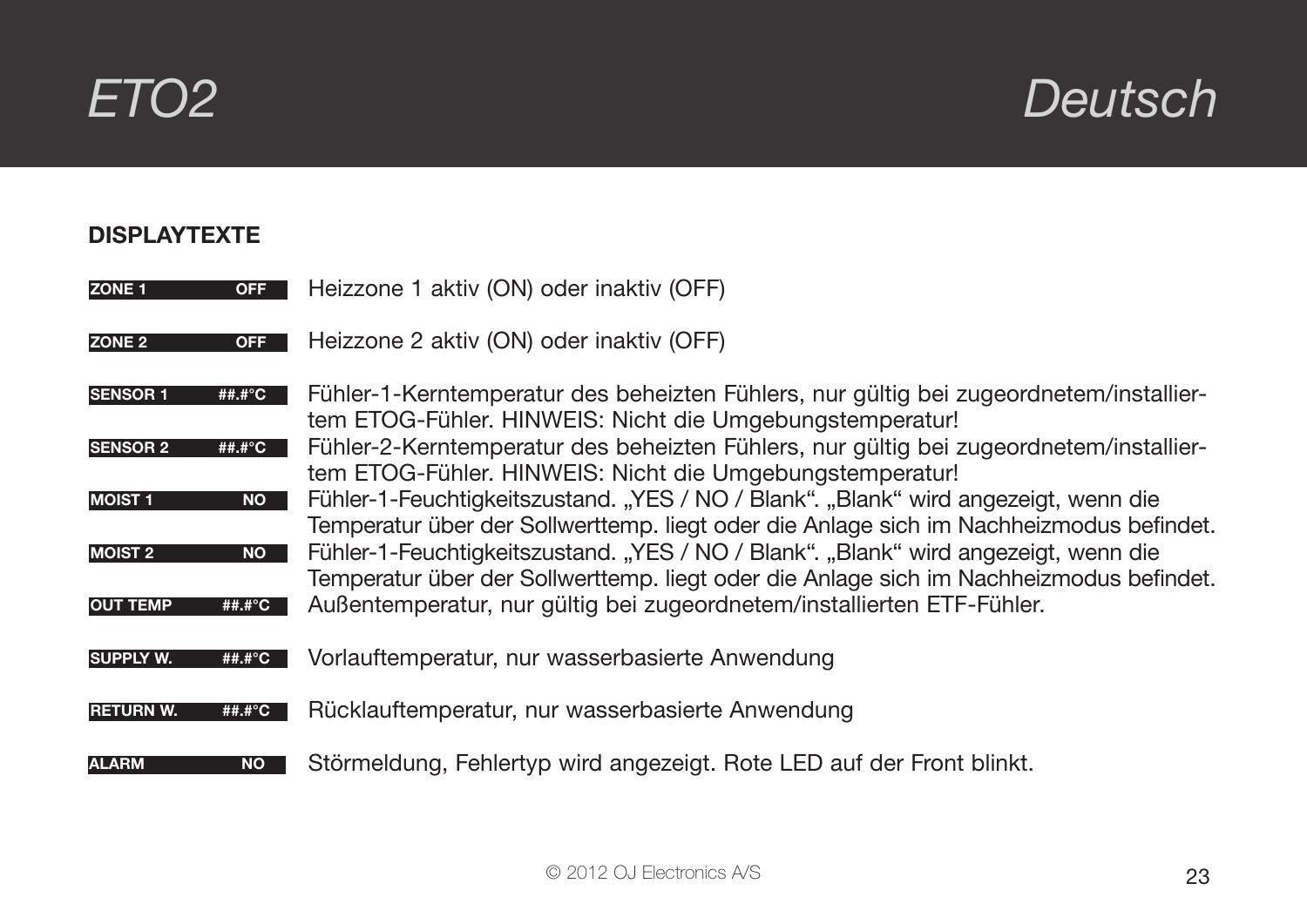## DISPLAYTEXTE

| Display | Beschreibung |
| --- | --- |
| ZONE 1 OFF | Heizzone 1 aktiv (ON) oder inaktiv (OFF) |
| ZONE 2 OFF | Heizzone 2 aktiv (ON) oder inaktiv (OFF) |
| SENSOR 1 ##.#°C | Fühler-1-Kerntemperatur des beheizten Fühlers, nur gültig bei zugeordnetem/installiertem ETOG-Fühler. HINWEIS: Nicht die Umgebungstemperatur! |
| SENSOR 2 ##.#°C | Fühler-2-Kerntemperatur des beheizten Fühlers, nur gültig bei zugeordnetem/installiertem ETOG-Fühler. HINWEIS: Nicht die Umgebungstemperatur! |
| MOIST 1 NO | Fühler-1-Feuchtigkeitszustand. „YES / NO / Blank". „Blank" wird angezeigt, wenn die Temperatur über der Sollwerttemp. liegt oder die Anlage sich im Nachheizmodus befindet. |
| MOIST 2 NO | Fühler-1-Feuchtigkeitszustand. „YES / NO / Blank". „Blank" wird angezeigt, wenn die Temperatur über der Sollwerttemp. liegt oder die Anlage sich im Nachheizmodus befindet. |
| OUT TEMP ##.#°C | Außentemperatur, nur gültig bei zugeordnetem/installierten ETF-Fühler. |
| SUPPLY W. ##.#°C | Vorlauftemperatur, nur wasserbasierte Anwendung |
| RETURN W. ##.#°C | Rücklauftemperatur, nur wasserbasierte Anwendung |
| ALARM NO | Störmeldung, Fehlertyp wird angezeigt. Rote LED auf der Front blinkt. |

© 2012 OJ Electronics A/S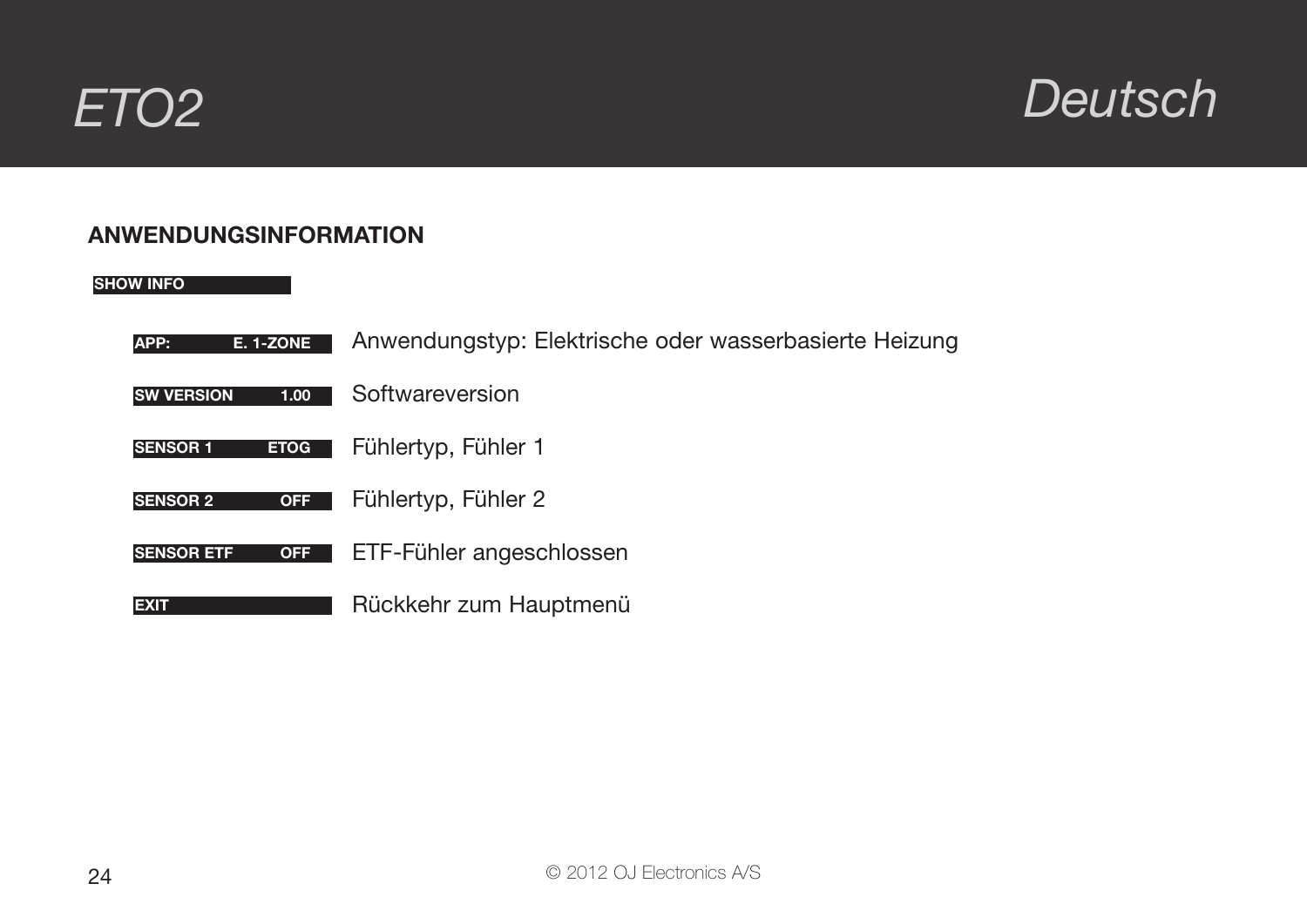## ANWENDUNGSINFORMATION

**SHOW INFO**

| | |
|---|---|
| **APP: E. 1-ZONE** | Anwendungstyp: Elektrische oder wasserbasierte Heizung |
| **SW VERSION 1.00** | Softwareversion |
| **SENSOR 1 ETOG** | Fühlertyp, Fühler 1 |
| **SENSOR 2 OFF** | Fühlertyp, Fühler 2 |
| **SENSOR ETF OFF** | ETF-Fühler angeschlossen |
| **EXIT** | Rückkehr zum Hauptmenü |

© 2012 OJ Electronics A/S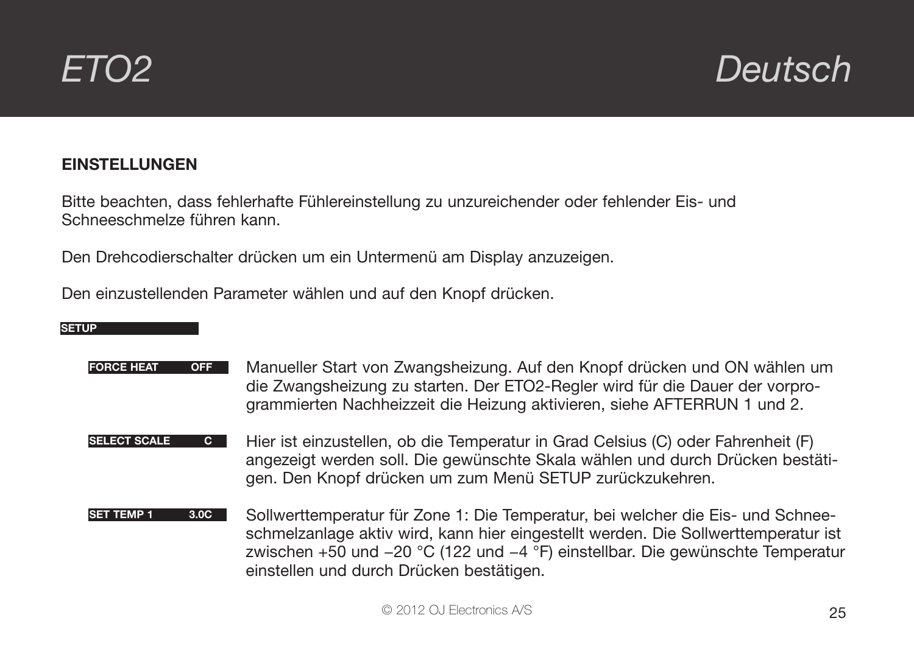## EINSTELLUNGEN

Bitte beachten, dass fehlerhafte Fühlereinstellung zu unzureichender oder fehlender Eis- und Schneeschmelze führen kann.

Den Drehcodierschalter drücken um ein Untermenü am Display anzuzeigen.

Den einzustellenden Parameter wählen und auf den Knopf drücken.

**SETUP**

**FORCE HEAT OFF** — Manueller Start von Zwangsheizung. Auf den Knopf drücken und ON wählen um die Zwangsheizung zu starten. Der ETO2-Regler wird für die Dauer der vorprogrammierten Nachheizzeit die Heizung aktivieren, siehe AFTERRUN 1 und 2.

**SELECT SCALE C** — Hier ist einzustellen, ob die Temperatur in Grad Celsius (C) oder Fahrenheit (F) angezeigt werden soll. Die gewünschte Skala wählen und durch Drücken bestätigen. Den Knopf drücken um zum Menü SETUP zurückzukehren.

**SET TEMP 1 3.0C** — Sollwerttemperatur für Zone 1: Die Temperatur, bei welcher die Eis- und Schneeschmelzanlage aktiv wird, kann hier eingestellt werden. Die Sollwerttemperatur ist zwischen +50 und −20 °C (122 und −4 °F) einstellbar. Die gewünschte Temperatur einstellen und durch Drücken bestätigen.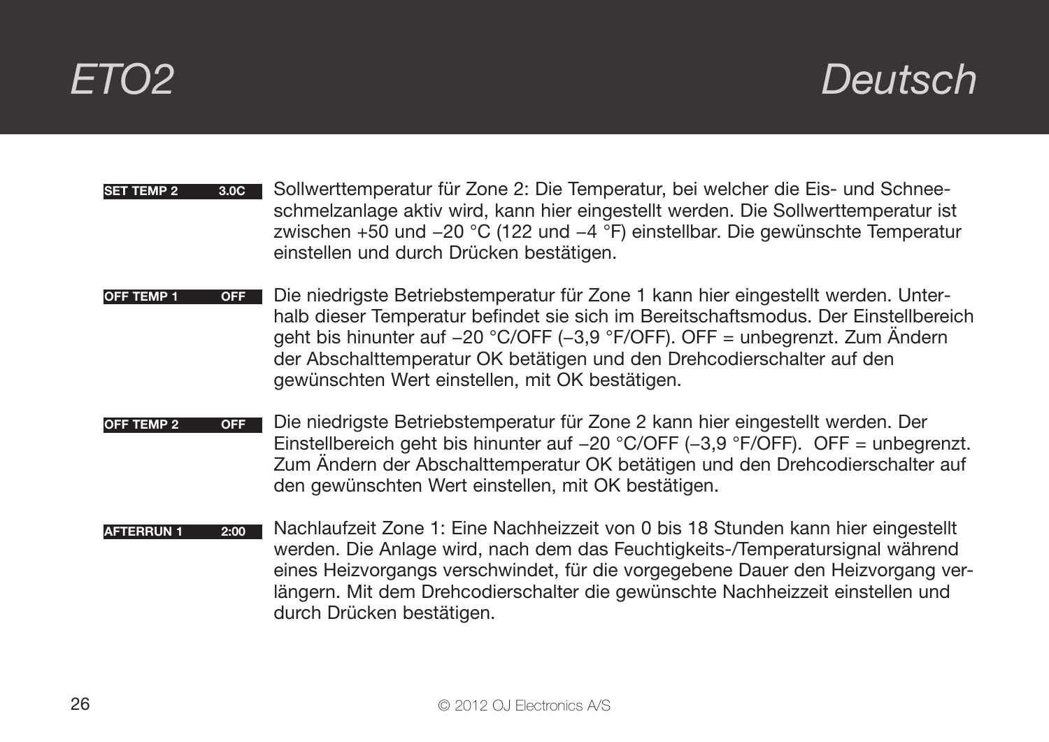**SET TEMP 2 3.0C**

Sollwerttemperatur für Zone 2: Die Temperatur, bei welcher die Eis- und Schnee­schmelzanlage aktiv wird, kann hier eingestellt werden. Die Sollwerttemperatur ist zwischen +50 und −20 °C (122 und −4 °F) einstellbar. Die gewünschte Temperatur einstellen und durch Drücken bestätigen.

**OFF TEMP 1 OFF**

Die niedrigste Betriebstemperatur für Zone 1 kann hier eingestellt werden. Unter­halb dieser Temperatur befindet sie sich im Bereitschaftsmodus. Der Einstellbereich geht bis hinunter auf −20 °C/OFF (−3,9 °F/OFF). OFF = unbegrenzt. Zum Ändern der Abschalttemperatur OK betätigen und den Drehcodierschalter auf den gewünschten Wert einstellen, mit OK bestätigen.

**OFF TEMP 2 OFF**

Die niedrigste Betriebstemperatur für Zone 2 kann hier eingestellt werden. Der Einstellbereich geht bis hinunter auf −20 °C/OFF (−3,9 °F/OFF). OFF = unbegrenzt. Zum Ändern der Abschalttemperatur OK betätigen und den Drehcodierschalter auf den gewünschten Wert einstellen, mit OK bestätigen.

**AFTERRUN 1 2:00**

Nachlaufzeit Zone 1: Eine Nachheizzeit von 0 bis 18 Stunden kann hier eingestellt werden. Die Anlage wird, nach dem das Feuchtigkeits-/Temperatursignal während eines Heizvorgangs verschwindet, für die vorgegebene Dauer den Heizvorgang ver­längern. Mit dem Drehcodierschalter die gewünschte Nachheizzeit einstellen und durch Drücken bestätigen.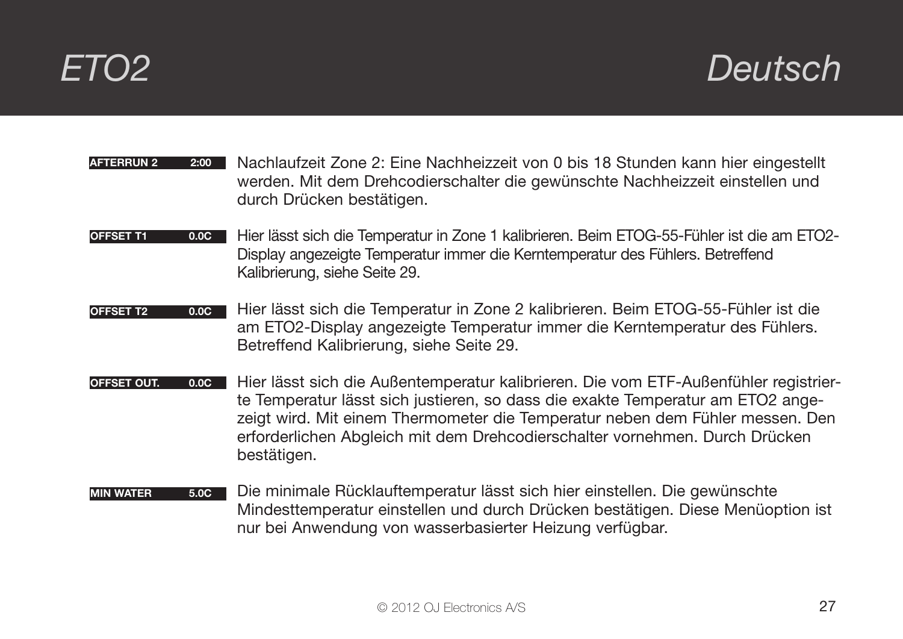**AFTERRUN 2 2:00** Nachlaufzeit Zone 2: Eine Nachheizzeit von 0 bis 18 Stunden kann hier eingestellt werden. Mit dem Drehcodierschalter die gewünschte Nachheizzeit einstellen und durch Drücken bestätigen.

**OFFSET T1 0.0C** Hier lässt sich die Temperatur in Zone 1 kalibrieren. Beim ETOG-55-Fühler ist die am ETO2-Display angezeigte Temperatur immer die Kerntemperatur des Fühlers. Betreffend Kalibrierung, siehe Seite 29.

**OFFSET T2 0.0C** Hier lässt sich die Temperatur in Zone 2 kalibrieren. Beim ETOG-55-Fühler ist die am ETO2-Display angezeigte Temperatur immer die Kerntemperatur des Fühlers. Betreffend Kalibrierung, siehe Seite 29.

**OFFSET OUT. 0.0C** Hier lässt sich die Außentemperatur kalibrieren. Die vom ETF-Außenfühler registrierte Temperatur lässt sich justieren, so dass die exakte Temperatur am ETO2 angezeigt wird. Mit einem Thermometer die Temperatur neben dem Fühler messen. Den erforderlichen Abgleich mit dem Drehcodierschalter vornehmen. Durch Drücken bestätigen.

**MIN WATER 5.0C** Die minimale Rücklauftemperatur lässt sich hier einstellen. Die gewünschte Mindesttemperatur einstellen und durch Drücken bestätigen. Diese Menüoption ist nur bei Anwendung von wasserbasierter Heizung verfügbar.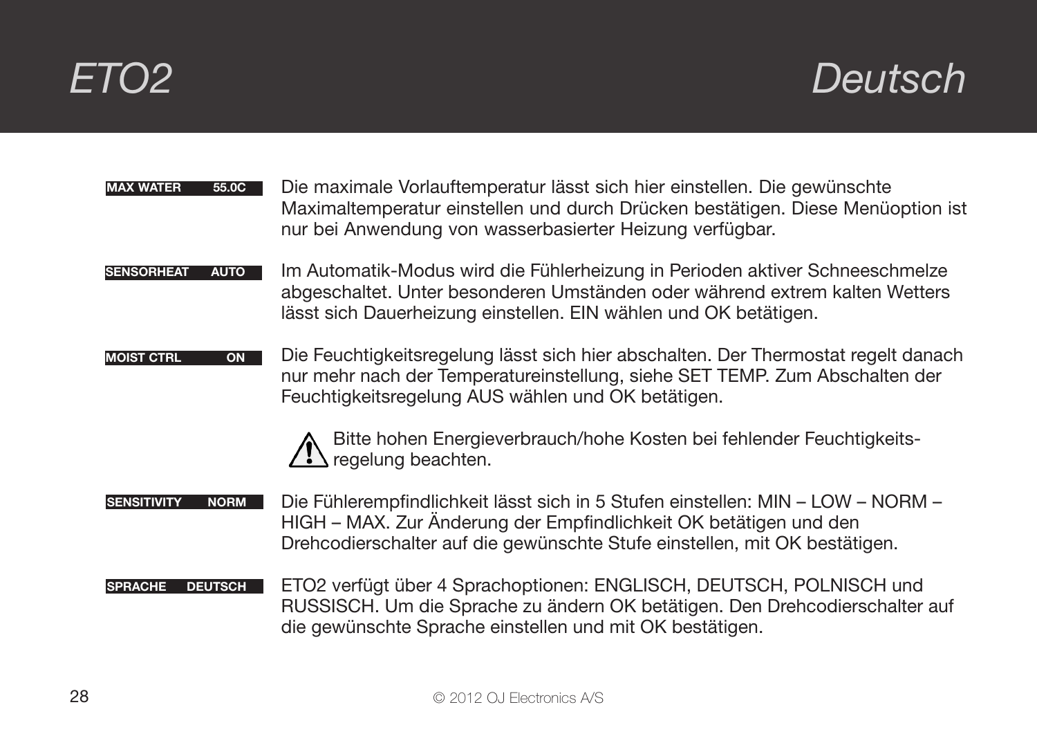**MAX WATER 55.0C**

Die maximale Vorlauftemperatur lässt sich hier einstellen. Die gewünschte Maximaltemperatur einstellen und durch Drücken bestätigen. Diese Menüoption ist nur bei Anwendung von wasserbasierter Heizung verfügbar.

**SENSORHEAT AUTO**

Im Automatik-Modus wird die Fühlerheizung in Perioden aktiver Schneeschmelze abgeschaltet. Unter besonderen Umständen oder während extrem kalten Wetters lässt sich Dauerheizung einstellen. EIN wählen und OK betätigen.

**MOIST CTRL ON**

Die Feuchtigkeitsregelung lässt sich hier abschalten. Der Thermostat regelt danach nur mehr nach der Temperatureinstellung, siehe SET TEMP. Zum Abschalten der Feuchtigkeitsregelung AUS wählen und OK betätigen.

⚠ Bitte hohen Energieverbrauch/hohe Kosten bei fehlender Feuchtigkeits-regelung beachten.

**SENSITIVITY NORM**

Die Fühlerempfindlichkeit lässt sich in 5 Stufen einstellen: MIN – LOW – NORM – HIGH – MAX. Zur Änderung der Empfindlichkeit OK betätigen und den Drehcodierschalter auf die gewünschte Stufe einstellen, mit OK bestätigen.

**SPRACHE DEUTSCH**

ETO2 verfügt über 4 Sprachoptionen: ENGLISCH, DEUTSCH, POLNISCH und RUSSISCH. Um die Sprache zu ändern OK betätigen. Den Drehcodierschalter auf die gewünschte Sprache einstellen und mit OK bestätigen.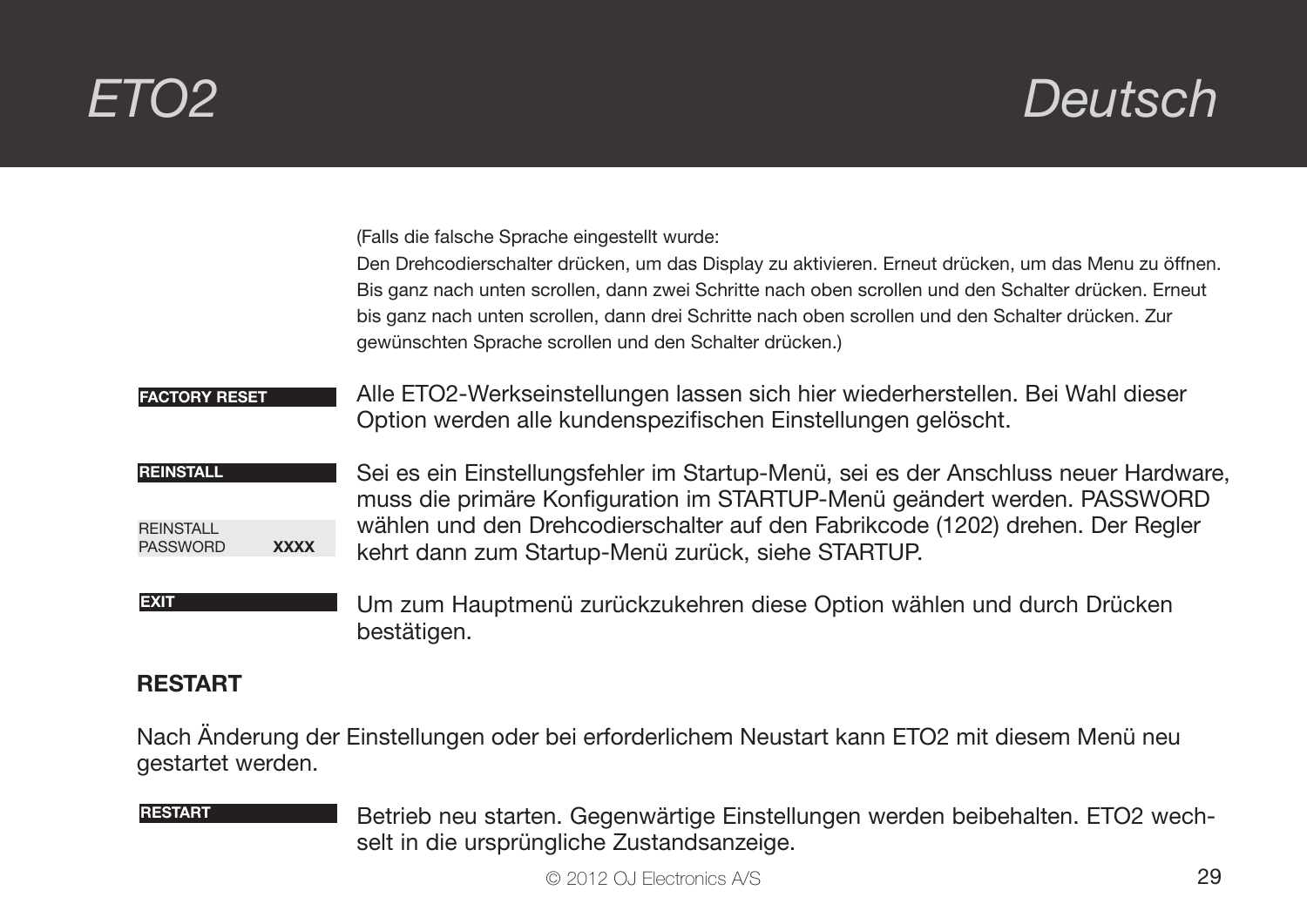(Falls die falsche Sprache eingestellt wurde:
Den Drehcodierschalter drücken, um das Display zu aktivieren. Erneut drücken, um das Menu zu öffnen. Bis ganz nach unten scrollen, dann zwei Schritte nach oben scrollen und den Schalter drücken. Erneut bis ganz nach unten scrollen, dann drei Schritte nach oben scrollen und den Schalter drücken. Zur gewünschten Sprache scrollen und den Schalter drücken.)

**FACTORY RESET**

Alle ETO2-Werkseinstellungen lassen sich hier wiederherstellen. Bei Wahl dieser Option werden alle kundenspezifischen Einstellungen gelöscht.

**REINSTALL**

REINSTALL
PASSWORD **XXXX**

Sei es ein Einstellungsfehler im Startup-Menü, sei es der Anschluss neuer Hardware, muss die primäre Konfiguration im STARTUP-Menü geändert werden. PASSWORD wählen und den Drehcodierschalter auf den Fabrikcode (1202) drehen. Der Regler kehrt dann zum Startup-Menü zurück, siehe STARTUP.

**EXIT**

Um zum Hauptmenü zurückzukehren diese Option wählen und durch Drücken bestätigen.

## RESTART

Nach Änderung der Einstellungen oder bei erforderlichem Neustart kann ETO2 mit diesem Menü neu gestartet werden.

**RESTART**

Betrieb neu starten. Gegenwärtige Einstellungen werden beibehalten. ETO2 wechselt in die ursprüngliche Zustandsanzeige.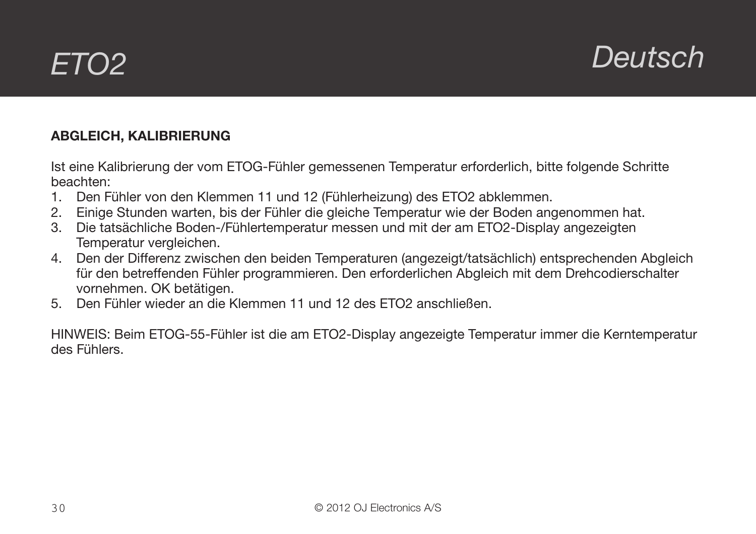## ABGLEICH, KALIBRIERUNG

Ist eine Kalibrierung der vom ETOG-Fühler gemessenen Temperatur erforderlich, bitte folgende Schritte beachten:

1. Den Fühler von den Klemmen 11 und 12 (Fühlerheizung) des ETO2 abklemmen.
2. Einige Stunden warten, bis der Fühler die gleiche Temperatur wie der Boden angenommen hat.
3. Die tatsächliche Boden-/Fühlertemperatur messen und mit der am ETO2-Display angezeigten Temperatur vergleichen.
4. Den der Differenz zwischen den beiden Temperaturen (angezeigt/tatsächlich) entsprechenden Abgleich für den betreffenden Fühler programmieren. Den erforderlichen Abgleich mit dem Drehcodierschalter vornehmen. OK betätigen.
5. Den Fühler wieder an die Klemmen 11 und 12 des ETO2 anschließen.

HINWEIS: Beim ETOG-55-Fühler ist die am ETO2-Display angezeigte Temperatur immer die Kerntemperatur des Fühlers.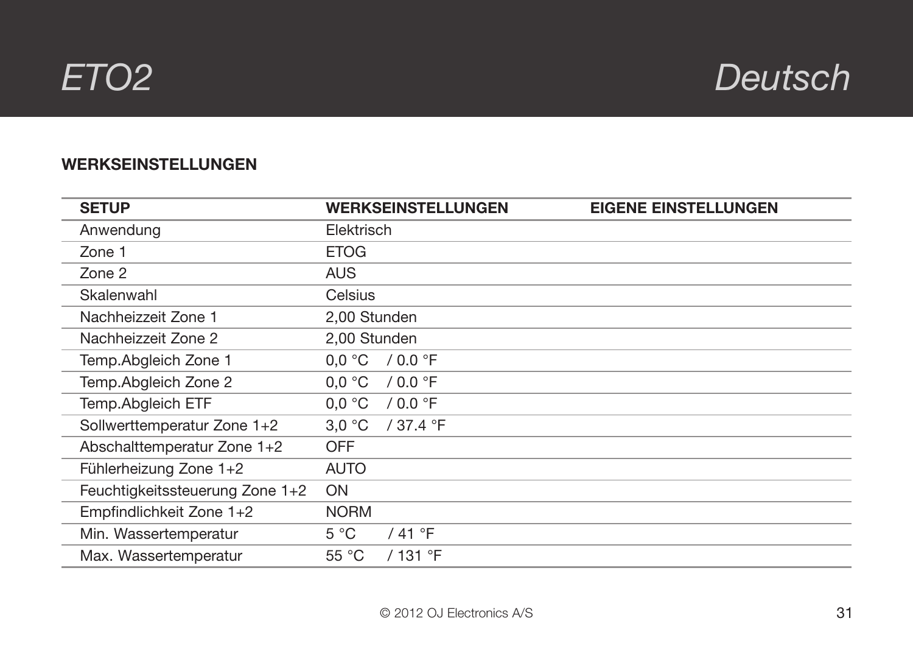## WERKSEINSTELLUNGEN

| SETUP | WERKSEINSTELLUNGEN | EIGENE EINSTELLUNGEN |
|---|---|---|
| Anwendung | Elektrisch | |
| Zone 1 | ETOG | |
| Zone 2 | AUS | |
| Skalenwahl | Celsius | |
| Nachheizzeit Zone 1 | 2,00 Stunden | |
| Nachheizzeit Zone 2 | 2,00 Stunden | |
| Temp.Abgleich Zone 1 | 0,0 °C / 0.0 °F | |
| Temp.Abgleich Zone 2 | 0,0 °C / 0.0 °F | |
| Temp.Abgleich ETF | 0,0 °C / 0.0 °F | |
| Sollwerttemperatur Zone 1+2 | 3,0 °C / 37.4 °F | |
| Abschalttemperatur Zone 1+2 | OFF | |
| Fühlerheizung Zone 1+2 | AUTO | |
| Feuchtigkeitssteuerung Zone 1+2 | ON | |
| Empfindlichkeit Zone 1+2 | NORM | |
| Min. Wassertemperatur | 5 °C / 41 °F | |
| Max. Wassertemperatur | 55 °C / 131 °F | |

© 2012 OJ Electronics A/S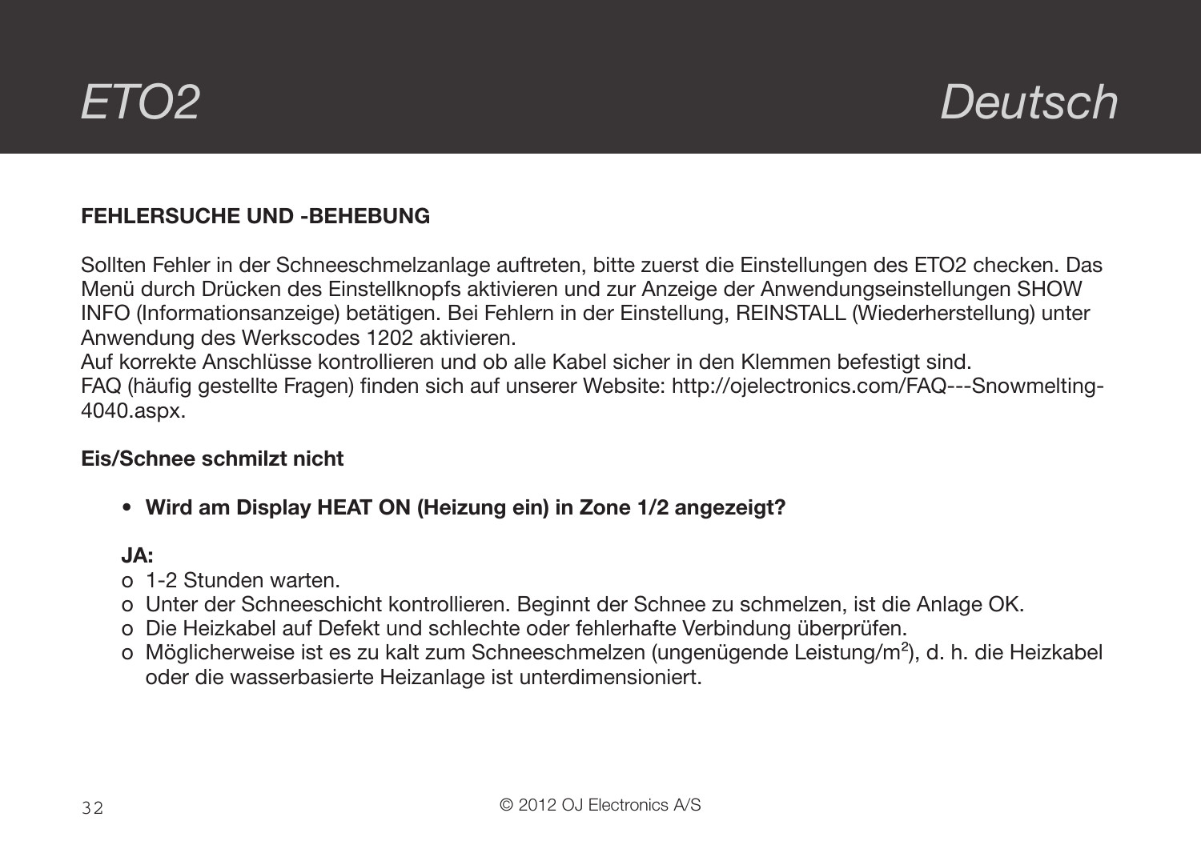## FEHLERSUCHE UND -BEHEBUNG

Sollten Fehler in der Schneeschmelzanlage auftreten, bitte zuerst die Einstellungen des ETO2 checken. Das Menü durch Drücken des Einstellknopfs aktivieren und zur Anzeige der Anwendungseinstellungen SHOW INFO (Informationsanzeige) betätigen. Bei Fehlern in der Einstellung, REINSTALL (Wiederherstellung) unter Anwendung des Werkscodes 1202 aktivieren.
Auf korrekte Anschlüsse kontrollieren und ob alle Kabel sicher in den Klemmen befestigt sind.
FAQ (häufig gestellte Fragen) finden sich auf unserer Website: http://ojelectronics.com/FAQ---Snowmelting-4040.aspx.

### Eis/Schnee schmilzt nicht

- **Wird am Display HEAT ON (Heizung ein) in Zone 1/2 angezeigt?**

  **JA:**
  - 1-2 Stunden warten.
  - Unter der Schneeschicht kontrollieren. Beginnt der Schnee zu schmelzen, ist die Anlage OK.
  - Die Heizkabel auf Defekt und schlechte oder fehlerhafte Verbindung überprüfen.
  - Möglicherweise ist es zu kalt zum Schneeschmelzen (ungenügende Leistung/m$^2$), d. h. die Heizkabel oder die wasserbasierte Heizanlage ist unterdimensioniert.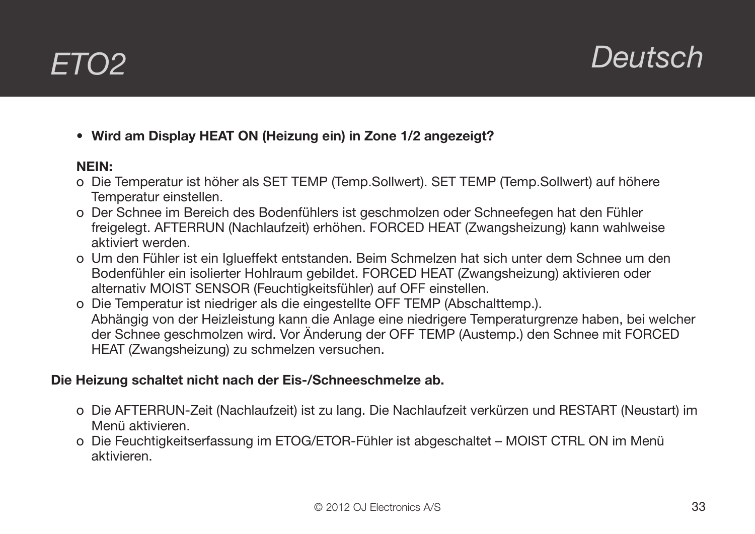- **Wird am Display HEAT ON (Heizung ein) in Zone 1/2 angezeigt?**

  **NEIN:**

  - Die Temperatur ist höher als SET TEMP (Temp.Sollwert). SET TEMP (Temp.Sollwert) auf höhere Temperatur einstellen.
  - Der Schnee im Bereich des Bodenfühlers ist geschmolzen oder Schneefegen hat den Fühler freigelegt. AFTERRUN (Nachlaufzeit) erhöhen. FORCED HEAT (Zwangsheizung) kann wahlweise aktiviert werden.
  - Um den Fühler ist ein Iglueffekt entstanden. Beim Schmelzen hat sich unter dem Schnee um den Bodenfühler ein isolierter Hohlraum gebildet. FORCED HEAT (Zwangsheizung) aktivieren oder alternativ MOIST SENSOR (Feuchtigkeitsfühler) auf OFF einstellen.
  - Die Temperatur ist niedriger als die eingestellte OFF TEMP (Abschalttemp.). Abhängig von der Heizleistung kann die Anlage eine niedrigere Temperaturgrenze haben, bei welcher der Schnee geschmolzen wird. Vor Änderung der OFF TEMP (Austemp.) den Schnee mit FORCED HEAT (Zwangsheizung) zu schmelzen versuchen.

**Die Heizung schaltet nicht nach der Eis-/Schneeschmelze ab.**

- Die AFTERRUN-Zeit (Nachlaufzeit) ist zu lang. Die Nachlaufzeit verkürzen und RESTART (Neustart) im Menü aktivieren.
- Die Feuchtigkeitserfassung im ETOG/ETOR-Fühler ist abgeschaltet – MOIST CTRL ON im Menü aktivieren.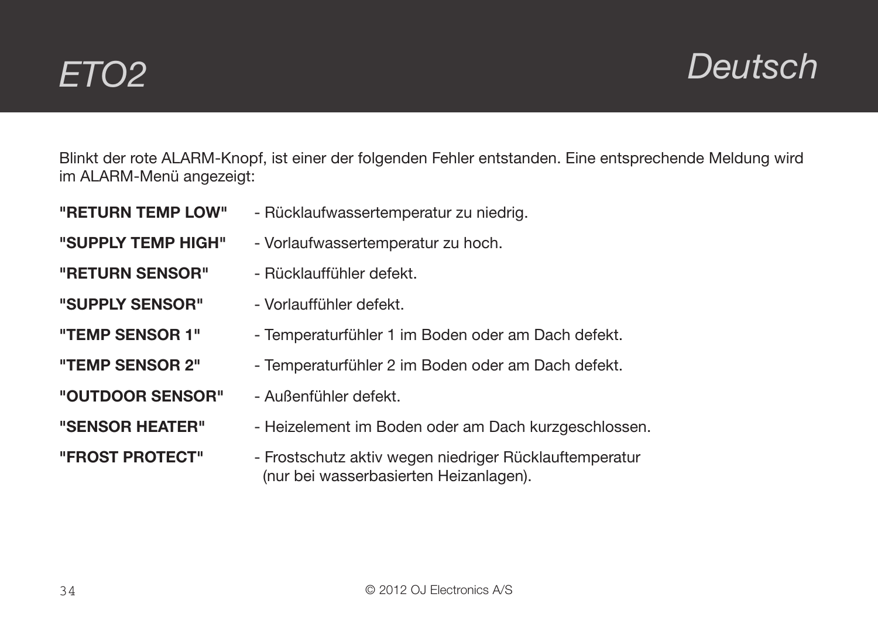Blinkt der rote ALARM-Knopf, ist einer der folgenden Fehler entstanden. Eine entsprechende Meldung wird im ALARM-Menü angezeigt:

**"RETURN TEMP LOW"** - Rücklaufwassertemperatur zu niedrig.

**"SUPPLY TEMP HIGH"** - Vorlaufwassertemperatur zu hoch.

**"RETURN SENSOR"** - Rücklauffühler defekt.

**"SUPPLY SENSOR"** - Vorlauffühler defekt.

**"TEMP SENSOR 1"** - Temperaturfühler 1 im Boden oder am Dach defekt.

**"TEMP SENSOR 2"** - Temperaturfühler 2 im Boden oder am Dach defekt.

**"OUTDOOR SENSOR"** - Außenfühler defekt.

**"SENSOR HEATER"** - Heizelement im Boden oder am Dach kurzgeschlossen.

**"FROST PROTECT"** - Frostschutz aktiv wegen niedriger Rücklauftemperatur (nur bei wasserbasierten Heizanlagen).

© 2012 OJ Electronics A/S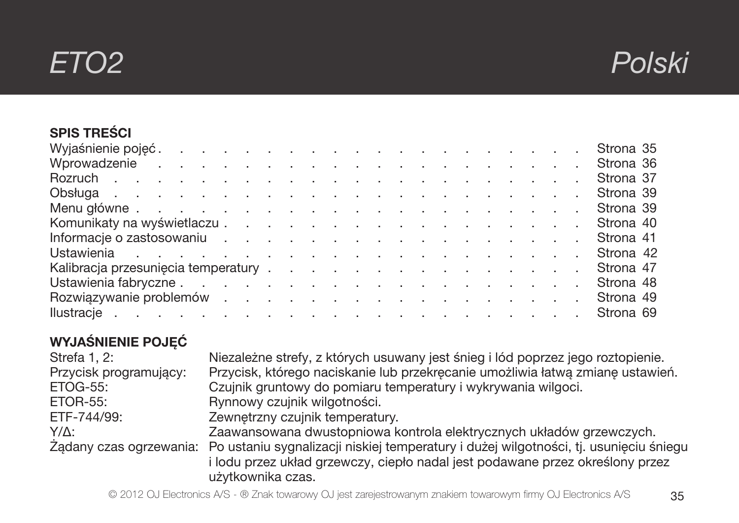# ETO2 Polski

## SPIS TREŚCI

| | |
|---|---|
| Wyjaśnienie pojęć | Strona 35 |
| Wprowadzenie | Strona 36 |
| Rozruch | Strona 37 |
| Obsługa | Strona 39 |
| Menu główne | Strona 39 |
| Komunikaty na wyświetlaczu | Strona 40 |
| Informacje o zastosowaniu | Strona 41 |
| Ustawienia | Strona 42 |
| Kalibracja przesunięcia temperatury | Strona 47 |
| Ustawienia fabryczne | Strona 48 |
| Rozwiązywanie problemów | Strona 49 |
| Ilustracje | Strona 69 |

## WYJAŚNIENIE POJĘĆ

| | |
|---|---|
| Strefa 1, 2: | Niezależne strefy, z których usuwany jest śnieg i lód poprzez jego roztopienie. |
| Przycisk programujący: | Przycisk, którego naciskanie lub przekręcanie umożliwia łatwą zmianę ustawień. |
| ETOG-55: | Czujnik gruntowy do pomiaru temperatury i wykrywania wilgoci. |
| ETOR-55: | Rynnowy czujnik wilgotności. |
| ETF-744/99: | Zewnętrzny czujnik temperatury. |
| Y/Δ: | Zaawansowana dwustopniowa kontrola elektrycznych układów grzewczych. |
| Żądany czas ogrzewania: | Po ustaniu sygnalizacji niskiej temperatury i dużej wilgotności, tj. usunięciu śniegu i lodu przez układ grzewczy, ciepło nadal jest podawane przez określony przez użytkownika czas. |

© 2012 OJ Electronics A/S - ® Znak towarowy OJ jest zarejestrowanym znakiem towarowym firmy OJ Electronics A/S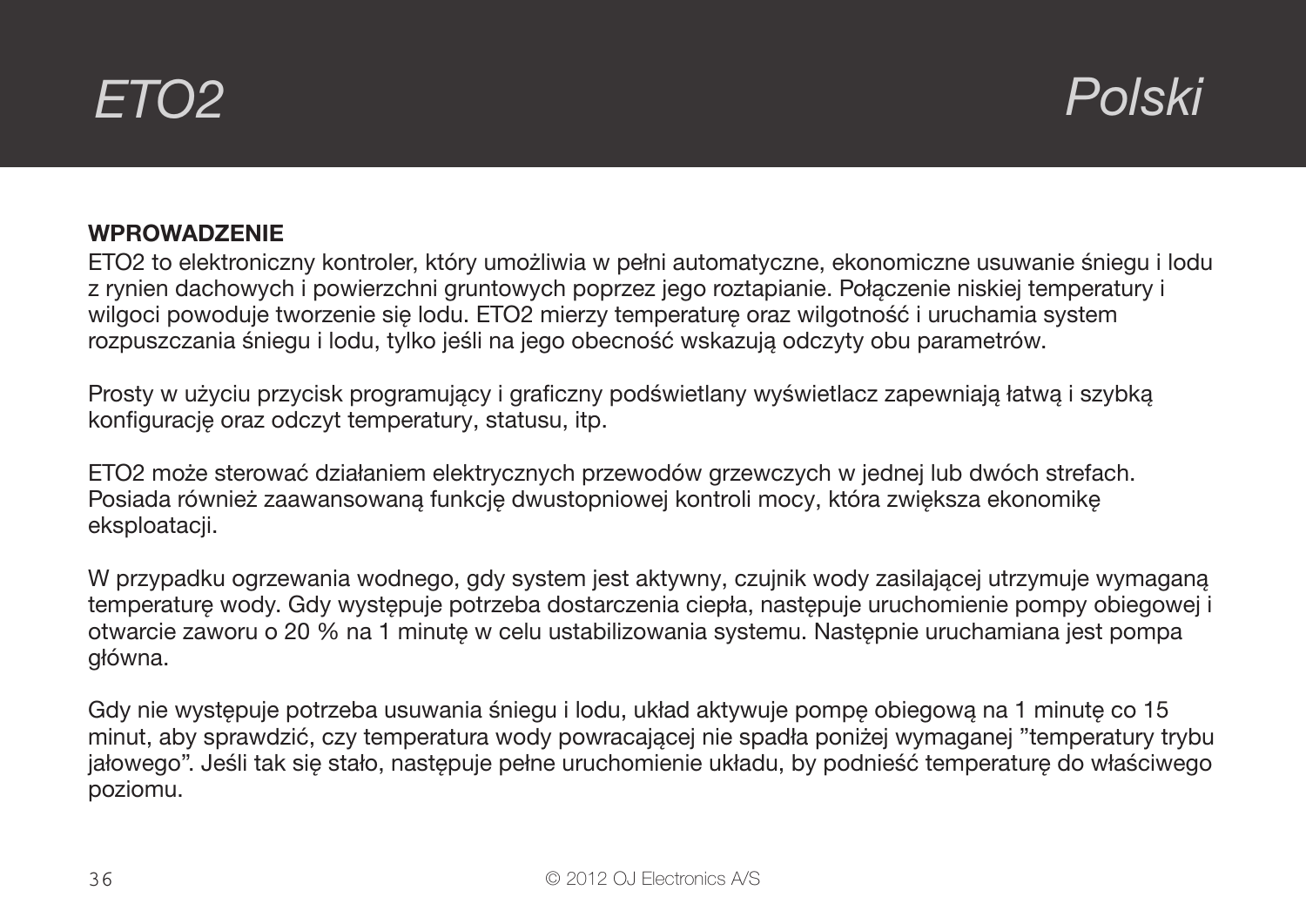## WPROWADZENIE

ETO2 to elektroniczny kontroler, który umożliwia w pełni automatyczne, ekonomiczne usuwanie śniegu i lodu z rynien dachowych i powierzchni gruntowych poprzez jego roztapianie. Połączenie niskiej temperatury i wilgoci powoduje tworzenie się lodu. ETO2 mierzy temperaturę oraz wilgotność i uruchamia system rozpuszczania śniegu i lodu, tylko jeśli na jego obecność wskazują odczyty obu parametrów.

Prosty w użyciu przycisk programujący i graficzny podświetlany wyświetlacz zapewniają łatwą i szybką konfigurację oraz odczyt temperatury, statusu, itp.

ETO2 może sterować działaniem elektrycznych przewodów grzewczych w jednej lub dwóch strefach. Posiada również zaawansowaną funkcję dwustopniowej kontroli mocy, która zwiększa ekonomikę eksploatacji.

W przypadku ogrzewania wodnego, gdy system jest aktywny, czujnik wody zasilającej utrzymuje wymaganą temperaturę wody. Gdy występuje potrzeba dostarczenia ciepła, następuje uruchomienie pompy obiegowej i otwarcie zaworu o 20 % na 1 minutę w celu ustabilizowania systemu. Następnie uruchamiana jest pompa główna.

Gdy nie występuje potrzeba usuwania śniegu i lodu, układ aktywuje pompę obiegową na 1 minutę co 15 minut, aby sprawdzić, czy temperatura wody powracającej nie spadła poniżej wymaganej ”temperatury trybu jałowego”. Jeśli tak się stało, następuje pełne uruchomienie układu, by podnieść temperaturę do właściwego poziomu.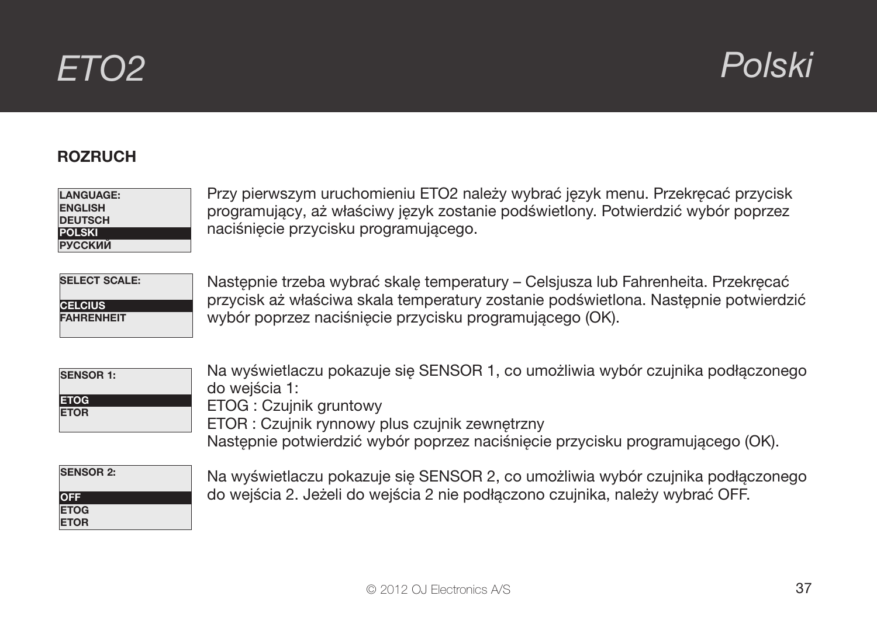## ROZRUCH

```
LANGUAGE:
ENGLISH
DEUTSCH
POLSKI
РУССКИЙ
```

Przy pierwszym uruchomieniu ETO2 należy wybrać język menu. Przekręcać przycisk programujący, aż właściwy język zostanie podświetlony. Potwierdzić wybór poprzez naciśnięcie przycisku programującego.

```
SELECT SCALE:

CELCIUS
FAHRENHEIT
```

Następnie trzeba wybrać skalę temperatury – Celsjusza lub Fahrenheita. Przekręcać przycisk aż właściwa skala temperatury zostanie podświetlona. Następnie potwierdzić wybór poprzez naciśnięcie przycisku programującego (OK).

```
SENSOR 1:

ETOG
ETOR
```

Na wyświetlaczu pokazuje się SENSOR 1, co umożliwia wybór czujnika podłączonego do wejścia 1:
ETOG : Czujnik gruntowy
ETOR : Czujnik rynnowy plus czujnik zewnętrzny
Następnie potwierdzić wybór poprzez naciśnięcie przycisku programującego (OK).

```
SENSOR 2:

OFF
ETOG
ETOR
```

Na wyświetlaczu pokazuje się SENSOR 2, co umożliwia wybór czujnika podłączonego do wejścia 2. Jeżeli do wejścia 2 nie podłączono czujnika, należy wybrać OFF.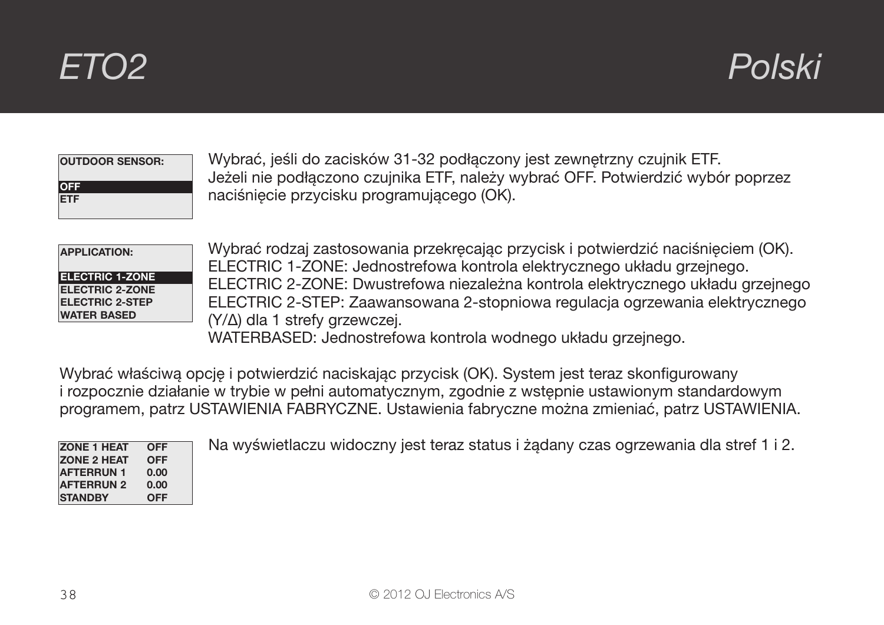| OUTDOOR SENSOR: |
|---|
| **OFF** |
| ETF |

Wybrać, jeśli do zacisków 31-32 podłączony jest zewnętrzny czujnik ETF.
Jeżeli nie podłączono czujnika ETF, należy wybrać OFF. Potwierdzić wybór poprzez naciśnięcie przycisku programującego (OK).

| APPLICATION: |
|---|
| **ELECTRIC 1-ZONE** |
| ELECTRIC 2-ZONE |
| ELECTRIC 2-STEP |
| WATER BASED |

Wybrać rodzaj zastosowania przekręcając przycisk i potwierdzić naciśnięciem (OK).
ELECTRIC 1-ZONE: Jednostrefowa kontrola elektrycznego układu grzejnego.
ELECTRIC 2-ZONE: Dwustrefowa niezależna kontrola elektrycznego układu grzejnego
ELECTRIC 2-STEP: Zaawansowana 2-stopniowa regulacja ogrzewania elektrycznego (Y/Δ) dla 1 strefy grzewczej.
WATERBASED: Jednostrefowa kontrola wodnego układu grzejnego.

Wybrać właściwą opcję i potwierdzić naciskając przycisk (OK). System jest teraz skonfigurowany i rozpocznie działanie w trybie w pełni automatycznym, zgodnie z wstępnie ustawionym standardowym programem, patrz USTAWIENIA FABRYCZNE. Ustawienia fabryczne można zmieniać, patrz USTAWIENIA.

| ZONE 1 HEAT | OFF |
|---|---|
| ZONE 2 HEAT | OFF |
| AFTERRUN 1 | 0.00 |
| AFTERRUN 2 | 0.00 |
| STANDBY | OFF |

Na wyświetlaczu widoczny jest teraz status i żądany czas ogrzewania dla stref 1 i 2.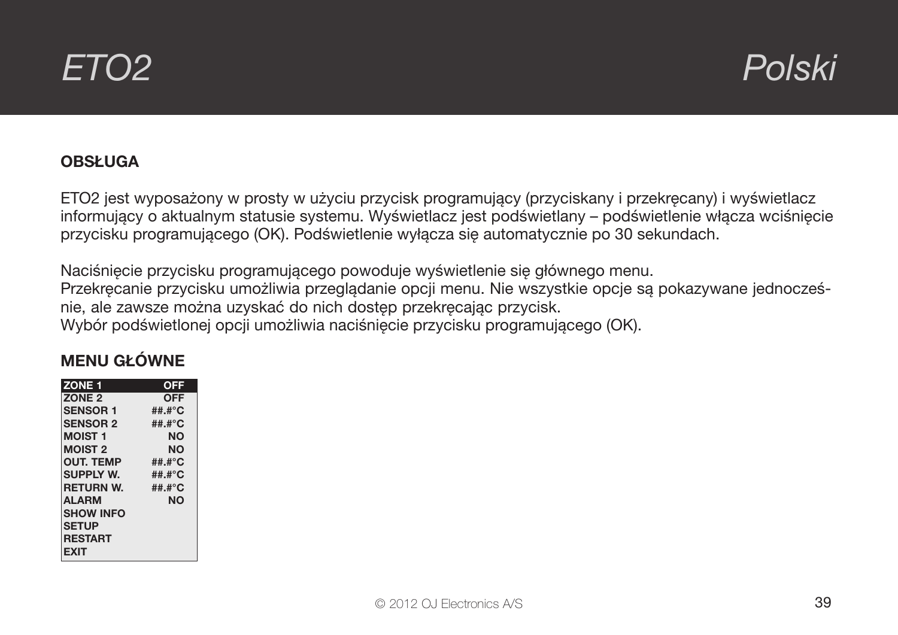## OBSŁUGA

ETO2 jest wyposażony w prosty w użyciu przycisk programujący (przyciskany i przekręcany) i wyświetlacz informujący o aktualnym statusie systemu. Wyświetlacz jest podświetlany – podświetlenie włącza wciśnięcie przycisku programującego (OK). Podświetlenie wyłącza się automatycznie po 30 sekundach.

Naciśnięcie przycisku programującego powoduje wyświetlenie się głównego menu.
Przekręcanie przycisku umożliwia przeglądanie opcji menu. Nie wszystkie opcje są pokazywane jednocześnie, ale zawsze można uzyskać do nich dostęp przekręcając przycisk.
Wybór podświetlonej opcji umożliwia naciśnięcie przycisku programującego (OK).

## MENU GŁÓWNE

| ZONE 1 | OFF |
|---|---|
| ZONE 2 | OFF |
| SENSOR 1 | ##.#°C |
| SENSOR 2 | ##.#°C |
| MOIST 1 | NO |
| MOIST 2 | NO |
| OUT. TEMP | ##.#°C |
| SUPPLY W. | ##.#°C |
| RETURN W. | ##.#°C |
| ALARM | NO |
| SHOW INFO | |
| SETUP | |
| RESTART | |
| EXIT | |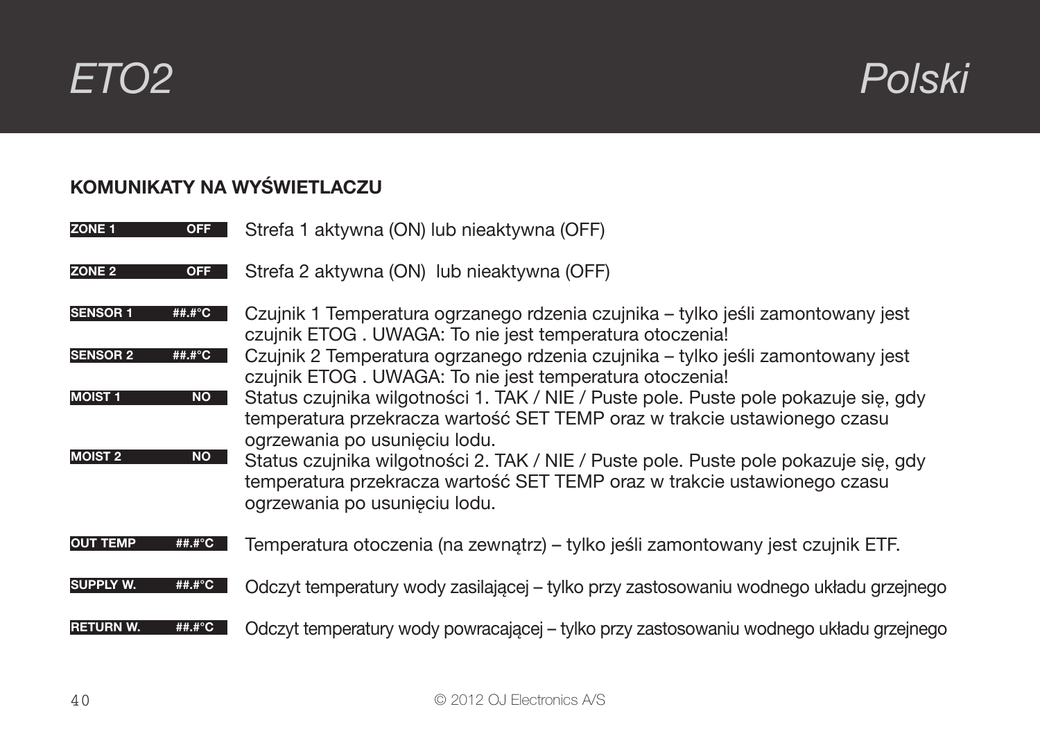## KOMUNIKATY NA WYŚWIETLACZU

| Wyświetlacz | Opis |
|---|---|
| **ZONE 1 OFF** | Strefa 1 aktywna (ON) lub nieaktywna (OFF) |
| **ZONE 2 OFF** | Strefa 2 aktywna (ON) lub nieaktywna (OFF) |
| **SENSOR 1 ##.#°C** | Czujnik 1 Temperatura ogrzanego rdzenia czujnika – tylko jeśli zamontowany jest czujnik ETOG . UWAGA: To nie jest temperatura otoczenia! |
| **SENSOR 2 ##.#°C** | Czujnik 2 Temperatura ogrzanego rdzenia czujnika – tylko jeśli zamontowany jest czujnik ETOG . UWAGA: To nie jest temperatura otoczenia! |
| **MOIST 1 NO** | Status czujnika wilgotności 1. TAK / NIE / Puste pole. Puste pole pokazuje się, gdy temperatura przekracza wartość SET TEMP oraz w trakcie ustawionego czasu ogrzewania po usunięciu lodu. |
| **MOIST 2 NO** | Status czujnika wilgotności 2. TAK / NIE / Puste pole. Puste pole pokazuje się, gdy temperatura przekracza wartość SET TEMP oraz w trakcie ustawionego czasu ogrzewania po usunięciu lodu. |
| **OUT TEMP ##.#°C** | Temperatura otoczenia (na zewnątrz) – tylko jeśli zamontowany jest czujnik ETF. |
| **SUPPLY W. ##.#°C** | Odczyt temperatury wody zasilającej – tylko przy zastosowaniu wodnego układu grzejnego |
| **RETURN W. ##.#°C** | Odczyt temperatury wody powracającej – tylko przy zastosowaniu wodnego układu grzejnego |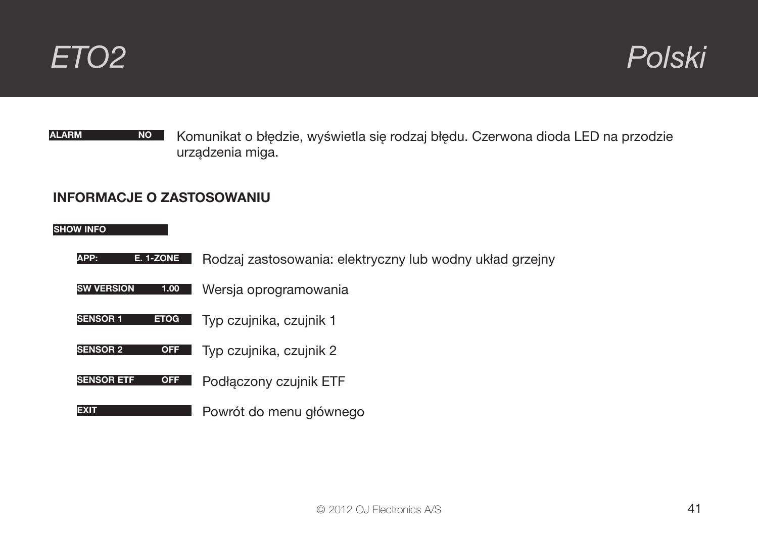| | |
|---|---|
| **ALARM NO** | Komunikat o błędzie, wyświetla się rodzaj błędu. Czerwona dioda LED na przodzie urządzenia miga. |

## INFORMACJE O ZASTOSOWANIU

**SHOW INFO**

| | |
|---|---|
| **APP: E. 1-ZONE** | Rodzaj zastosowania: elektryczny lub wodny układ grzejny |
| **SW VERSION 1.00** | Wersja oprogramowania |
| **SENSOR 1 ETOG** | Typ czujnika, czujnik 1 |
| **SENSOR 2 OFF** | Typ czujnika, czujnik 2 |
| **SENSOR ETF OFF** | Podłączony czujnik ETF |
| **EXIT** | Powrót do menu głównego |

© 2012 OJ Electronics A/S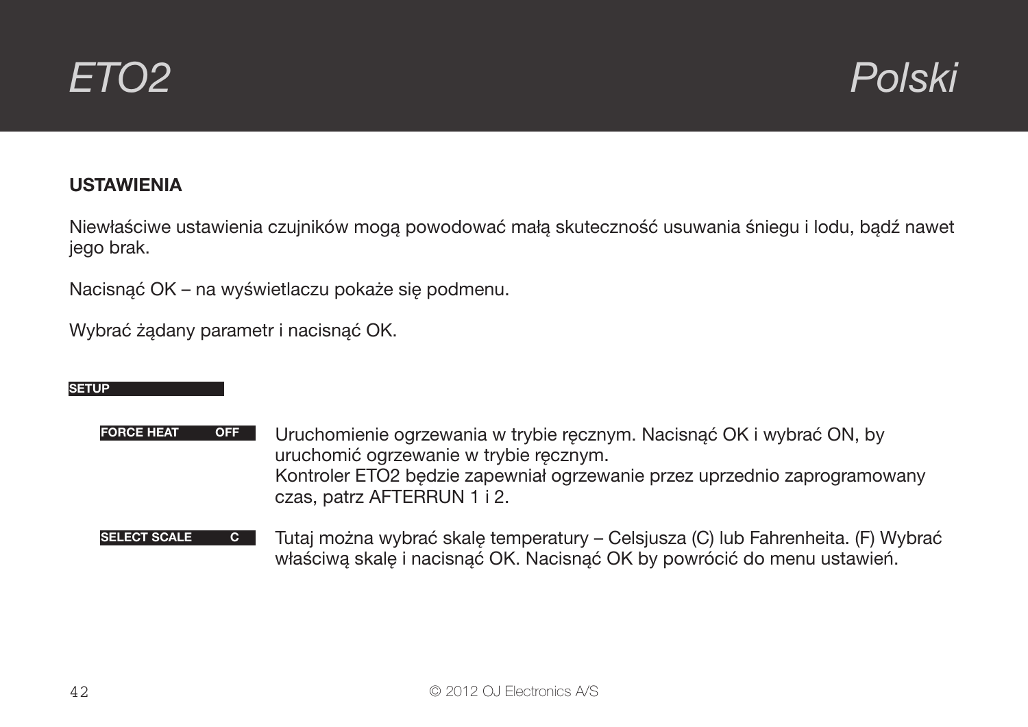## USTAWIENIA

Niewłaściwe ustawienia czujników mogą powodować małą skuteczność usuwania śniegu i lodu, bądź nawet jego brak.

Nacisnąć OK – na wyświetlaczu pokaże się podmenu.

Wybrać żądany parametr i nacisnąć OK.

**SETUP**

**FORCE HEAT OFF**

Uruchomienie ogrzewania w trybie ręcznym. Nacisnąć OK i wybrać ON, by uruchomić ogrzewanie w trybie ręcznym.
Kontroler ETO2 będzie zapewniał ogrzewanie przez uprzednio zaprogramowany czas, patrz AFTERRUN 1 i 2.

**SELECT SCALE C**

Tutaj można wybrać skalę temperatury – Celsjusza (C) lub Fahrenheita. (F) Wybrać właściwą skalę i nacisnąć OK. Nacisnąć OK by powrócić do menu ustawień.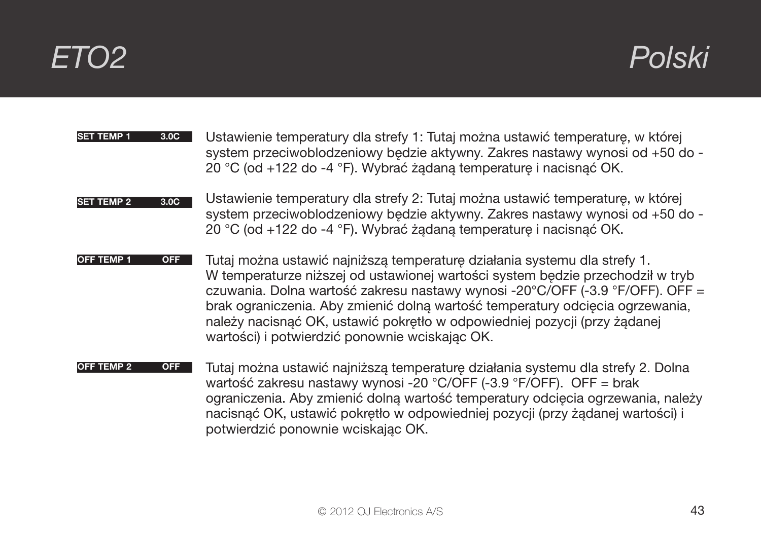**SET TEMP 1 3.0C**

Ustawienie temperatury dla strefy 1: Tutaj można ustawić temperaturę, w której system przeciwoblodzeniowy będzie aktywny. Zakres nastawy wynosi od +50 do -20 °C (od +122 do -4 °F). Wybrać żądaną temperaturę i nacisnąć OK.

**SET TEMP 2 3.0C**

Ustawienie temperatury dla strefy 2: Tutaj można ustawić temperaturę, w której system przeciwoblodzeniowy będzie aktywny. Zakres nastawy wynosi od +50 do -20 °C (od +122 do -4 °F). Wybrać żądaną temperaturę i nacisnąć OK.

**OFF TEMP 1 OFF**

Tutaj można ustawić najniższą temperaturę działania systemu dla strefy 1.
W temperaturze niższej od ustawionej wartości system będzie przechodził w tryb czuwania. Dolna wartość zakresu nastawy wynosi -20°C/OFF (-3.9 °F/OFF). OFF = brak ograniczenia. Aby zmienić dolną wartość temperatury odcięcia ogrzewania, należy nacisnąć OK, ustawić pokrętło w odpowiedniej pozycji (przy żądanej wartości) i potwierdzić ponownie wciskając OK.

**OFF TEMP 2 OFF**

Tutaj można ustawić najniższą temperaturę działania systemu dla strefy 2. Dolna wartość zakresu nastawy wynosi -20 °C/OFF (-3.9 °F/OFF). OFF = brak ograniczenia. Aby zmienić dolną wartość temperatury odcięcia ogrzewania, należy nacisnąć OK, ustawić pokrętło w odpowiedniej pozycji (przy żądanej wartości) i potwierdzić ponownie wciskając OK.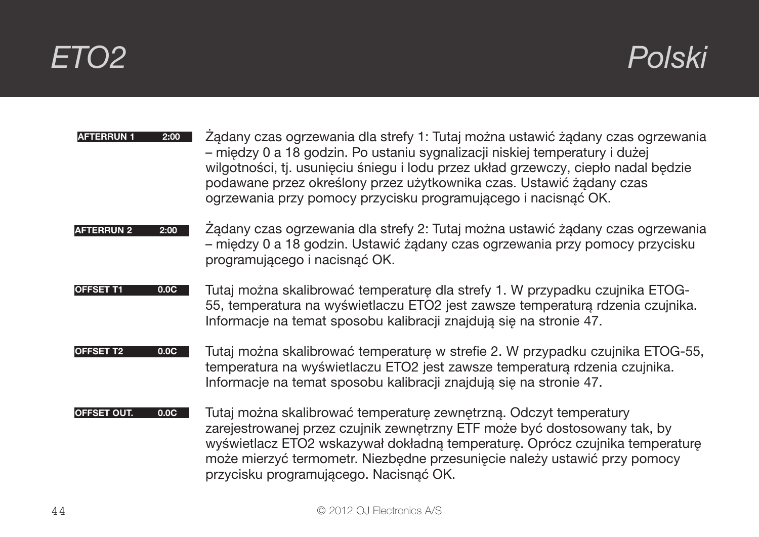**AFTERRUN 1 2:00**

Żądany czas ogrzewania dla strefy 1: Tutaj można ustawić żądany czas ogrzewania – między 0 a 18 godzin. Po ustaniu sygnalizacji niskiej temperatury i dużej wilgotności, tj. usunięciu śniegu i lodu przez układ grzewczy, ciepło nadal będzie podawane przez określony przez użytkownika czas. Ustawić żądany czas ogrzewania przy pomocy przycisku programującego i nacisnąć OK.

**AFTERRUN 2 2:00**

Żądany czas ogrzewania dla strefy 2: Tutaj można ustawić żądany czas ogrzewania – między 0 a 18 godzin. Ustawić żądany czas ogrzewania przy pomocy przycisku programującego i nacisnąć OK.

**OFFSET T1 0.0C**

Tutaj można skalibrować temperaturę dla strefy 1. W przypadku czujnika ETOG-55, temperatura na wyświetlaczu ETO2 jest zawsze temperaturą rdzenia czujnika. Informacje na temat sposobu kalibracji znajdują się na stronie 47.

**OFFSET T2 0.0C**

Tutaj można skalibrować temperaturę w strefie 2. W przypadku czujnika ETOG-55, temperatura na wyświetlaczu ETO2 jest zawsze temperaturą rdzenia czujnika. Informacje na temat sposobu kalibracji znajdują się na stronie 47.

**OFFSET OUT. 0.0C**

Tutaj można skalibrować temperaturę zewnętrzną. Odczyt temperatury zarejestrowanej przez czujnik zewnętrzny ETF może być dostosowany tak, by wyświetlacz ETO2 wskazywał dokładną temperaturę. Oprócz czujnika temperaturę może mierzyć termometr. Niezbędne przesunięcie należy ustawić przy pomocy przycisku programującego. Nacisnąć OK.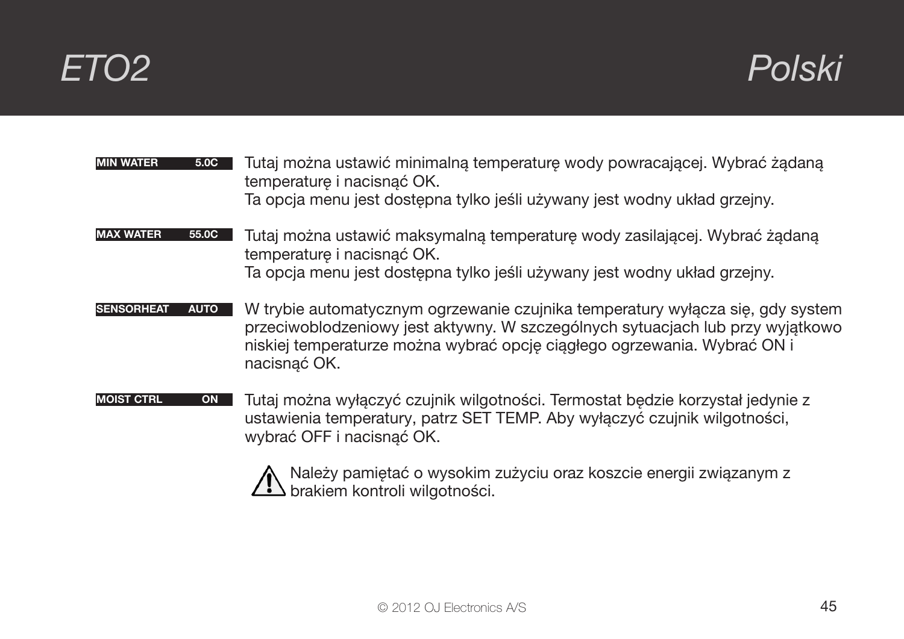**MIN WATER 5.0C**

Tutaj można ustawić minimalną temperaturę wody powracającej. Wybrać żądaną temperaturę i nacisnąć OK.
Ta opcja menu jest dostępna tylko jeśli używany jest wodny układ grzejny.

**MAX WATER 55.0C**

Tutaj można ustawić maksymalną temperaturę wody zasilającej. Wybrać żądaną temperaturę i nacisnąć OK.
Ta opcja menu jest dostępna tylko jeśli używany jest wodny układ grzejny.

**SENSORHEAT AUTO**

W trybie automatycznym ogrzewanie czujnika temperatury wyłącza się, gdy system przeciwoblodzeniowy jest aktywny. W szczególnych sytuacjach lub przy wyjątkowo niskiej temperaturze można wybrać opcję ciągłego ogrzewania. Wybrać ON i nacisnąć OK.

**MOIST CTRL ON**

Tutaj można wyłączyć czujnik wilgotności. Termostat będzie korzystał jedynie z ustawienia temperatury, patrz SET TEMP. Aby wyłączyć czujnik wilgotności, wybrać OFF i nacisnąć OK.

⚠ Należy pamiętać o wysokim zużyciu oraz koszcie energii związanym z brakiem kontroli wilgotności.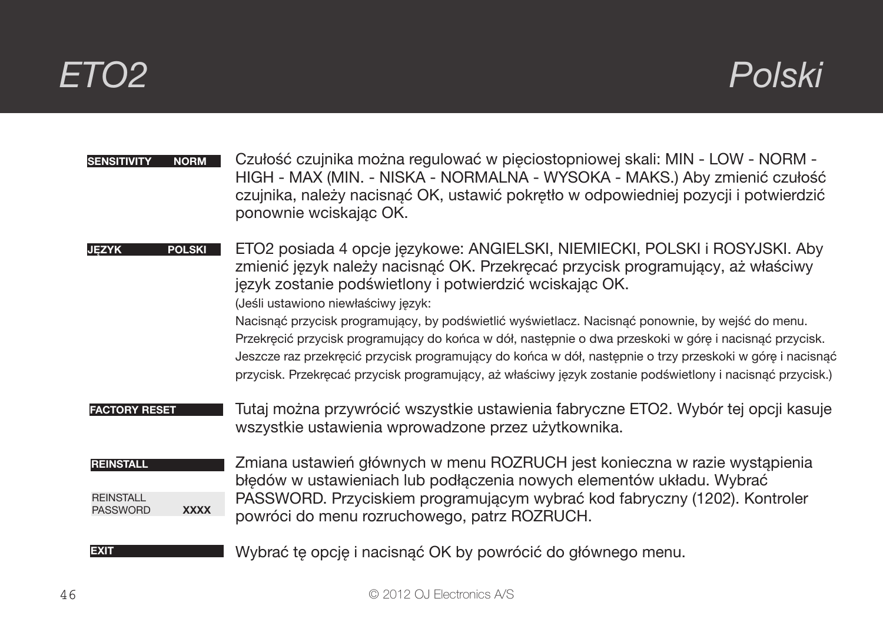**SENSITIVITY NORM**

Czułość czujnika można regulować w pięciostopniowej skali: MIN - LOW - NORM - HIGH - MAX (MIN. - NISKA - NORMALNA - WYSOKA - MAKS.) Aby zmienić czułość czujnika, należy nacisnąć OK, ustawić pokrętło w odpowiedniej pozycji i potwierdzić ponownie wciskając OK.

**JĘZYK POLSKI**

ETO2 posiada 4 opcje językowe: ANGIELSKI, NIEMIECKI, POLSKI i ROSYJSKI. Aby zmienić język należy nacisnąć OK. Przekręcać przycisk programujący, aż właściwy język zostanie podświetlony i potwierdzić wciskając OK.

(Jeśli ustawiono niewłaściwy język:
Nacisnąć przycisk programujący, by podświetlić wyświetlacz. Nacisnąć ponownie, by wejść do menu. Przekręcić przycisk programujący do końca w dół, następnie o dwa przeskoki w górę i nacisnąć przycisk. Jeszcze raz przekręcić przycisk programujący do końca w dół, następnie o trzy przeskoki w górę i nacisnąć przycisk. Przekręcać przycisk programujący, aż właściwy język zostanie podświetlony i nacisnąć przycisk.)

**FACTORY RESET**

Tutaj można przywrócić wszystkie ustawienia fabryczne ETO2. Wybór tej opcji kasuje wszystkie ustawienia wprowadzone przez użytkownika.

**REINSTALL**

REINSTALL
PASSWORD **XXXX**

Zmiana ustawień głównych w menu ROZRUCH jest konieczna w razie wystąpienia błędów w ustawieniach lub podłączenia nowych elementów układu. Wybrać PASSWORD. Przyciskiem programującym wybrać kod fabryczny (1202). Kontroler powróci do menu rozruchowego, patrz ROZRUCH.

**EXIT**

Wybrać tę opcję i nacisnąć OK by powrócić do głównego menu.

© 2012 OJ Electronics A/S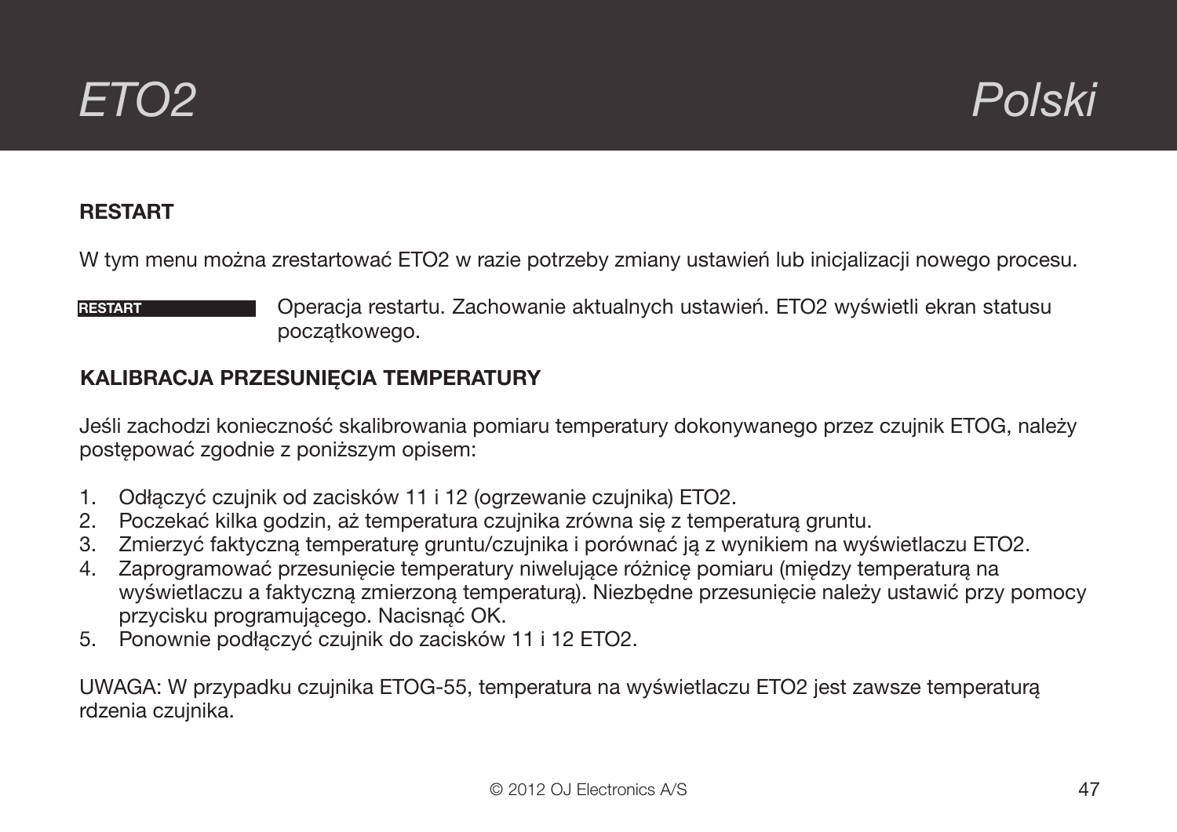## RESTART

W tym menu można zrestartować ETO2 w razie potrzeby zmiany ustawień lub inicjalizacji nowego procesu.

**RESTART** Operacja restartu. Zachowanie aktualnych ustawień. ETO2 wyświetli ekran statusu początkowego.

## KALIBRACJA PRZESUNIĘCIA TEMPERATURY

Jeśli zachodzi konieczność skalibrowania pomiaru temperatury dokonywanego przez czujnik ETOG, należy postępować zgodnie z poniższym opisem:

1. Odłączyć czujnik od zacisków 11 i 12 (ogrzewanie czujnika) ETO2.
2. Poczekać kilka godzin, aż temperatura czujnika zrówna się z temperaturą gruntu.
3. Zmierzyć faktyczną temperaturę gruntu/czujnika i porównać ją z wynikiem na wyświetlaczu ETO2.
4. Zaprogramować przesunięcie temperatury niwelujące różnicę pomiaru (między temperaturą na wyświetlaczu a faktyczną zmierzoną temperaturą). Niezbędne przesunięcie należy ustawić przy pomocy przycisku programującego. Nacisnąć OK.
5. Ponownie podłączyć czujnik do zacisków 11 i 12 ETO2.

UWAGA: W przypadku czujnika ETOG-55, temperatura na wyświetlaczu ETO2 jest zawsze temperaturą rdzenia czujnika.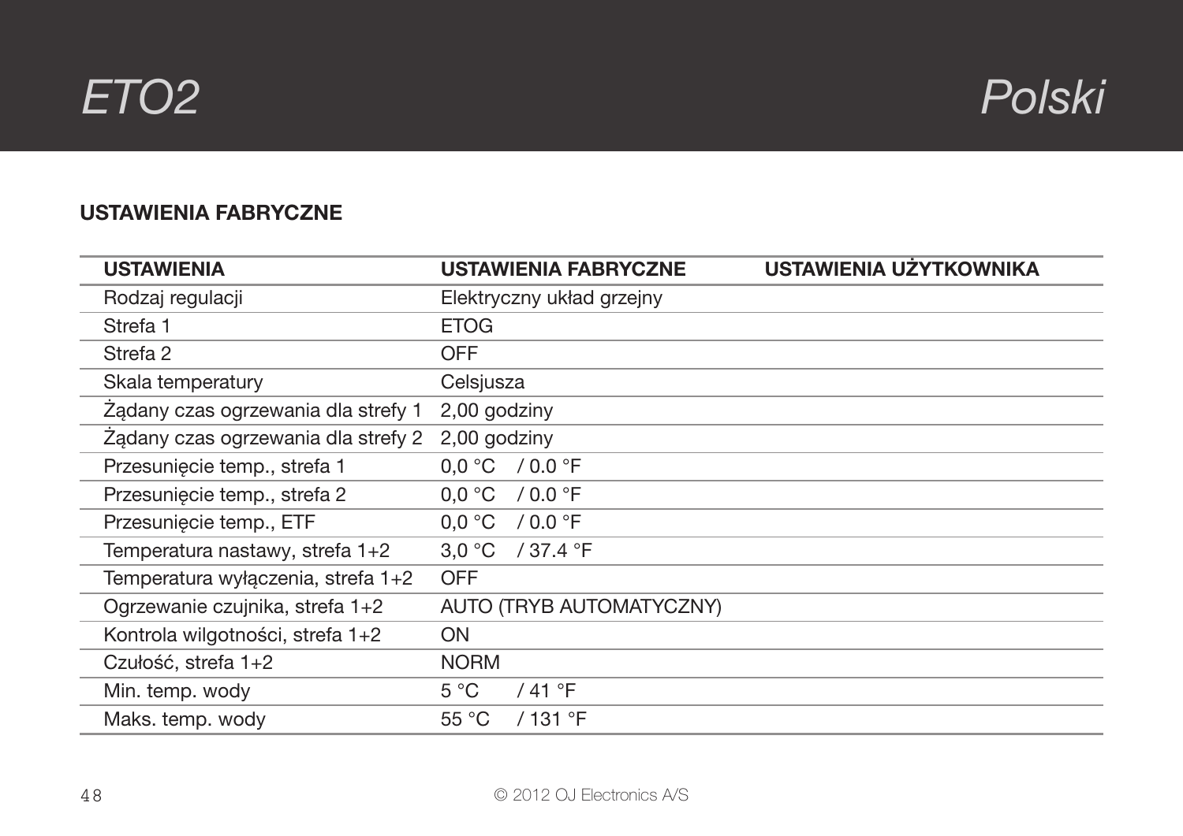## USTAWIENIA FABRYCZNE

| USTAWIENIA | USTAWIENIA FABRYCZNE | USTAWIENIA UŻYTKOWNIKA |
|---|---|---|
| Rodzaj regulacji | Elektryczny układ grzejny | |
| Strefa 1 | ETOG | |
| Strefa 2 | OFF | |
| Skala temperatury | Celsjusza | |
| Żądany czas ogrzewania dla strefy 1 | 2,00 godziny | |
| Żądany czas ogrzewania dla strefy 2 | 2,00 godziny | |
| Przesunięcie temp., strefa 1 | 0,0 °C / 0.0 °F | |
| Przesunięcie temp., strefa 2 | 0,0 °C / 0.0 °F | |
| Przesunięcie temp., ETF | 0,0 °C / 0.0 °F | |
| Temperatura nastawy, strefa 1+2 | 3,0 °C / 37.4 °F | |
| Temperatura wyłączenia, strefa 1+2 | OFF | |
| Ogrzewanie czujnika, strefa 1+2 | AUTO (TRYB AUTOMATYCZNY) | |
| Kontrola wilgotności, strefa 1+2 | ON | |
| Czułość, strefa 1+2 | NORM | |
| Min. temp. wody | 5 °C / 41 °F | |
| Maks. temp. wody | 55 °C / 131 °F | |

© 2012 OJ Electronics A/S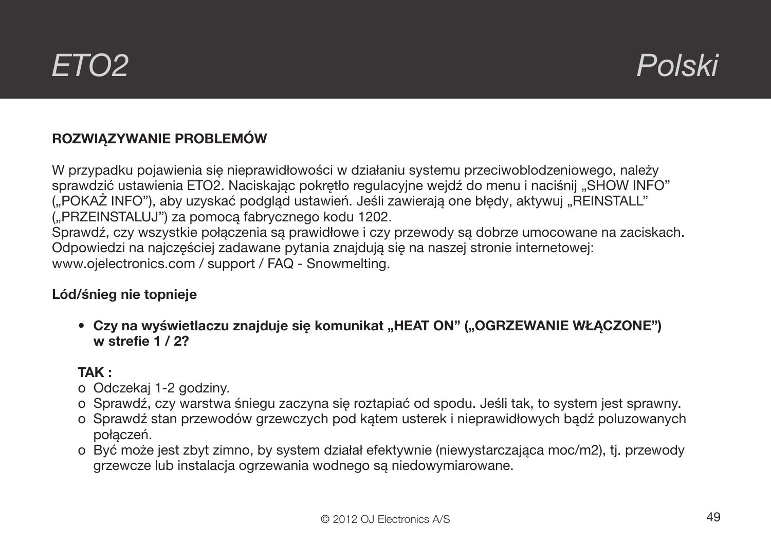## ROZWIĄZYWANIE PROBLEMÓW

W przypadku pojawienia się nieprawidłowości w działaniu systemu przeciwoblodzeniowego, należy sprawdzić ustawienia ETO2. Naciskając pokrętło regulacyjne wejdź do menu i naciśnij „SHOW INFO" („POKAŻ INFO"), aby uzyskać podgląd ustawień. Jeśli zawierają one błędy, aktywuj „REINSTALL" („PRZEINSTALUJ") za pomocą fabrycznego kodu 1202.
Sprawdź, czy wszystkie połączenia są prawidłowe i czy przewody są dobrze umocowane na zaciskach.
Odpowiedzi na najczęściej zadawane pytania znajdują się na naszej stronie internetowej:
www.ojelectronics.com / support / FAQ - Snowmelting.

**Lód/śnieg nie topnieje**

- **Czy na wyświetlaczu znajduje się komunikat „HEAT ON" („OGRZEWANIE WŁĄCZONE") w strefie 1 / 2?**

  **TAK :**
  - o Odczekaj 1-2 godziny.
  - o Sprawdź, czy warstwa śniegu zaczyna się roztapiać od spodu. Jeśli tak, to system jest sprawny.
  - o Sprawdź stan przewodów grzewczych pod kątem usterek i nieprawidłowych bądź poluzowanych połączeń.
  - o Być może jest zbyt zimno, by system działał efektywnie (niewystarczająca moc/m2), tj. przewody grzewcze lub instalacja ogrzewania wodnego są niedowymiarowane.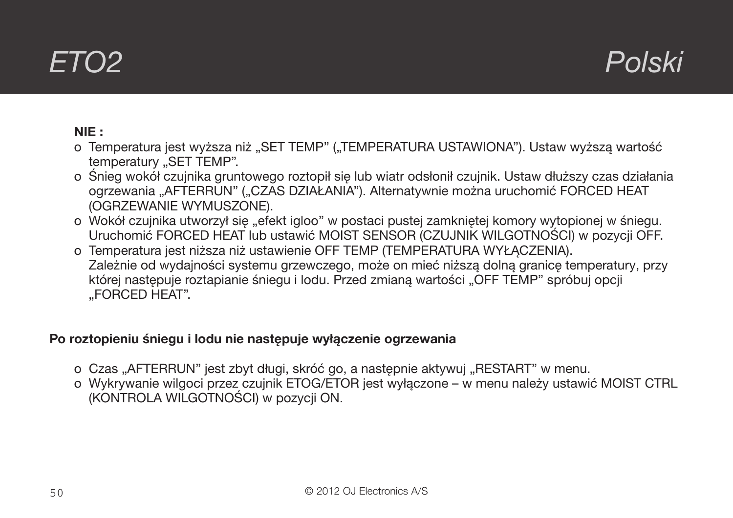**NIE :**

- o Temperatura jest wyższa niż „SET TEMP” („TEMPERATURA USTAWIONA”). Ustaw wyższą wartość temperatury „SET TEMP”.
- o Śnieg wokół czujnika gruntowego roztopił się lub wiatr odsłonił czujnik. Ustaw dłuższy czas działania ogrzewania „AFTERRUN” („CZAS DZIAŁANIA”). Alternatywnie można uruchomić FORCED HEAT (OGRZEWANIE WYMUSZONE).
- o Wokół czujnika utworzył się „efekt igloo” w postaci pustej zamkniętej komory wytopionej w śniegu. Uruchomić FORCED HEAT lub ustawić MOIST SENSOR (CZUJNIK WILGOTNOŚCI) w pozycji OFF.
- o Temperatura jest niższa niż ustawienie OFF TEMP (TEMPERATURA WYŁĄCZENIA). Zależnie od wydajności systemu grzewczego, może on mieć niższą dolną granicę temperatury, przy której następuje roztapianie śniegu i lodu. Przed zmianą wartości „OFF TEMP” spróbuj opcji „FORCED HEAT”.

**Po roztopieniu śniegu i lodu nie następuje wyłączenie ogrzewania**

- o Czas „AFTERRUN” jest zbyt długi, skróć go, a następnie aktywuj „RESTART” w menu.
- o Wykrywanie wilgoci przez czujnik ETOG/ETOR jest wyłączone – w menu należy ustawić MOIST CTRL (KONTROLA WILGOTNOŚCI) w pozycji ON.

© 2012 OJ Electronics A/S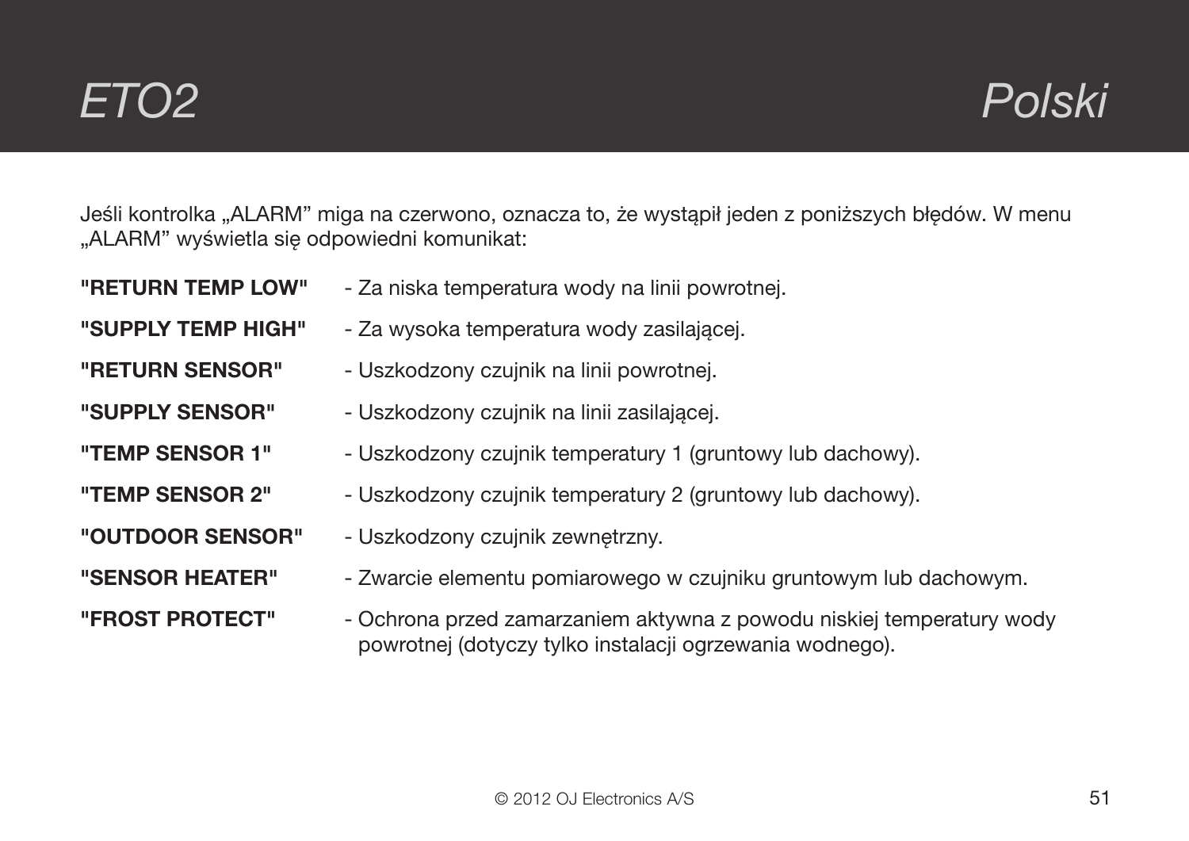Jeśli kontrolka „ALARM” miga na czerwono, oznacza to, że wystąpił jeden z poniższych błędów. W menu „ALARM” wyświetla się odpowiedni komunikat:

**"RETURN TEMP LOW"** - Za niska temperatura wody na linii powrotnej.

**"SUPPLY TEMP HIGH"** - Za wysoka temperatura wody zasilającej.

**"RETURN SENSOR"** - Uszkodzony czujnik na linii powrotnej.

**"SUPPLY SENSOR"** - Uszkodzony czujnik na linii zasilającej.

**"TEMP SENSOR 1"** - Uszkodzony czujnik temperatury 1 (gruntowy lub dachowy).

**"TEMP SENSOR 2"** - Uszkodzony czujnik temperatury 2 (gruntowy lub dachowy).

**"OUTDOOR SENSOR"** - Uszkodzony czujnik zewnętrzny.

**"SENSOR HEATER"** - Zwarcie elementu pomiarowego w czujniku gruntowym lub dachowym.

**"FROST PROTECT"** - Ochrona przed zamarzaniem aktywna z powodu niskiej temperatury wody powrotnej (dotyczy tylko instalacji ogrzewania wodnego).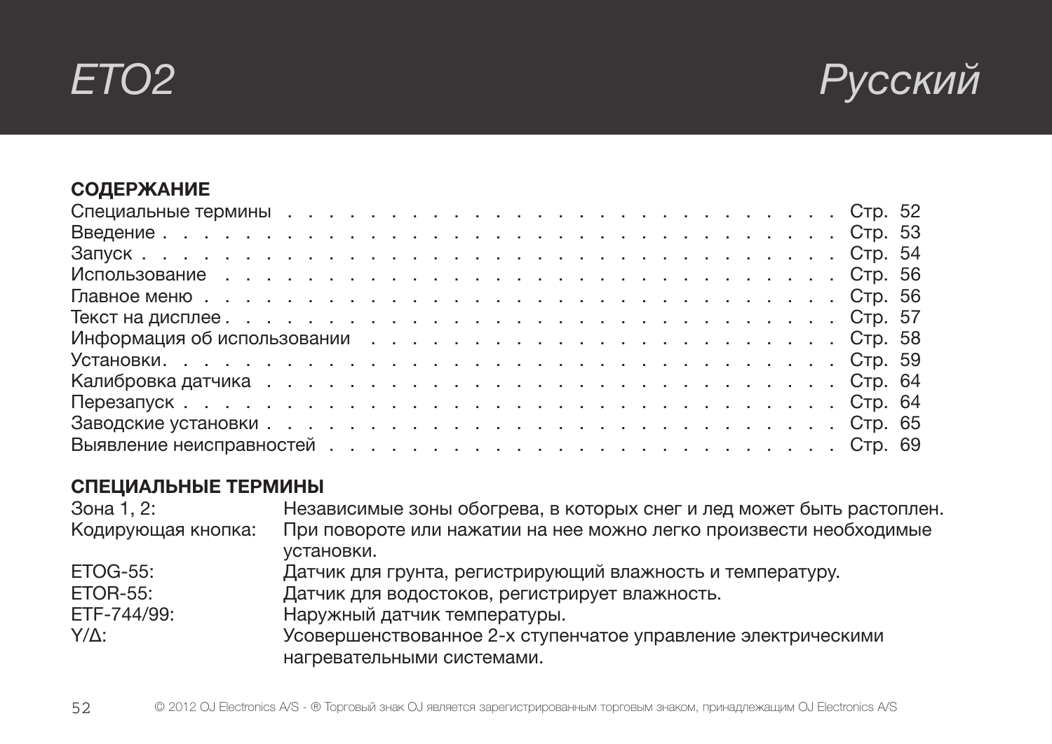# ETO2 Русский

## СОДЕРЖАНИЕ

| | |
|---|---|
| Специальные термины | Стр. 52 |
| Введение | Стр. 53 |
| Запуск | Стр. 54 |
| Использование | Стр. 56 |
| Главное меню | Стр. 56 |
| Текст на дисплее | Стр. 57 |
| Информация об использовании | Стр. 58 |
| Установки | Стр. 59 |
| Калибровка датчика | Стр. 64 |
| Перезапуск | Стр. 64 |
| Заводские установки | Стр. 65 |
| Выявление неисправностей | Стр. 69 |

## СПЕЦИАЛЬНЫЕ ТЕРМИНЫ

| | |
|---|---|
| Зона 1, 2: | Независимые зоны обогрева, в которых снег и лед может быть растоплен. |
| Кодирующая кнопка: | При повороте или нажатии на нее можно легко произвести необходимые установки. |
| ETOG-55: | Датчик для грунта, регистрирующий влажность и температуру. |
| ETOR-55: | Датчик для водостоков, регистрирует влажность. |
| ETF-744/99: | Наружный датчик температуры. |
| Y/Δ: | Усовершенствованное 2-х ступенчатое управление электрическими нагревательными системами. |

© 2012 OJ Electronics A/S - ® Торговый знак OJ является зарегистрированным торговым знаком, принадлежащим OJ Electronics A/S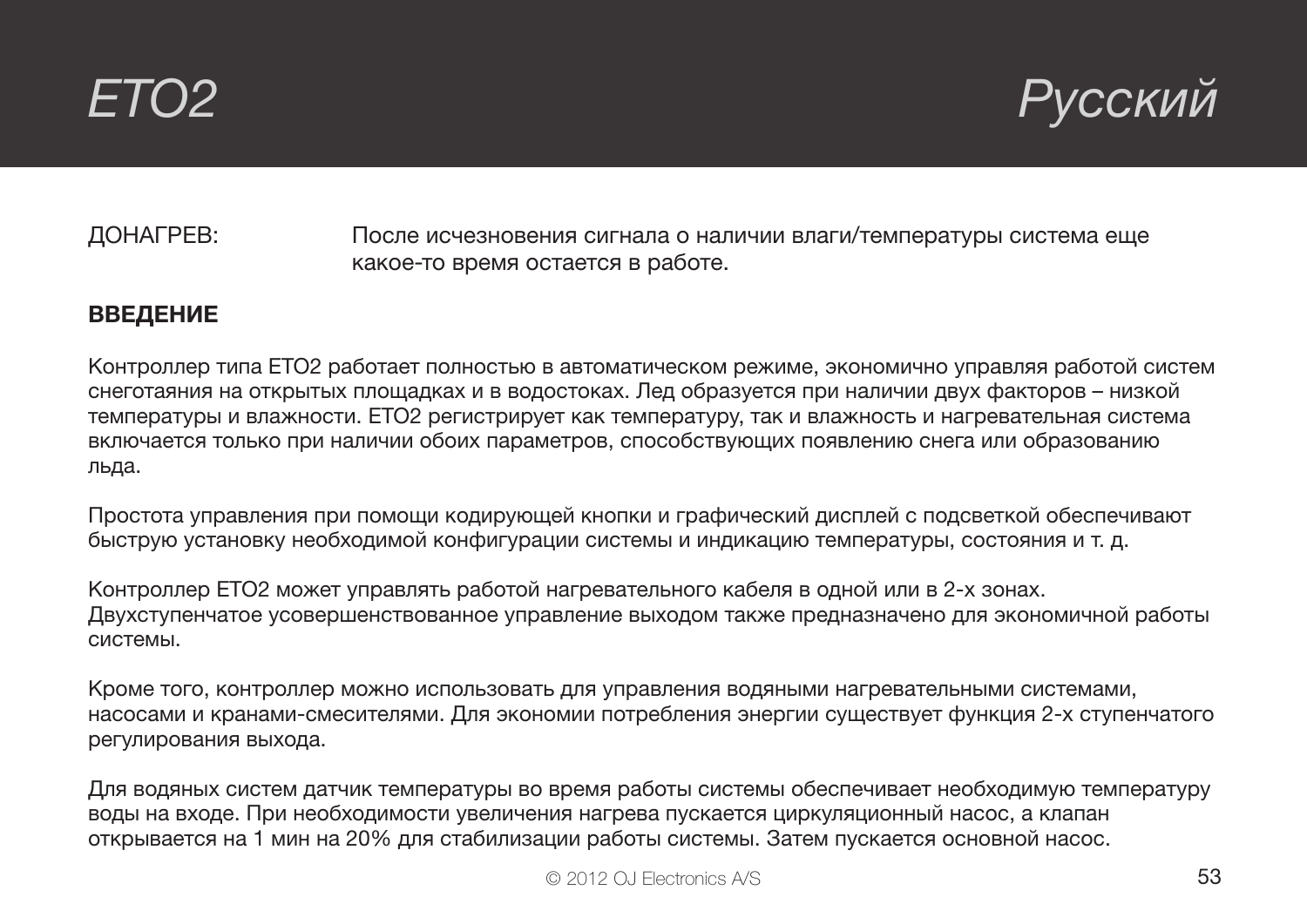ДОНАГРЕВ: После исчезновения сигнала о наличии влаги/температуры система еще какое-то время остается в работе.

**ВВЕДЕНИЕ**

Контроллер типа ETO2 работает полностью в автоматическом режиме, экономично управляя работой систем снеготаяния на открытых площадках и в водостоках. Лед образуется при наличии двух факторов – низкой температуры и влажности. ETO2 регистрирует как температуру, так и влажность и нагревательная система включается только при наличии обоих параметров, способствующих появлению снега или образованию льда.

Простота управления при помощи кодирующей кнопки и графический дисплей с подсветкой обеспечивают быструю установку необходимой конфигурации системы и индикацию температуры, состояния и т. д.

Контроллер ETO2 может управлять работой нагревательного кабеля в одной или в 2-х зонах. Двухступенчатое усовершенствованное управление выходом также предназначено для экономичной работы системы.

Кроме того, контроллер можно использовать для управления водяными нагревательными системами, насосами и кранами-смесителями. Для экономии потребления энергии существует функция 2-х ступенчатого регулирования выхода.

Для водяных систем датчик температуры во время работы системы обеспечивает необходимую температуру воды на входе. При необходимости увеличения нагрева пускается циркуляционный насос, а клапан открывается на 1 мин на 20% для стабилизации работы системы. Затем пускается основной насос.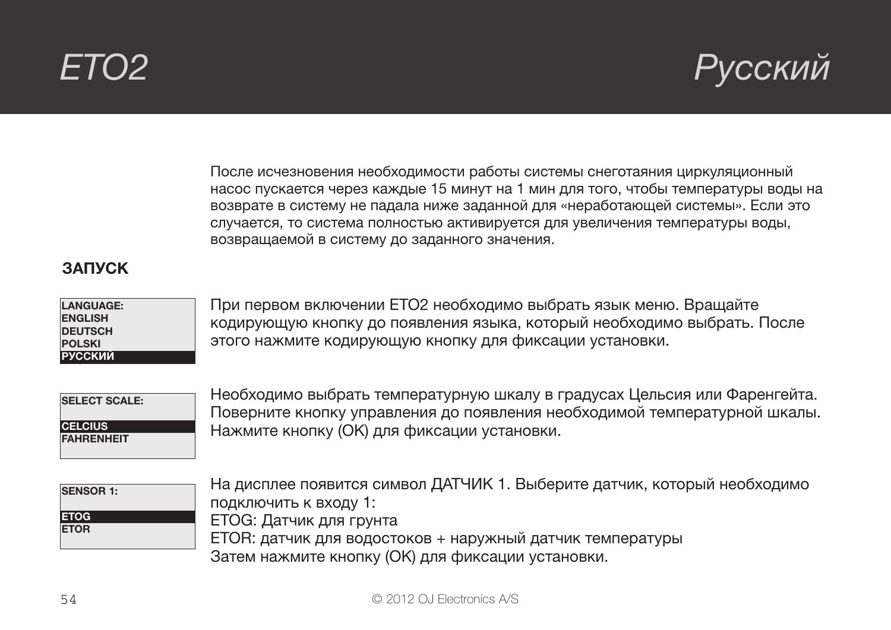После исчезновения необходимости работы системы снеготаяния циркуляционный насос пускается через каждые 15 минут на 1 мин для того, чтобы температуры воды на возврате в систему не падала ниже заданной для «неработающей системы». Если это случается, то система полностью активируется для увеличения температуры воды, возвращаемой в систему до заданного значения.

## ЗАПУСК

```
LANGUAGE:
ENGLISH
DEUTSCH
POLSKI
РУССКИЙ
```

При первом включении ETO2 необходимо выбрать язык меню. Вращайте кодирующую кнопку до появления языка, который необходимо выбрать. После этого нажмите кодирующую кнопку для фиксации установки.

```
SELECT SCALE:

CELCIUS
FAHRENHEIT
```

Необходимо выбрать температурную шкалу в градусах Цельсия или Фаренгейта. Поверните кнопку управления до появления необходимой температурной шкалы. Нажмите кнопку (OK) для фиксации установки.

```
SENSOR 1:

ETOG
ETOR
```

На дисплее появится символ ДАТЧИК 1. Выберите датчик, который необходимо подключить к входу 1:
ETOG: Датчик для грунта
ETOR: датчик для водостоков + наружный датчик температуры
Затем нажмите кнопку (OK) для фиксации установки.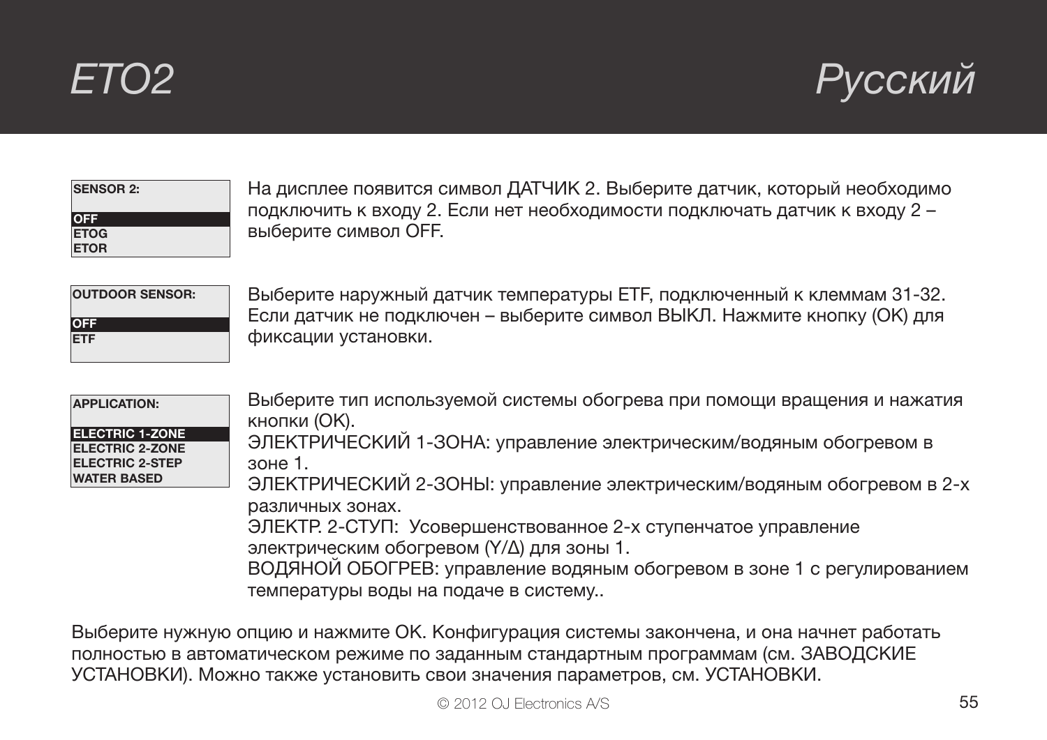```
SENSOR 2:

OFF
ETOG
ETOR
```

На дисплее появится символ ДАТЧИК 2. Выберите датчик, который необходимо подключить к входу 2. Если нет необходимости подключать датчик к входу 2 – выберите символ OFF.

```
OUTDOOR SENSOR:

OFF
ETF
```

Выберите наружный датчик температуры ETF, подключенный к клеммам 31-32. Если датчик не подключен – выберите символ ВЫКЛ. Нажмите кнопку (OK) для фиксации установки.

```
APPLICATION:

ELECTRIC 1-ZONE
ELECTRIC 2-ZONE
ELECTRIC 2-STEP
WATER BASED
```

Выберите тип используемой системы обогрева при помощи вращения и нажатия кнопки (OK).
ЭЛЕКТРИЧЕСКИЙ 1-ЗОНА: управление электрическим/водяным обогревом в зоне 1.
ЭЛЕКТРИЧЕСКИЙ 2-ЗОНЫ: управление электрическим/водяным обогревом в 2-х различных зонах.
ЭЛЕКТР. 2-СТУП: Усовершенствованное 2-х ступенчатое управление электрическим обогревом (Y/Δ) для зоны 1.
ВОДЯНОЙ ОБОГРЕВ: управление водяным обогревом в зоне 1 с регулированием температуры воды на подаче в систему..

Выберите нужную опцию и нажмите OK. Конфигурация системы закончена, и она начнет работать полностью в автоматическом режиме по заданным стандартным программам (см. ЗАВОДСКИЕ УСТАНОВКИ). Можно также установить свои значения параметров, см. УСТАНОВКИ.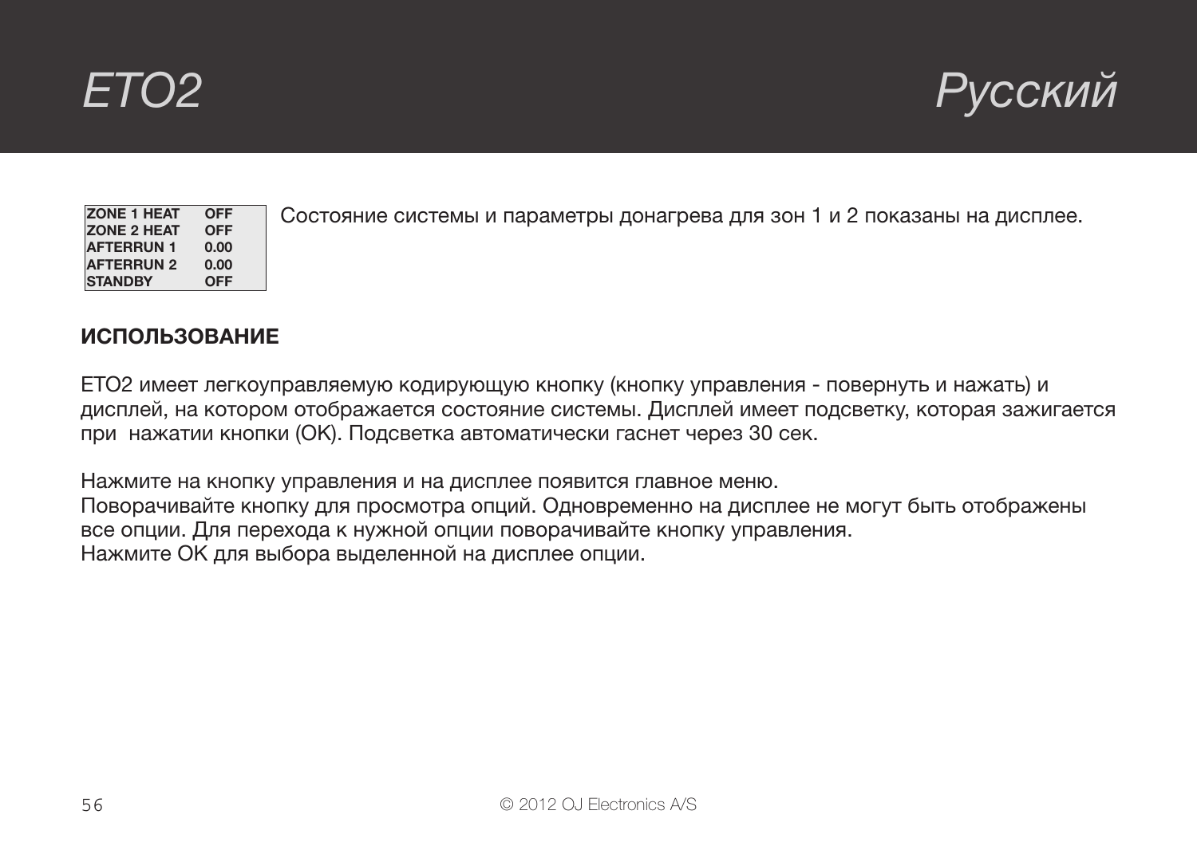| ZONE 1 HEAT | OFF |
|---|---|
| ZONE 2 HEAT | OFF |
| AFTERRUN 1 | 0.00 |
| AFTERRUN 2 | 0.00 |
| STANDBY | OFF |

Состояние системы и параметры донагрева для зон 1 и 2 показаны на дисплее.

**ИСПОЛЬЗОВАНИЕ**

ETO2 имеет легкоуправляемую кодирующую кнопку (кнопку управления - повернуть и нажать) и дисплей, на котором отображается состояние системы. Дисплей имеет подсветку, которая зажигается при нажатии кнопки (OK). Подсветка автоматически гаснет через 30 сек.

Нажмите на кнопку управления и на дисплее появится главное меню.
Поворачивайте кнопку для просмотра опций. Одновременно на дисплее не могут быть отображены все опции. Для перехода к нужной опции поворачивайте кнопку управления.
Нажмите OK для выбора выделенной на дисплее опции.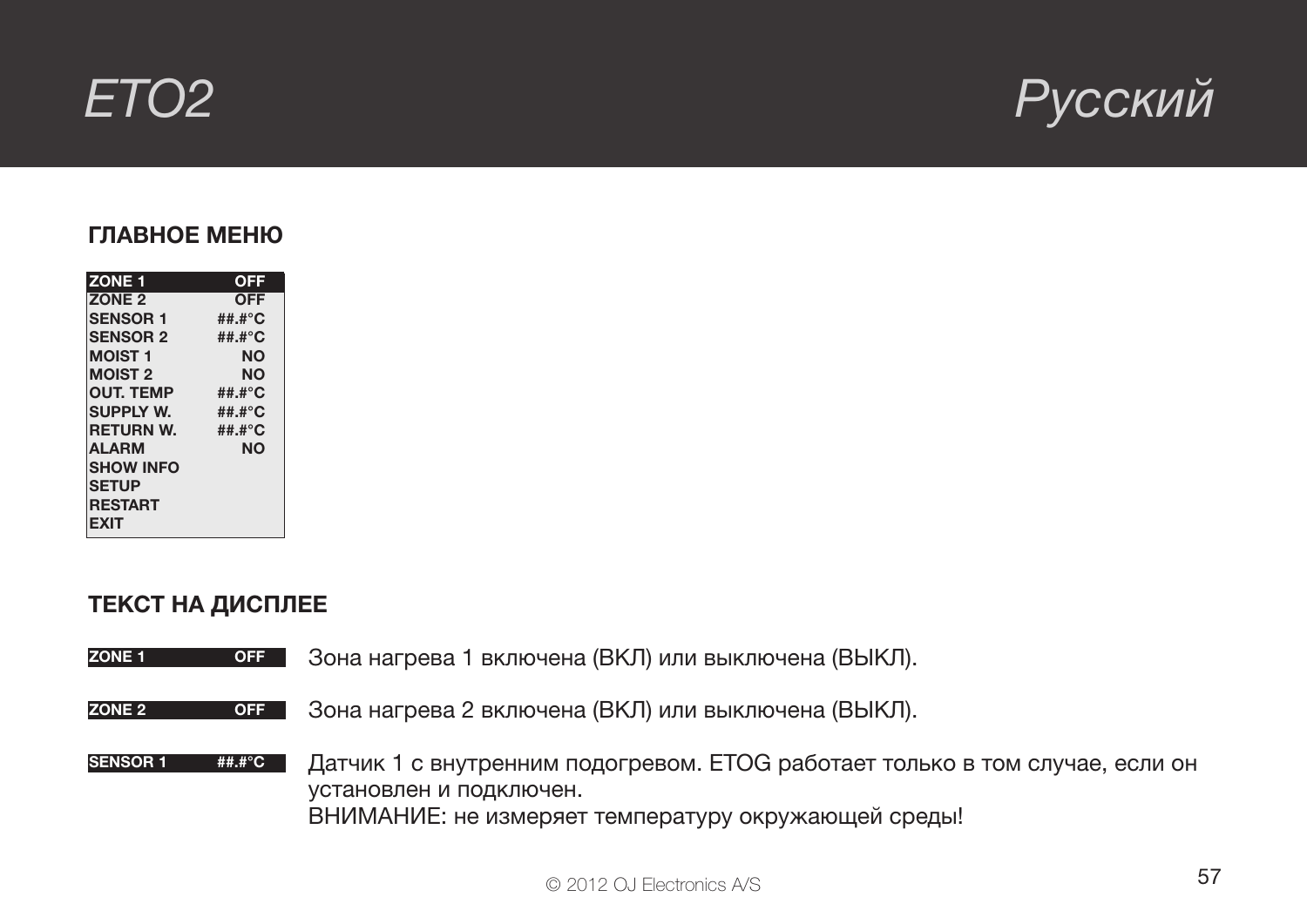## ГЛАВНОЕ МЕНЮ

| | |
|---|---|
| ZONE 1 | OFF |
| ZONE 2 | OFF |
| SENSOR 1 | ##.#°C |
| SENSOR 2 | ##.#°C |
| MOIST 1 | NO |
| MOIST 2 | NO |
| OUT. TEMP | ##.#°C |
| SUPPLY W. | ##.#°C |
| RETURN W. | ##.#°C |
| ALARM | NO |
| SHOW INFO | |
| SETUP | |
| RESTART | |
| EXIT | |

## ТЕКСТ НА ДИСПЛЕЕ

**ZONE 1 OFF** — Зона нагрева 1 включена (ВКЛ) или выключена (ВЫКЛ).

**ZONE 2 OFF** — Зона нагрева 2 включена (ВКЛ) или выключена (ВЫКЛ).

**SENSOR 1 ##.#°C** — Датчик 1 с внутренним подогревом. ETOG работает только в том случае, если он установлен и подключен.
ВНИМАНИЕ: не измеряет температуру окружающей среды!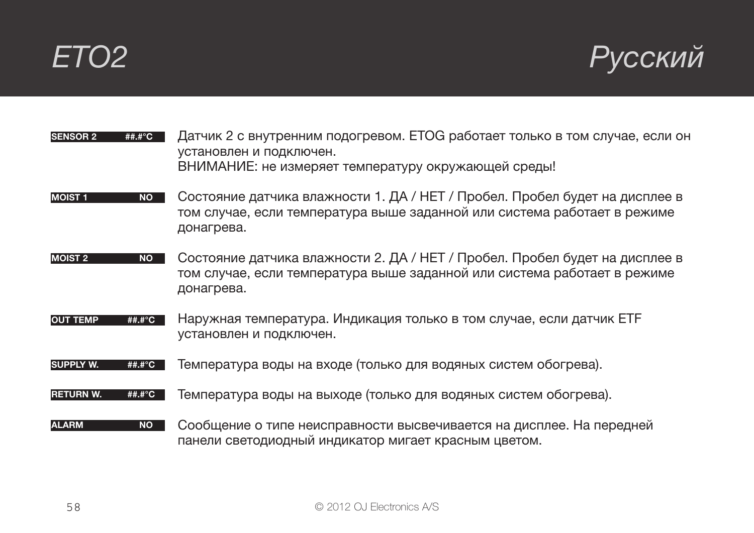**SENSOR 2 ##.#°C** Датчик 2 с внутренним подогревом. ETOG работает только в том случае, если он установлен и подключен.
ВНИМАНИЕ: не измеряет температуру окружающей среды!

**MOIST 1 NO** Состояние датчика влажности 1. ДА / НЕТ / Пробел. Пробел будет на дисплее в том случае, если температура выше заданной или система работает в режиме донагрева.

**MOIST 2 NO** Состояние датчика влажности 2. ДА / НЕТ / Пробел. Пробел будет на дисплее в том случае, если температура выше заданной или система работает в режиме донагрева.

**OUT TEMP ##.#°C** Наружная температура. Индикация только в том случае, если датчик ETF установлен и подключен.

**SUPPLY W. ##.#°C** Температура воды на входе (только для водяных систем обогрева).

**RETURN W. ##.#°C** Температура воды на выходе (только для водяных систем обогрева).

**ALARM NO** Сообщение о типе неисправности высвечивается на дисплее. На передней панели светодиодный индикатор мигает красным цветом.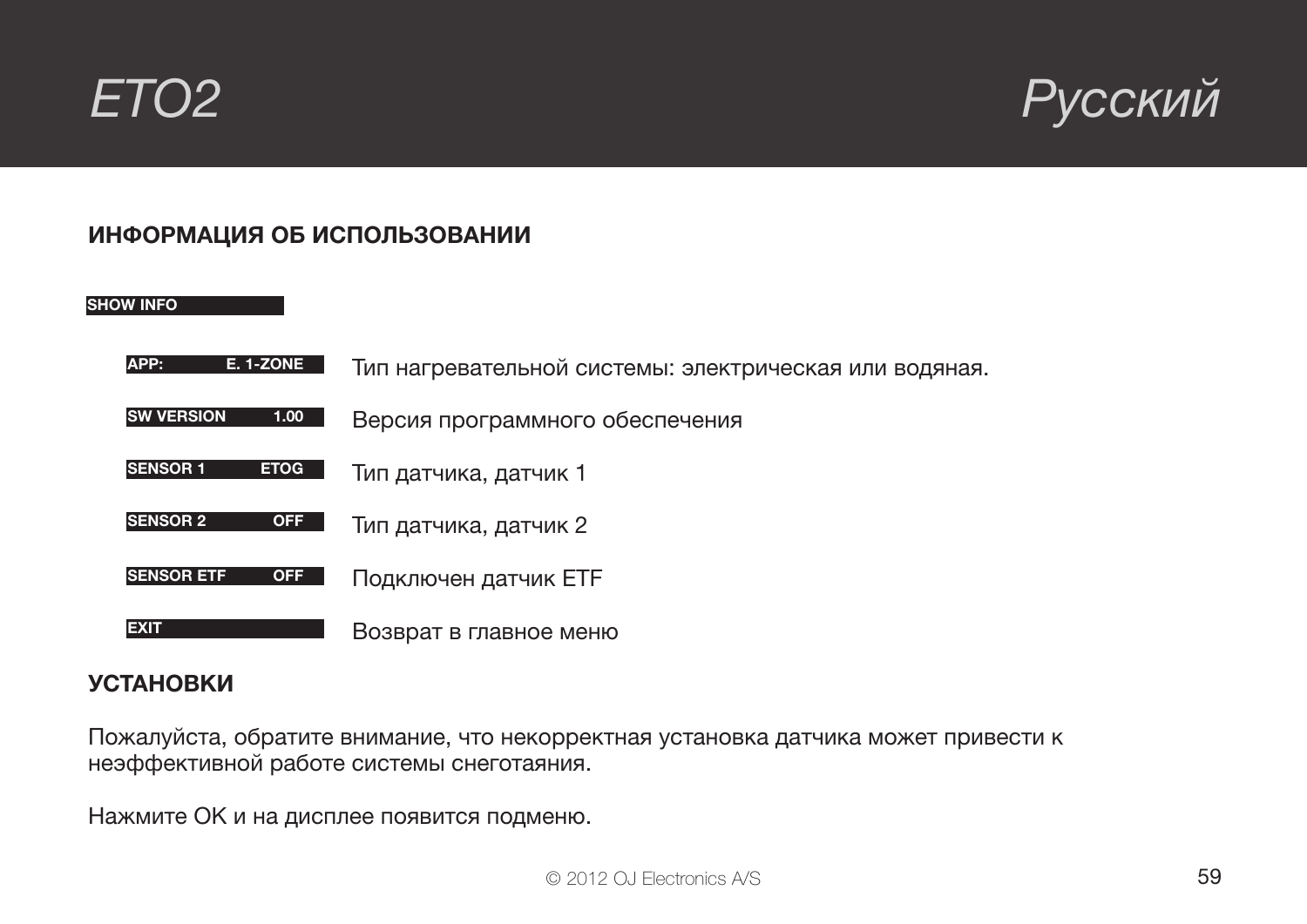## ИНФОРМАЦИЯ ОБ ИСПОЛЬЗОВАНИИ

**SHOW INFO**

| Дисплей | Описание |
|---|---|
| APP: E. 1-ZONE | Тип нагревательной системы: электрическая или водяная. |
| SW VERSION 1.00 | Версия программного обеспечения |
| SENSOR 1 ETOG | Тип датчика, датчик 1 |
| SENSOR 2 OFF | Тип датчика, датчик 2 |
| SENSOR ETF OFF | Подключен датчик ETF |
| EXIT | Возврат в главное меню |

## УСТАНОВКИ

Пожалуйста, обратите внимание, что некорректная установка датчика может привести к неэффективной работе системы снеготаяния.

Нажмите OK и на дисплее появится подменю.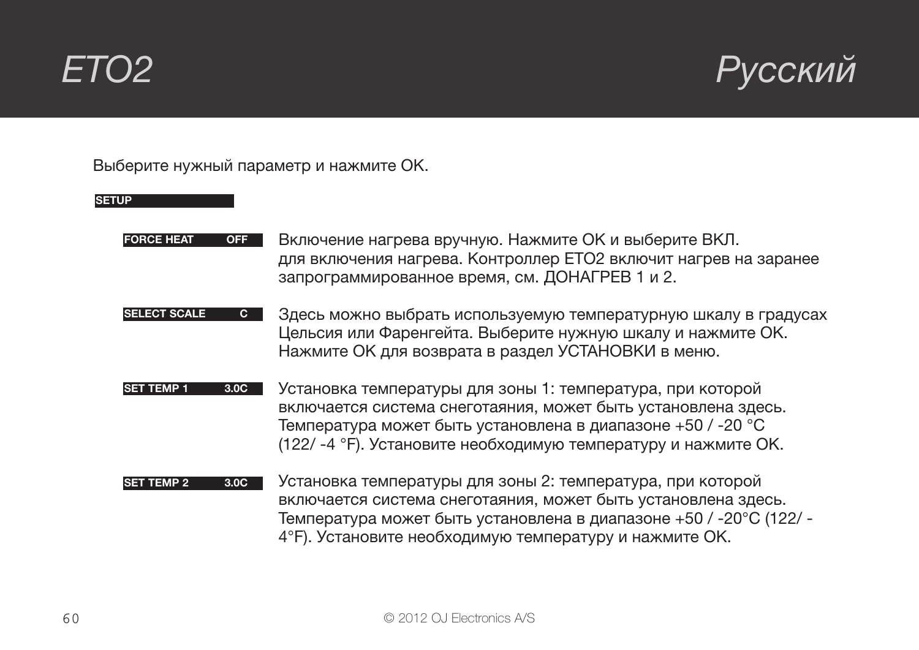Выберите нужный параметр и нажмите OK.

**SETUP**

**FORCE HEAT OFF** Включение нагрева вручную. Нажмите OK и выберите ВКЛ. для включения нагрева. Контроллер ETO2 включит нагрев на заранее запрограммированное время, см. ДОНАГРЕВ 1 и 2.

**SELECT SCALE C** Здесь можно выбрать используемую температурную шкалу в градусах Цельсия или Фаренгейта. Выберите нужную шкалу и нажмите OK. Нажмите OK для возврата в раздел УСТАНОВКИ в меню.

**SET TEMP 1 3.0C** Установка температуры для зоны 1: температура, при которой включается система снеготаяния, может быть установлена здесь. Температура может быть установлена в диапазоне +50 / -20 °C (122/ -4 °F). Установите необходимую температуру и нажмите OK.

**SET TEMP 2 3.0C** Установка температуры для зоны 2: температура, при которой включается система снеготаяния, может быть установлена здесь. Температура может быть установлена в диапазоне +50 / -20°C (122/ -4°F). Установите необходимую температуру и нажмите OK.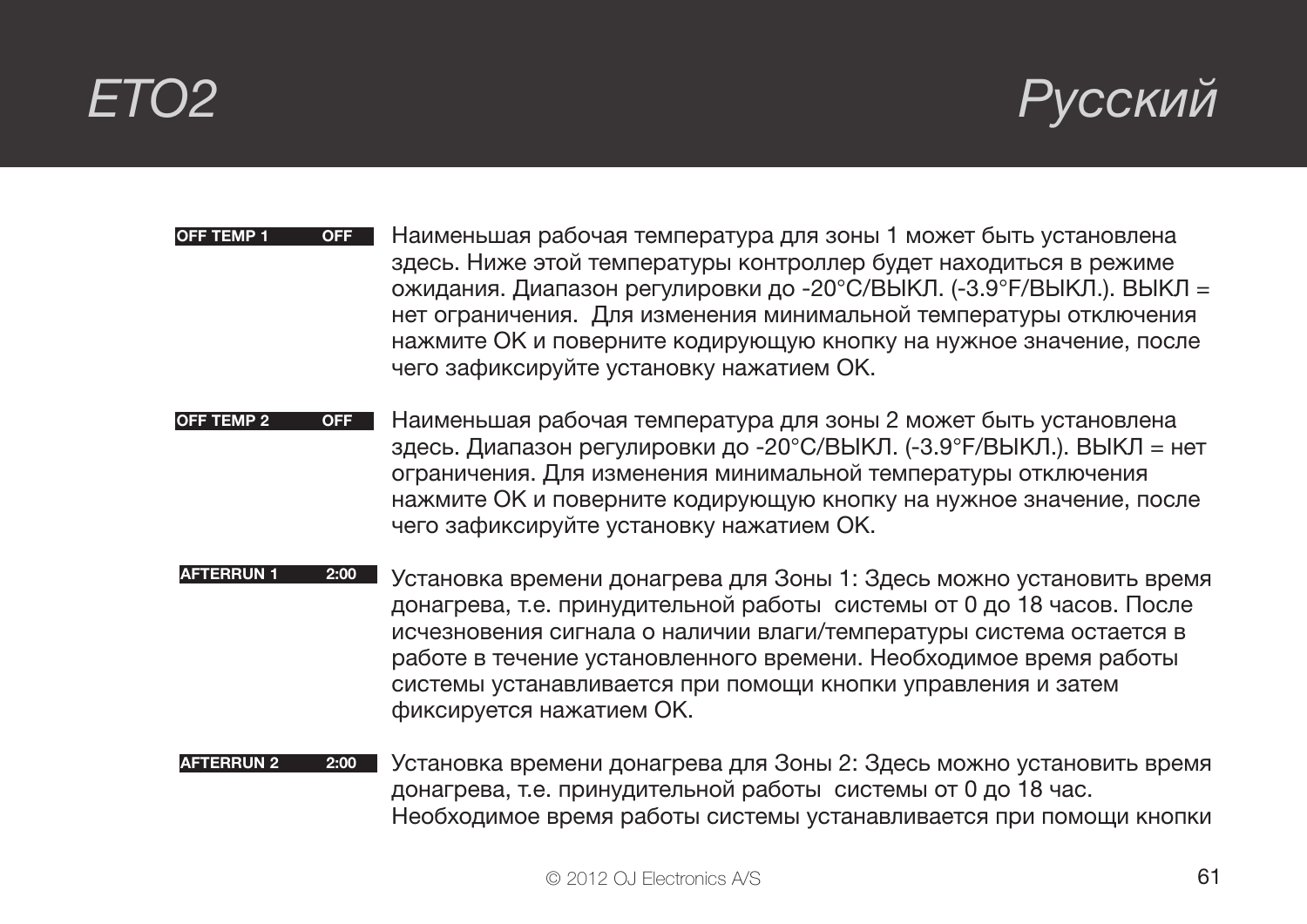**OFF TEMP 1 OFF**

Наименьшая рабочая температура для зоны 1 может быть установлена здесь. Ниже этой температуры контроллер будет находиться в режиме ожидания. Диапазон регулировки до -20°C/ВЫКЛ. (-3.9°F/ВЫКЛ.). ВЫКЛ = нет ограничения. Для изменения минимальной температуры отключения нажмите OK и поверните кодирующую кнопку на нужное значение, после чего зафиксируйте установку нажатием OK.

**OFF TEMP 2 OFF**

Наименьшая рабочая температура для зоны 2 может быть установлена здесь. Диапазон регулировки до -20°C/ВЫКЛ. (-3.9°F/ВЫКЛ.). ВЫКЛ = нет ограничения. Для изменения минимальной температуры отключения нажмите OK и поверните кодирующую кнопку на нужное значение, после чего зафиксируйте установку нажатием OK.

**AFTERRUN 1 2:00**

Установка времени донагрева для Зоны 1: Здесь можно установить время донагрева, т.е. принудительной работы системы от 0 до 18 часов. После исчезновения сигнала о наличии влаги/температуры система остается в работе в течение установленного времени. Необходимое время работы системы устанавливается при помощи кнопки управления и затем фиксируется нажатием OK.

**AFTERRUN 2 2:00**

Установка времени донагрева для Зоны 2: Здесь можно установить время донагрева, т.е. принудительной работы системы от 0 до 18 час. Необходимое время работы системы устанавливается при помощи кнопки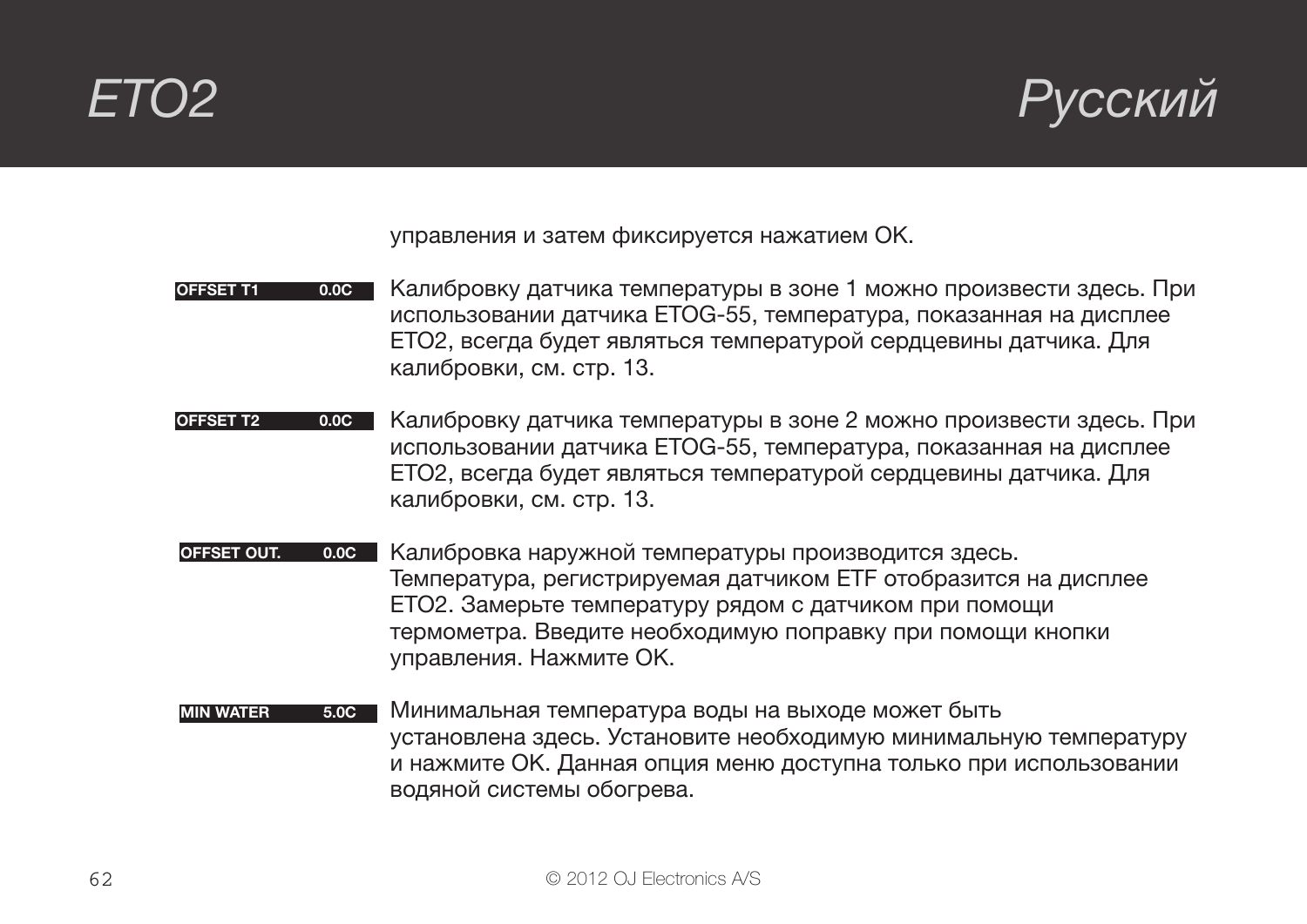управления и затем фиксируется нажатием OK.

**OFFSET T1 0.0C** Калибровку датчика температуры в зоне 1 можно произвести здесь. При использовании датчика ETOG-55, температура, показанная на дисплее ETO2, всегда будет являться температурой сердцевины датчика. Для калибровки, см. стр. 13.

**OFFSET T2 0.0C** Калибровку датчика температуры в зоне 2 можно произвести здесь. При использовании датчика ETOG-55, температура, показанная на дисплее ETO2, всегда будет являться температурой сердцевины датчика. Для калибровки, см. стр. 13.

**OFFSET OUT. 0.0C** Калибровка наружной температуры производится здесь. Температура, регистрируемая датчиком ETF отобразится на дисплее ETO2. Замерьте температуру рядом с датчиком при помощи термометра. Введите необходимую поправку при помощи кнопки управления. Нажмите OK.

**MIN WATER 5.0C** Минимальная температура воды на выходе может быть установлена здесь. Установите необходимую минимальную температуру и нажмите OK. Данная опция меню доступна только при использовании водяной системы обогрева.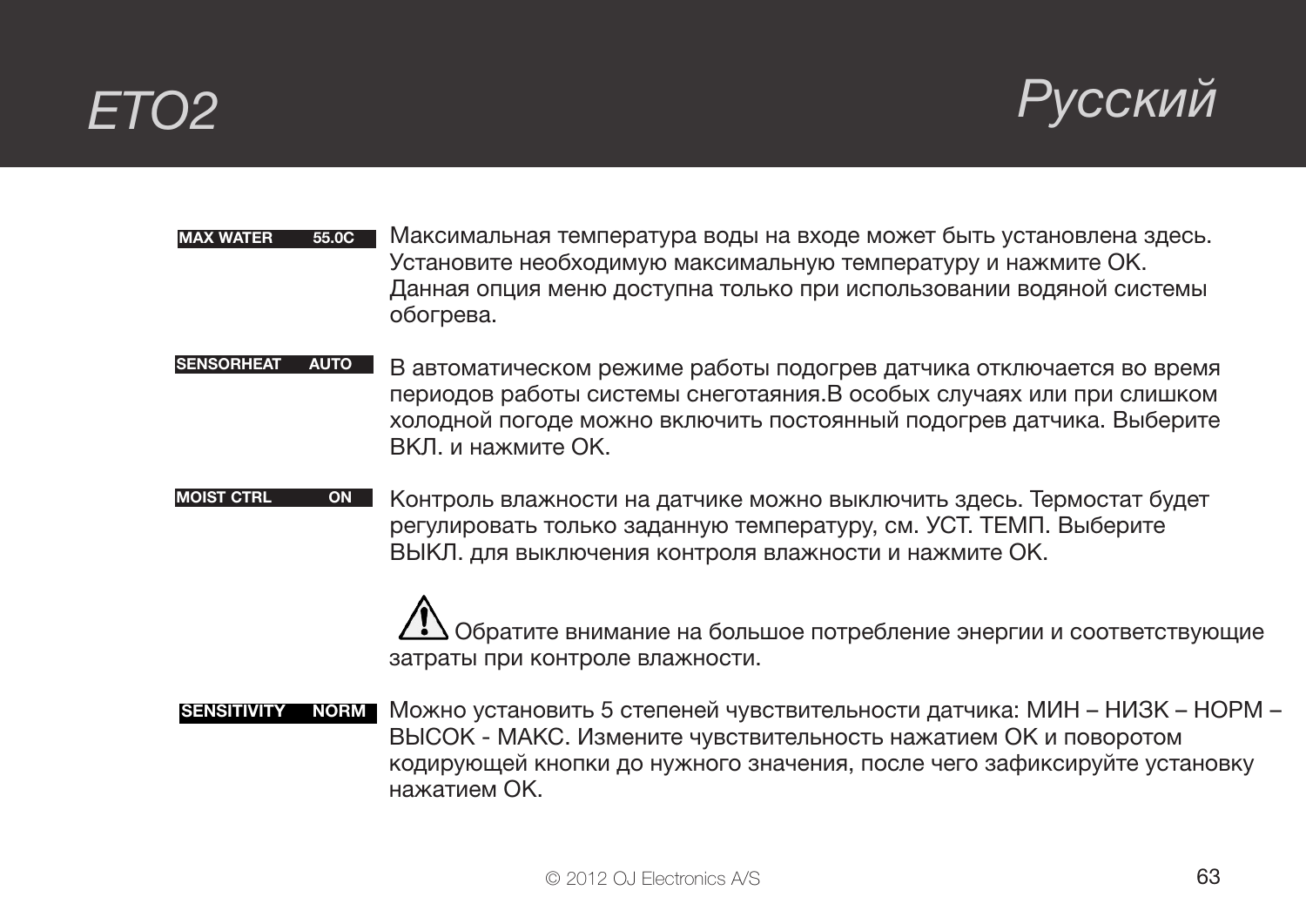**MAX WATER 55.0C**

Максимальная температура воды на входе может быть установлена здесь. Установите необходимую максимальную температуру и нажмите OK. Данная опция меню доступна только при использовании водяной системы обогрева.

**SENSORHEAT AUTO**

В автоматическом режиме работы подогрев датчика отключается во время периодов работы системы снеготаяния.В особых случаях или при слишком холодной погоде можно включить постоянный подогрев датчика. Выберите ВКЛ. и нажмите OK.

**MOIST CTRL ON**

Контроль влажности на датчике можно выключить здесь. Термостат будет регулировать только заданную температуру, см. УСТ. ТЕМП. Выберите ВЫКЛ. для выключения контроля влажности и нажмите OK.

⚠ Обратите внимание на большое потребление энергии и соответствующие затраты при контроле влажности.

**SENSITIVITY NORM**

Можно установить 5 степеней чувствительности датчика: МИН – НИЗК – НОРМ – ВЫСОК - МАКС. Измените чувствительность нажатием OK и поворотом кодирующей кнопки до нужного значения, после чего зафиксируйте установку нажатием OK.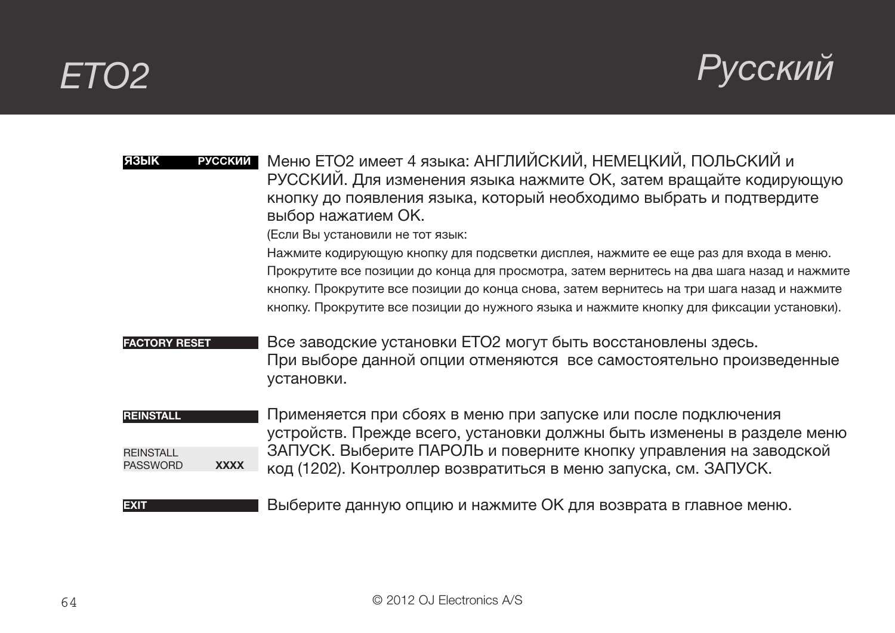**ЯЗЫК РУССКИЙ**

Меню ETO2 имеет 4 языка: АНГЛИЙСКИЙ, НЕМЕЦКИЙ, ПОЛЬСКИЙ и РУССКИЙ. Для изменения языка нажмите OK, затем вращайте кодирующую кнопку до появления языка, который необходимо выбрать и подтвердите выбор нажатием OK.

(Если Вы установили не тот язык:
Нажмите кодирующую кнопку для подсветки дисплея, нажмите ее еще раз для входа в меню. Прокрутите все позиции до конца для просмотра, затем вернитесь на два шага назад и нажмите кнопку. Прокрутите все позиции до конца снова, затем вернитесь на три шага назад и нажмите кнопку. Прокрутите все позиции до нужного языка и нажмите кнопку для фиксации установки).

**FACTORY RESET**

Все заводские установки ETO2 могут быть восстановлены здесь.
При выборе данной опции отменяются все самостоятельно произведенные установки.

**REINSTALL**

REINSTALL
PASSWORD **XXXX**

Применяется при сбоях в меню при запуске или после подключения устройств. Прежде всего, установки должны быть изменены в разделе меню ЗАПУСК. Выберите ПАРОЛЬ и поверните кнопку управления на заводской код (1202). Контроллер возвратиться в меню запуска, см. ЗАПУСК.

**EXIT**

Выберите данную опцию и нажмите OK для возврата в главное меню.

© 2012 OJ Electronics A/S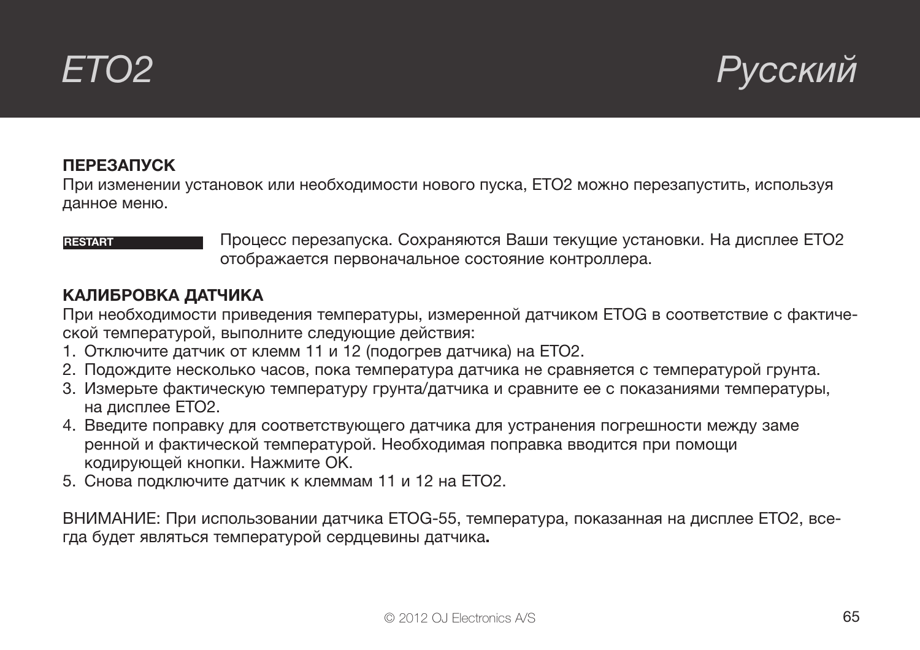## ПЕРЕЗАПУСК

При изменении установок или необходимости нового пуска, ETO2 можно перезапустить, используя данное меню.

**RESTART** — Процесс перезапуска. Сохраняются Ваши текущие установки. На дисплее ETO2 отображается первоначальное состояние контроллера.

## КАЛИБРОВКА ДАТЧИКА

При необходимости приведения температуры, измеренной датчиком ETOG в соответствие с фактической температурой, выполните следующие действия:

1. Отключите датчик от клемм 11 и 12 (подогрев датчика) на ETO2.
2. Подождите несколько часов, пока температура датчика не сравняется с температурой грунта.
3. Измерьте фактическую температуру грунта/датчика и сравните ее с показаниями температуры, на дисплее ETO2.
4. Введите поправку для соответствующего датчика для устранения погрешности между заме ренной и фактической температурой. Необходимая поправка вводится при помощи кодирующей кнопки. Нажмите OK.
5. Снова подключите датчик к клеммам 11 и 12 на ETO2.

ВНИМАНИЕ: При использовании датчика ETOG-55, температура, показанная на дисплее ETO2, всегда будет являться температурой сердцевины датчика**.**

© 2012 OJ Electronics A/S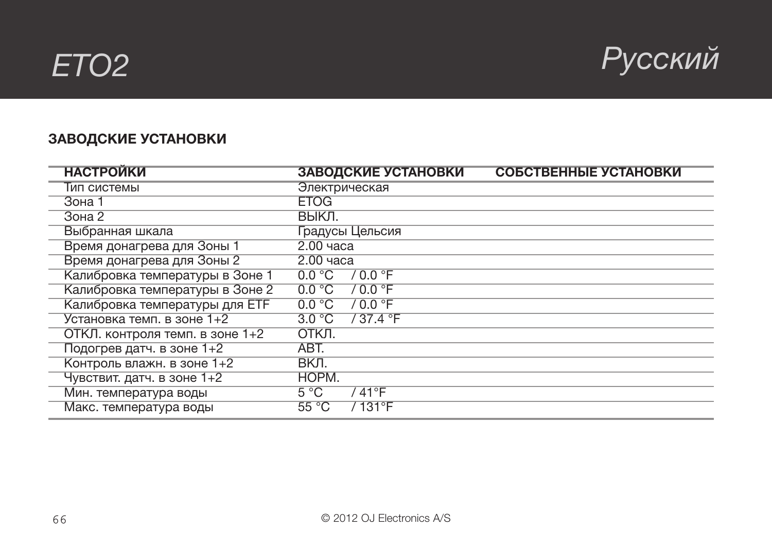## ЗАВОДСКИЕ УСТАНОВКИ

| НАСТРОЙКИ | ЗАВОДСКИЕ УСТАНОВКИ | СОБСТВЕННЫЕ УСТАНОВКИ |
|---|---|---|
| Тип системы | Электрическая | |
| Зона 1 | ETOG | |
| Зона 2 | ВЫКЛ. | |
| Выбранная шкала | Градусы Цельсия | |
| Время донагрева для Зоны 1 | 2.00 часа | |
| Время донагрева для Зоны 2 | 2.00 часа | |
| Калибровка температуры в Зоне 1 | 0.0 °C / 0.0 °F | |
| Калибровка температуры в Зоне 2 | 0.0 °C / 0.0 °F | |
| Калибровка температуры для ETF | 0.0 °C / 0.0 °F | |
| Установка темп. в зоне 1+2 | 3.0 °C / 37.4 °F | |
| ОТКЛ. контроля темп. в зоне 1+2 | ОТКЛ. | |
| Подогрев датч. в зоне 1+2 | АВТ. | |
| Контроль влажн. в зоне 1+2 | ВКЛ. | |
| Чувствит. датч. в зоне 1+2 | НОРМ. | |
| Мин. температура воды | 5 °C / 41°F | |
| Макс. температура воды | 55 °C / 131°F | |

© 2012 OJ Electronics A/S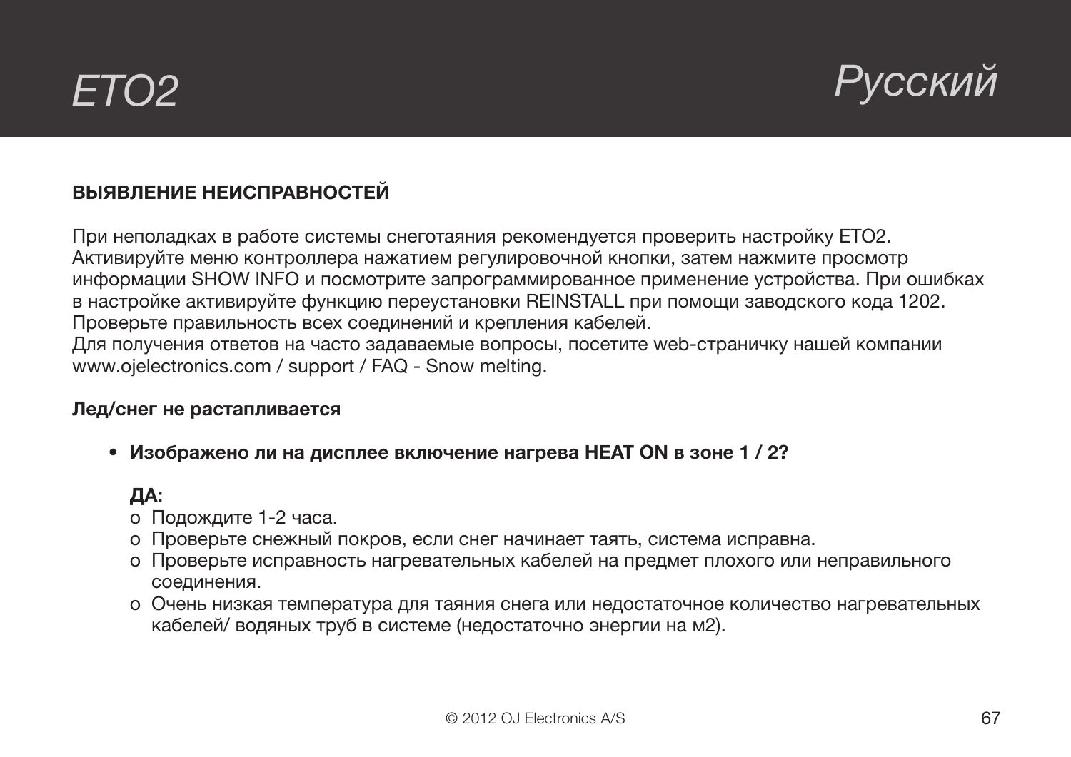## ВЫЯВЛЕНИЕ НЕИСПРАВНОСТЕЙ

При неполадках в работе системы снеготаяния рекомендуется проверить настройку ETO2. Активируйте меню контроллера нажатием регулировочной кнопки, затем нажмите просмотр информации SHOW INFO и посмотрите запрограммированное применение устройства. При ошибках в настройке активируйте функцию переустановки REINSTALL при помощи заводского кода 1202. Проверьте правильность всех соединений и крепления кабелей.
Для получения ответов на часто задаваемые вопросы, посетите web-страничку нашей компании www.ojelectronics.com / support / FAQ - Snow melting.

**Лед/снег не растапливается**

- **Изображено ли на дисплее включение нагрева HEAT ON в зоне 1 / 2?**

  **ДА:**
  - o Подождите 1-2 часа.
  - o Проверьте снежный покров, если снег начинает таять, система исправна.
  - o Проверьте исправность нагревательных кабелей на предмет плохого или неправильного соединения.
  - o Очень низкая температура для таяния снега или недостаточное количество нагревательных кабелей/ водяных труб в системе (недостаточно энергии на м2).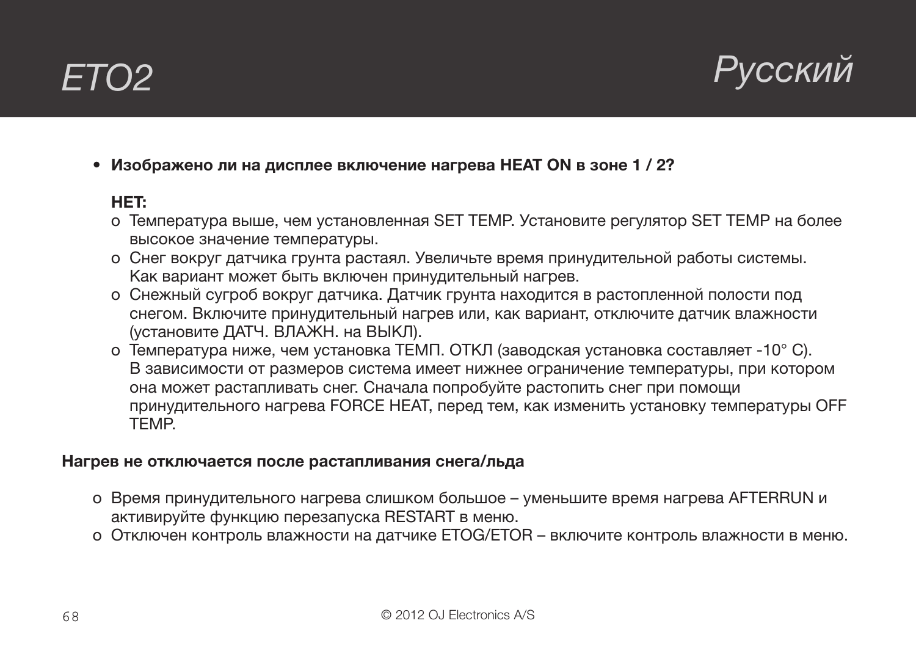- **Изображено ли на дисплее включение нагрева HEAT ON в зоне 1 / 2?**

  **НЕТ:**
  - o Температура выше, чем установленная SET TEMP. Установите регулятор SET TEMP на более высокое значение температуры.
  - o Снег вокруг датчика грунта растаял. Увеличьте время принудительной работы системы. Как вариант может быть включен принудительный нагрев.
  - o Снежный сугроб вокруг датчика. Датчик грунта находится в растопленной полости под снегом. Включите принудительный нагрев или, как вариант, отключите датчик влажности (установите ДАТЧ. ВЛАЖН. на ВЫКЛ).
  - o Температура ниже, чем установка ТЕМП. ОТКЛ (заводская установка составляет -10° C). В зависимости от размеров система имеет нижнее ограничение температуры, при котором она может растапливать снег. Сначала попробуйте растопить снег при помощи принудительного нагрева FORCE HEAT, перед тем, как изменить установку температуры OFF TEMP.

**Нагрев не отключается после растапливания снега/льда**

- o Время принудительного нагрева слишком большое – уменьшите время нагрева AFTERRUN и активируйте функцию перезапуска RESTART в меню.
- o Отключен контроль влажности на датчике ETOG/ETOR – включите контроль влажности в меню.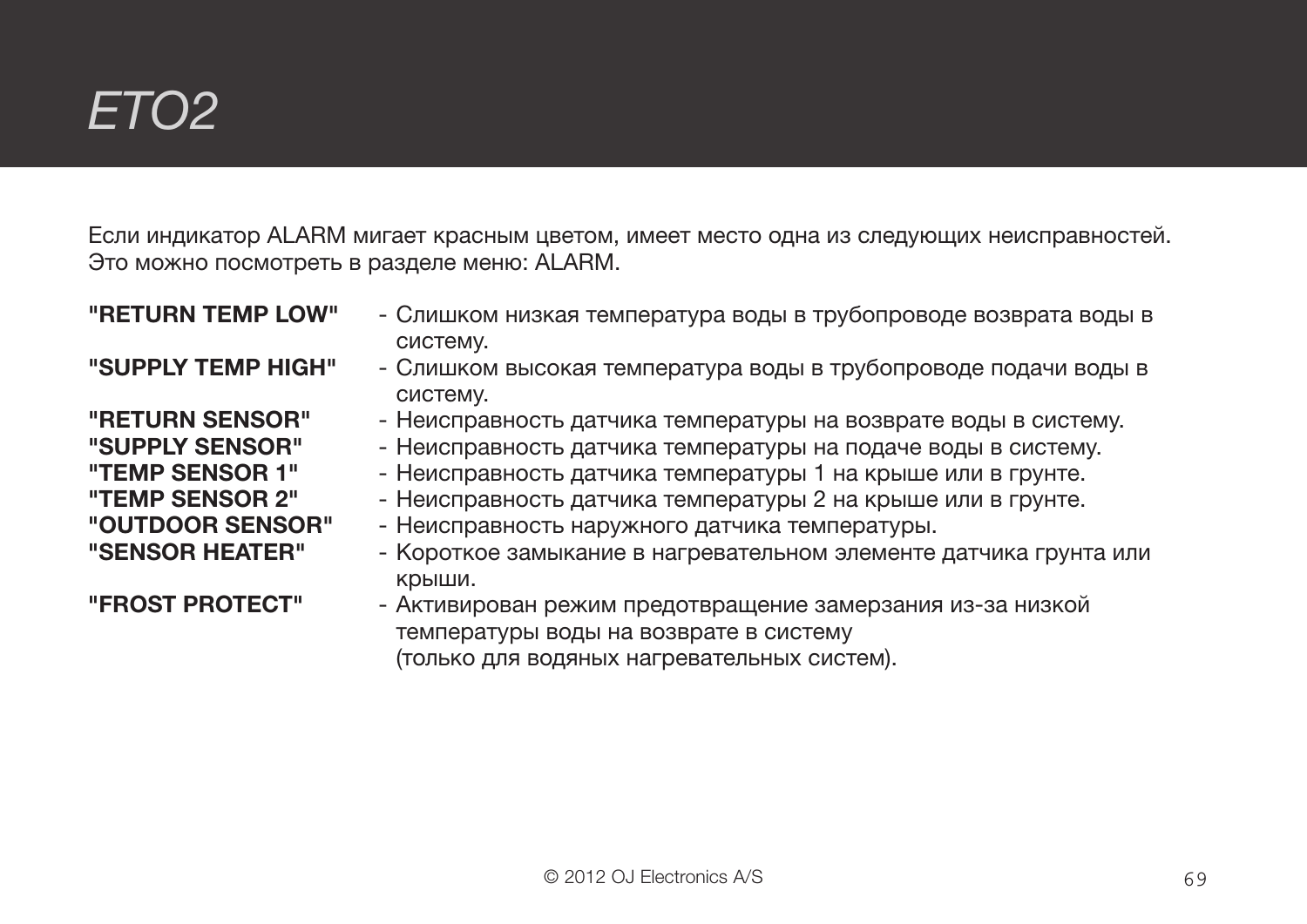# ETO2

Если индикатор ALARM мигает красным цветом, имеет место одна из следующих неисправностей.
Это можно посмотреть в разделе меню: ALARM.

**"RETURN TEMP LOW"** - Слишком низкая температура воды в трубопроводе возврата воды в систему.

**"SUPPLY TEMP HIGH"** - Слишком высокая температура воды в трубопроводе подачи воды в систему.

**"RETURN SENSOR"** - Неисправность датчика температуры на возврате воды в систему.

**"SUPPLY SENSOR"** - Неисправность датчика температуры на подаче воды в систему.

**"TEMP SENSOR 1"** - Неисправность датчика температуры 1 на крыше или в грунте.

**"TEMP SENSOR 2"** - Неисправность датчика температуры 2 на крыше или в грунте.

**"OUTDOOR SENSOR"** - Неисправность наружного датчика температуры.

**"SENSOR HEATER"** - Короткое замыкание в нагревательном элементе датчика грунта или крыши.

**"FROST PROTECT"** - Активирован режим предотвращение замерзания из-за низкой температуры воды на возврате в систему
(только для водяных нагревательных систем).

© 2012 OJ Electronics A/S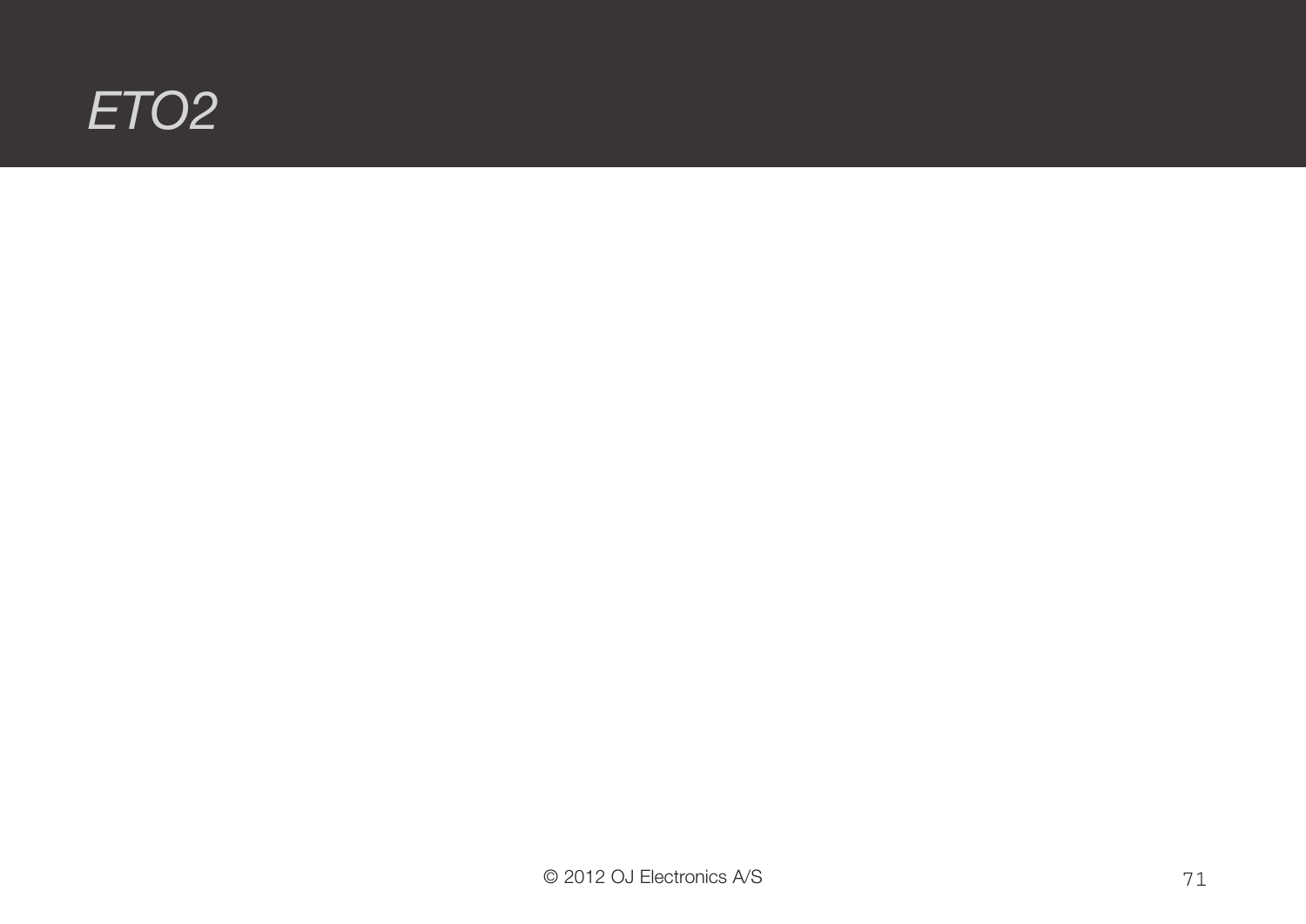# *ETO2*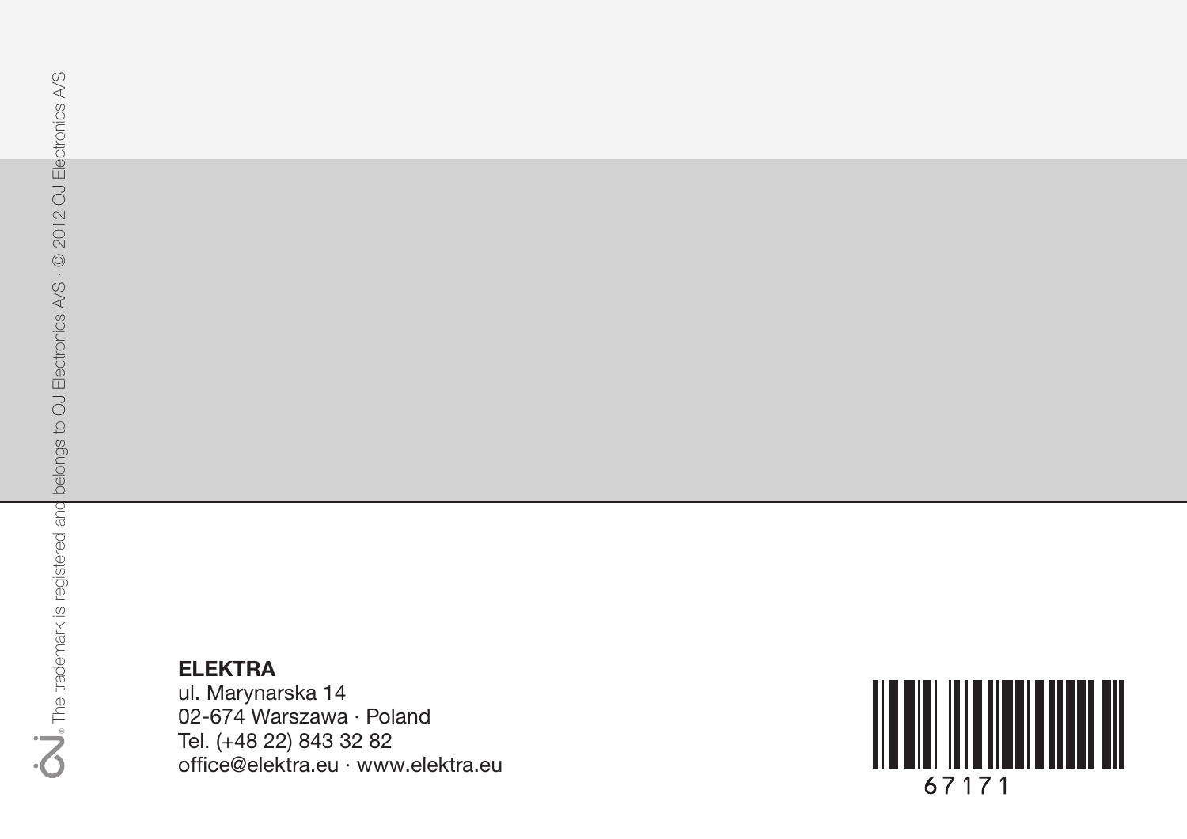The trademark is registered and belongs to OJ Electronics A/S · © 2012 OJ Electronics A/S

**ELEKTRA**
ul. Marynarska 14
02-674 Warszawa · Poland
Tel. (+48 22) 843 32 82
office@elektra.eu · www.elektra.eu

67171